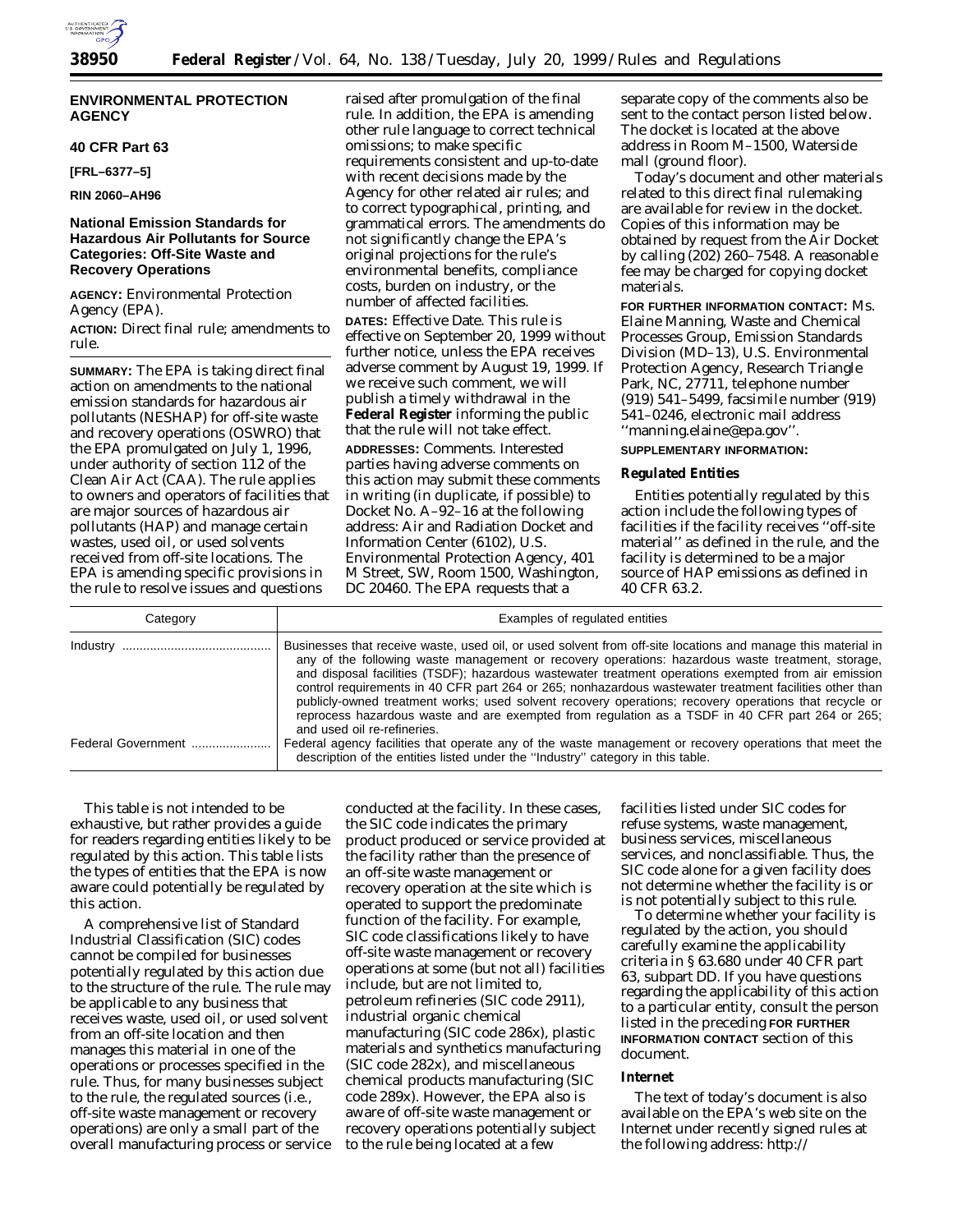**ENVIRONMENTAL PROTECTION AGENCY**

**40 CFR Part 63**

**[FRL–6377–5]**

**RIN 2060–AH96**

## National Emission Standards for Hazardous Air Pollutants for Source Categories: Off-Site Waste and Recovery Operations

**AGENCY:** Environmental Protection Agency (EPA).

**ACTION:** Direct final rule; amendments to rule.

**SUMMARY:** The EPA is taking direct final action on amendments to the national emission standards for hazardous air pollutants (NESHAP) for off-site waste and recovery operations (OSWRO) that the EPA promulgated on July 1, 1996, under authority of section 112 of the Clean Air Act (CAA). The rule applies to owners and operators of facilities that are major sources of hazardous air pollutants (HAP) and manage certain wastes, used oil, or used solvents received from off-site locations. The EPA is amending specific provisions in the rule to resolve issues and questions raised after promulgation of the final rule. In addition, the EPA is amending other rule language to correct technical omissions; to make specific requirements consistent and up-to-date with recent decisions made by the Agency for other related air rules; and to correct typographical, printing, and grammatical errors. The amendments do not significantly change the EPA's original projections for the rule's environmental benefits, compliance costs, burden on industry, or the number of affected facilities.

**DATES:** Effective Date. This rule is effective on September 20, 1999 without further notice, unless the EPA receives adverse comment by August 19, 1999. If we receive such comment, we will publish a timely withdrawal in the **Federal Register** informing the public that the rule will not take effect.

**ADDRESSES:** Comments. Interested parties having adverse comments on this action may submit these comments in writing (in duplicate, if possible) to Docket No. A–92–16 at the following address: Air and Radiation Docket and Information Center (6102), U.S. Environmental Protection Agency, 401 M Street, SW, Room 1500, Washington, DC 20460. The EPA requests that a separate copy of the comments also be sent to the contact person listed below. The docket is located at the above address in Room M–1500, Waterside mall (ground floor).

Today's document and other materials related to this direct final rulemaking are available for review in the docket. Copies of this information may be obtained by request from the Air Docket by calling (202) 260–7548. A reasonable fee may be charged for copying docket materials.

**FOR FURTHER INFORMATION CONTACT:** Ms. Elaine Manning, Waste and Chemical Processes Group, Emission Standards Division (MD–13), U.S. Environmental Protection Agency, Research Triangle Park, NC, 27711, telephone number (919) 541–5499, facsimile number (919) 541–0246, electronic mail address ''manning.elaine@epa.gov''.

**SUPPLEMENTARY INFORMATION:**

### Regulated Entities

Entities potentially regulated by this action include the following types of facilities if the facility receives ''off-site material'' as defined in the rule, and the facility is determined to be a major source of HAP emissions as defined in 40 CFR 63.2.

| Category | Examples of regulated entities |
|---|---|
| Industry | Businesses that receive waste, used oil, or used solvent from off-site locations and manage this material in any of the following waste management or recovery operations: hazardous waste treatment, storage, and disposal facilities (TSDF); hazardous wastewater treatment operations exempted from air emission control requirements in 40 CFR part 264 or 265; nonhazardous wastewater treatment facilities other than publicly-owned treatment works; used solvent recovery operations; recovery operations that recycle or reprocess hazardous waste and are exempted from regulation as a TSDF in 40 CFR part 264 or 265; and used oil re-refineries. |
| Federal Government | Federal agency facilities that operate any of the waste management or recovery operations that meet the description of the entities listed under the ''Industry'' category in this table. |

This table is not intended to be exhaustive, but rather provides a guide for readers regarding entities likely to be regulated by this action. This table lists the types of entities that the EPA is now aware could potentially be regulated by this action.

A comprehensive list of Standard Industrial Classification (SIC) codes cannot be compiled for businesses potentially regulated by this action due to the structure of the rule. The rule may be applicable to any business that receives waste, used oil, or used solvent from an off-site location and then manages this material in one of the operations or processes specified in the rule. Thus, for many businesses subject to the rule, the regulated sources (i.e., off-site waste management or recovery operations) are only a small part of the overall manufacturing process or service conducted at the facility. In these cases, the SIC code indicates the primary product produced or service provided at the facility rather than the presence of an off-site waste management or recovery operation at the site which is operated to support the predominate function of the facility. For example, SIC code classifications likely to have off-site waste management or recovery operations at some (but not all) facilities include, but are not limited to, petroleum refineries (SIC code 2911), industrial organic chemical manufacturing (SIC code 286x), plastic materials and synthetics manufacturing (SIC code 282x), and miscellaneous chemical products manufacturing (SIC code 289x). However, the EPA also is aware of off-site waste management or recovery operations potentially subject to the rule being located at a few facilities listed under SIC codes for refuse systems, waste management, business services, miscellaneous services, and nonclassifiable. Thus, the SIC code alone for a given facility does not determine whether the facility is or is not potentially subject to this rule.

To determine whether your facility is regulated by the action, you should carefully examine the applicability criteria in § 63.680 under 40 CFR part 63, subpart DD. If you have questions regarding the applicability of this action to a particular entity, consult the person listed in the preceding **FOR FURTHER INFORMATION CONTACT** section of this document.

### Internet

The text of today's document is also available on the EPA's web site on the Internet under recently signed rules at the following address: http://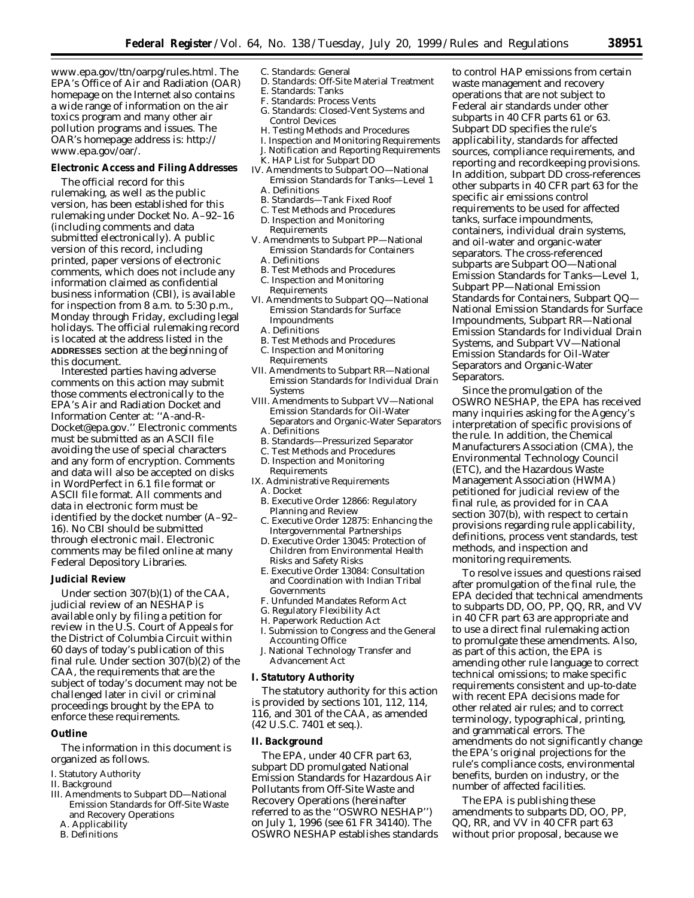www.epa.gov/ttn/oarpg/rules.html. The EPA's Office of Air and Radiation (OAR) homepage on the Internet also contains a wide range of information on the air toxics program and many other air pollution programs and issues. The OAR's homepage address is: http://www.epa.gov/oar/.

**Electronic Access and Filing Addresses**

The official record for this rulemaking, as well as the public version, has been established for this rulemaking under Docket No. A–92–16 (including comments and data submitted electronically). A public version of this record, including printed, paper versions of electronic comments, which does not include any information claimed as confidential business information (CBI), is available for inspection from 8 a.m. to 5:30 p.m., Monday through Friday, excluding legal holidays. The official rulemaking record is located at the address listed in the ADDRESSES section at the beginning of this document.

Interested parties having adverse comments on this action may submit those comments electronically to the EPA's Air and Radiation Docket and Information Center at: "A-and-R-Docket@epa.gov." Electronic comments must be submitted as an ASCII file avoiding the use of special characters and any form of encryption. Comments and data will also be accepted on disks in WordPerfect in 6.1 file format or ASCII file format. All comments and data in electronic form must be identified by the docket number (A–92–16). No CBI should be submitted through electronic mail. Electronic comments may be filed online at many Federal Depository Libraries.

**Judicial Review**

Under section 307(b)(1) of the CAA, judicial review of an NESHAP is available only by filing a petition for review in the U.S. Court of Appeals for the District of Columbia Circuit within 60 days of today's publication of this final rule. Under section 307(b)(2) of the CAA, the requirements that are the subject of today's document may not be challenged later in civil or criminal proceedings brought by the EPA to enforce these requirements.

**Outline**

The information in this document is organized as follows.

I. Statutory Authority
II. Background
III. Amendments to Subpart DD—National Emission Standards for Off-Site Waste and Recovery Operations
  A. Applicability
  B. Definitions
  C. Standards: General
  D. Standards: Off-Site Material Treatment
  E. Standards: Tanks
  F. Standards: Process Vents
  G. Standards: Closed-Vent Systems and Control Devices
  H. Testing Methods and Procedures
  I. Inspection and Monitoring Requirements
  J. Notification and Reporting Requirements
  K. HAP List for Subpart DD
IV. Amendments to Subpart OO—National Emission Standards for Tanks—Level 1
  A. Definitions
  B. Standards—Tank Fixed Roof
  C. Test Methods and Procedures
  D. Inspection and Monitoring Requirements
V. Amendments to Subpart PP—National Emission Standards for Containers
  A. Definitions
  B. Test Methods and Procedures
  C. Inspection and Monitoring Requirements
VI. Amendments to Subpart QQ—National Emission Standards for Surface Impoundments
  A. Definitions
  B. Test Methods and Procedures
  C. Inspection and Monitoring Requirements
VII. Amendments to Subpart RR—National Emission Standards for Individual Drain Systems
VIII. Amendments to Subpart VV—National Emission Standards for Oil-Water Separators and Organic-Water Separators
  A. Definitions
  B. Standards—Pressurized Separator
  C. Test Methods and Procedures
  D. Inspection and Monitoring Requirements
IX. Administrative Requirements
  A. Docket
  B. Executive Order 12866: Regulatory Planning and Review
  C. Executive Order 12875: Enhancing the Intergovernmental Partnerships
  D. Executive Order 13045: Protection of Children from Environmental Health Risks and Safety Risks
  E. Executive Order 13084: Consultation and Coordination with Indian Tribal Governments
  F. Unfunded Mandates Reform Act
  G. Regulatory Flexibility Act
  H. Paperwork Reduction Act
  I. Submission to Congress and the General Accounting Office
  J. National Technology Transfer and Advancement Act

## I. Statutory Authority

The statutory authority for this action is provided by sections 101, 112, 114, 116, and 301 of the CAA, as amended (42 U.S.C. 7401 *et seq.*).

## II. Background

The EPA, under 40 CFR part 63, subpart DD promulgated National Emission Standards for Hazardous Air Pollutants from Off-Site Waste and Recovery Operations (hereinafter referred to as the "OSWRO NESHAP") on July 1, 1996 (see 61 FR 34140). The OSWRO NESHAP establishes standards to control HAP emissions from certain waste management and recovery operations that are not subject to Federal air standards under other subparts in 40 CFR parts 61 or 63. Subpart DD specifies the rule's applicability, standards for affected sources, compliance requirements, and reporting and recordkeeping provisions. In addition, subpart DD cross-references other subparts in 40 CFR part 63 for the specific air emissions control requirements to be used for affected tanks, surface impoundments, containers, individual drain systems, and oil-water and organic-water separators. The cross-referenced subparts are Subpart OO—National Emission Standards for Tanks—Level 1, Subpart PP—National Emission Standards for Containers, Subpart QQ—National Emission Standards for Surface Impoundments, Subpart RR—National Emission Standards for Individual Drain Systems, and Subpart VV—National Emission Standards for Oil-Water Separators and Organic-Water Separators.

Since the promulgation of the OSWRO NESHAP, the EPA has received many inquiries asking for the Agency's interpretation of specific provisions of the rule. In addition, the Chemical Manufacturers Association (CMA), the Environmental Technology Council (ETC), and the Hazardous Waste Management Association (HWMA) petitioned for judicial review of the final rule, as provided for in CAA section 307(b), with respect to certain provisions regarding rule applicability, definitions, process vent standards, test methods, and inspection and monitoring requirements.

To resolve issues and questions raised after promulgation of the final rule, the EPA decided that technical amendments to subparts DD, OO, PP, QQ, RR, and VV in 40 CFR part 63 are appropriate and to use a direct final rulemaking action to promulgate these amendments. Also, as part of this action, the EPA is amending other rule language to correct technical omissions; to make specific requirements consistent and up-to-date with recent EPA decisions made for other related air rules; and to correct terminology, typographical, printing, and grammatical errors. The amendments do not significantly change the EPA's original projections for the rule's compliance costs, environmental benefits, burden on industry, or the number of affected facilities.

The EPA is publishing these amendments to subparts DD, OO, PP, QQ, RR, and VV in 40 CFR part 63 without prior proposal, because we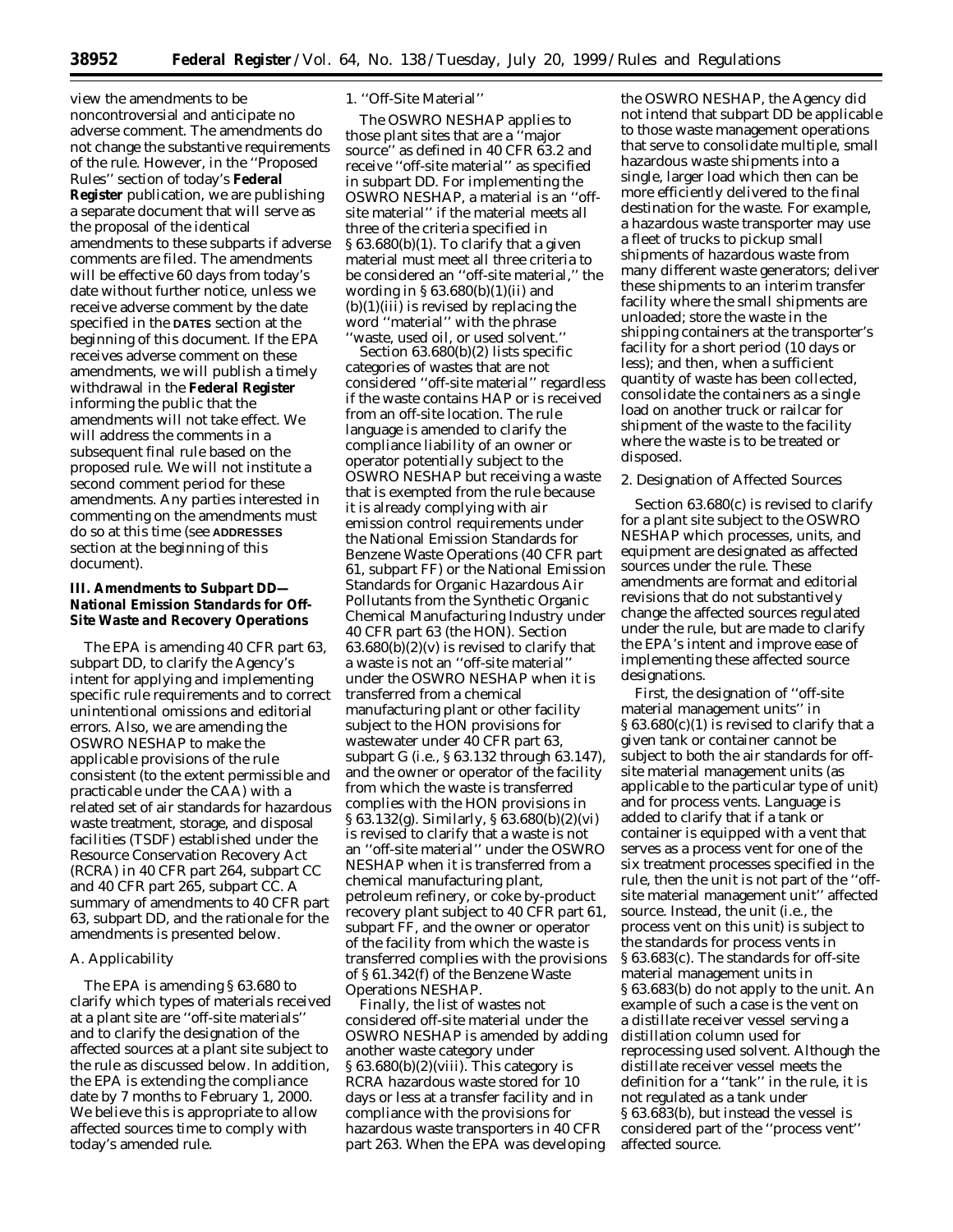view the amendments to be noncontroversial and anticipate no adverse comment. The amendments do not change the substantive requirements of the rule. However, in the ''Proposed Rules'' section of today's **Federal Register** publication, we are publishing a separate document that will serve as the proposal of the identical amendments to these subparts if adverse comments are filed. The amendments will be effective 60 days from today's date without further notice, unless we receive adverse comment by the date specified in the DATES section at the beginning of this document. If the EPA receives adverse comment on these amendments, we will publish a timely withdrawal in the **Federal Register** informing the public that the amendments will not take effect. We will address the comments in a subsequent final rule based on the proposed rule. We will not institute a second comment period for these amendments. Any parties interested in commenting on the amendments must do so at this time (see ADDRESSES section at the beginning of this document).

## III. Amendments to Subpart DD—National Emission Standards for Off-Site Waste and Recovery Operations

The EPA is amending 40 CFR part 63, subpart DD, to clarify the Agency's intent for applying and implementing specific rule requirements and to correct unintentional omissions and editorial errors. Also, we are amending the OSWRO NESHAP to make the applicable provisions of the rule consistent (to the extent permissible and practicable under the CAA) with a related set of air standards for hazardous waste treatment, storage, and disposal facilities (TSDF) established under the Resource Conservation Recovery Act (RCRA) in 40 CFR part 264, subpart CC and 40 CFR part 265, subpart CC. A summary of amendments to 40 CFR part 63, subpart DD, and the rationale for the amendments is presented below.

### A. Applicability

The EPA is amending § 63.680 to clarify which types of materials received at a plant site are ''off-site materials'' and to clarify the designation of the affected sources at a plant site subject to the rule as discussed below. In addition, the EPA is extending the compliance date by 7 months to February 1, 2000. We believe this is appropriate to allow affected sources time to comply with today's amended rule.

#### 1. ''Off-Site Material''

The OSWRO NESHAP applies to those plant sites that are a ''major source'' as defined in 40 CFR 63.2 and receive ''off-site material'' as specified in subpart DD. For implementing the OSWRO NESHAP, a material is an ''off-site material'' if the material meets all three of the criteria specified in § 63.680(b)(1). To clarify that a given material must meet all three criteria to be considered an ''off-site material,'' the wording in § 63.680(b)(1)(ii) and (b)(1)(iii) is revised by replacing the word ''material'' with the phrase ''waste, used oil, or used solvent.''

Section 63.680(b)(2) lists specific categories of wastes that are not considered ''off-site material'' regardless if the waste contains HAP or is received from an off-site location. The rule language is amended to clarify the compliance liability of an owner or operator potentially subject to the OSWRO NESHAP but receiving a waste that is exempted from the rule because it is already complying with air emission control requirements under the National Emission Standards for Benzene Waste Operations (40 CFR part 61, subpart FF) or the National Emission Standards for Organic Hazardous Air Pollutants from the Synthetic Organic Chemical Manufacturing Industry under 40 CFR part 63 (the HON). Section 63.680(b)(2)(v) is revised to clarify that a waste is not an ''off-site material'' under the OSWRO NESHAP when it is transferred from a chemical manufacturing plant or other facility subject to the HON provisions for wastewater under 40 CFR part 63, subpart G (i.e., § 63.132 through 63.147), and the owner or operator of the facility from which the waste is transferred complies with the HON provisions in § 63.132(g). Similarly, § 63.680(b)(2)(vi) is revised to clarify that a waste is not an ''off-site material'' under the OSWRO NESHAP when it is transferred from a chemical manufacturing plant, petroleum refinery, or coke by-product recovery plant subject to 40 CFR part 61, subpart FF, and the owner or operator of the facility from which the waste is transferred complies with the provisions of § 61.342(f) of the Benzene Waste Operations NESHAP.

Finally, the list of wastes not considered off-site material under the OSWRO NESHAP is amended by adding another waste category under § 63.680(b)(2)(viii). This category is RCRA hazardous waste stored for 10 days or less at a transfer facility and in compliance with the provisions for hazardous waste transporters in 40 CFR part 263. When the EPA was developing the OSWRO NESHAP, the Agency did not intend that subpart DD be applicable to those waste management operations that serve to consolidate multiple, small hazardous waste shipments into a single, larger load which then can be more efficiently delivered to the final destination for the waste. For example, a hazardous waste transporter may use a fleet of trucks to pickup small shipments of hazardous waste from many different waste generators; deliver these shipments to an interim transfer facility where the small shipments are unloaded; store the waste in the shipping containers at the transporter's facility for a short period (10 days or less); and then, when a sufficient quantity of waste has been collected, consolidate the containers as a single load on another truck or railcar for shipment of the waste to the facility where the waste is to be treated or disposed.

#### 2. Designation of Affected Sources

Section 63.680(c) is revised to clarify for a plant site subject to the OSWRO NESHAP which processes, units, and equipment are designated as affected sources under the rule. These amendments are format and editorial revisions that do not substantively change the affected sources regulated under the rule, but are made to clarify the EPA's intent and improve ease of implementing these affected source designations.

First, the designation of ''off-site material management units'' in § 63.680(c)(1) is revised to clarify that a given tank or container cannot be subject to both the air standards for off-site material management units (as applicable to the particular type of unit) and for process vents. Language is added to clarify that if a tank or container is equipped with a vent that serves as a process vent for one of the six treatment processes specified in the rule, then the unit is not part of the ''off-site material management unit'' affected source. Instead, the unit (i.e., the process vent on this unit) is subject to the standards for process vents in § 63.683(c). The standards for off-site material management units in § 63.683(b) do not apply to the unit. An example of such a case is the vent on a distillate receiver vessel serving a distillation column used for reprocessing used solvent. Although the distillate receiver vessel meets the definition for a ''tank'' in the rule, it is not regulated as a tank under § 63.683(b), but instead the vessel is considered part of the ''process vent'' affected source.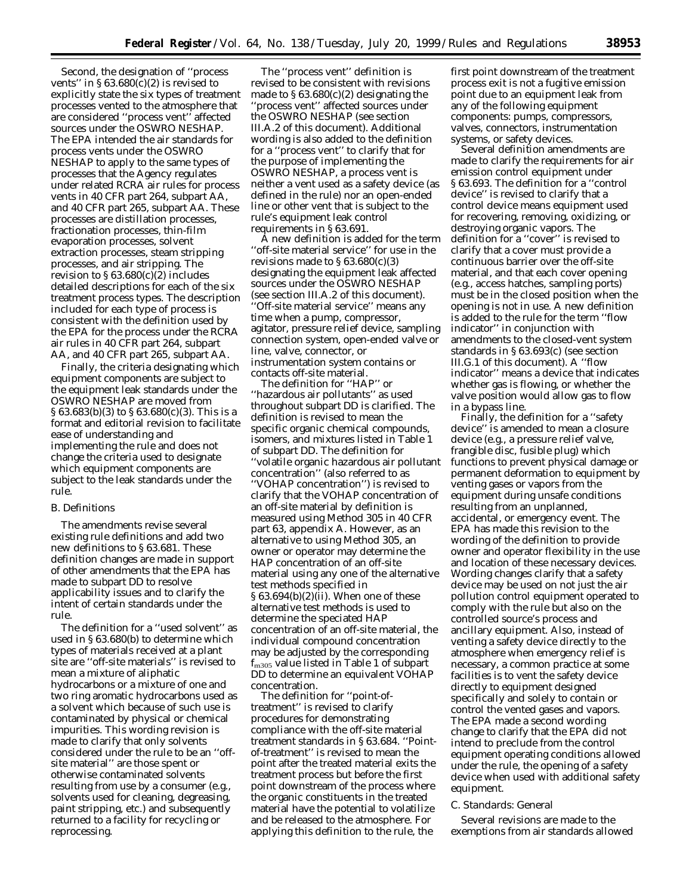Second, the designation of "process vents" in § 63.680(c)(2) is revised to explicitly state the six types of treatment processes vented to the atmosphere that are considered "process vent" affected sources under the OSWRO NESHAP. The EPA intended the air standards for process vents under the OSWRO NESHAP to apply to the same types of processes that the Agency regulates under related RCRA air rules for process vents in 40 CFR part 264, subpart AA, and 40 CFR part 265, subpart AA. These processes are distillation processes, fractionation processes, thin-film evaporation processes, solvent extraction processes, steam stripping processes, and air stripping. The revision to § 63.680(c)(2) includes detailed descriptions for each of the six treatment process types. The description included for each type of process is consistent with the definition used by the EPA for the process under the RCRA air rules in 40 CFR part 264, subpart AA, and 40 CFR part 265, subpart AA.

Finally, the criteria designating which equipment components are subject to the equipment leak standards under the OSWRO NESHAP are moved from § 63.683(b)(3) to § 63.680(c)(3). This is a format and editorial revision to facilitate ease of understanding and implementing the rule and does not change the criteria used to designate which equipment components are subject to the leak standards under the rule.

## B. Definitions

The amendments revise several existing rule definitions and add two new definitions to § 63.681. These definition changes are made in support of other amendments that the EPA has made to subpart DD to resolve applicability issues and to clarify the intent of certain standards under the rule.

The definition for a "used solvent" as used in § 63.680(b) to determine which types of materials received at a plant site are "off-site materials" is revised to mean a mixture of aliphatic hydrocarbons or a mixture of one and two ring aromatic hydrocarbons used as a solvent which because of such use is contaminated by physical or chemical impurities. This wording revision is made to clarify that only solvents considered under the rule to be an "off-site material" are those spent or otherwise contaminated solvents resulting from use by a consumer (e.g., solvents used for cleaning, degreasing, paint stripping, etc.) and subsequently returned to a facility for recycling or reprocessing.

The "process vent" definition is revised to be consistent with revisions made to § 63.680(c)(2) designating the "process vent" affected sources under the OSWRO NESHAP (see section III.A.2 of this document). Additional wording is also added to the definition for a "process vent" to clarify that for the purpose of implementing the OSWRO NESHAP, a process vent is neither a vent used as a safety device (as defined in the rule) nor an open-ended line or other vent that is subject to the rule's equipment leak control requirements in § 63.691.

A new definition is added for the term "off-site material service" for use in the revisions made to § 63.680(c)(3) designating the equipment leak affected sources under the OSWRO NESHAP (see section III.A.2 of this document). "Off-site material service" means any time when a pump, compressor, agitator, pressure relief device, sampling connection system, open-ended valve or line, valve, connector, or instrumentation system contains or contacts off-site material.

The definition for "HAP" or "hazardous air pollutants" as used throughout subpart DD is clarified. The definition is revised to mean the specific organic chemical compounds, isomers, and mixtures listed in Table 1 of subpart DD. The definition for "volatile organic hazardous air pollutant concentration" (also referred to as "VOHAP concentration") is revised to clarify that the VOHAP concentration of an off-site material by definition is measured using Method 305 in 40 CFR part 63, appendix A. However, as an alternative to using Method 305, an owner or operator may determine the HAP concentration of an off-site material using any one of the alternative test methods specified in § 63.694(b)(2)(ii). When one of these alternative test methods is used to determine the speciated HAP concentration of an off-site material, the individual compound concentration may be adjusted by the corresponding $f_{m305}$ value listed in Table 1 of subpart DD to determine an equivalent VOHAP concentration.

The definition for "point-of-treatment" is revised to clarify procedures for demonstrating compliance with the off-site material treatment standards in § 63.684. "Point-of-treatment" is revised to mean the point after the treated material exits the treatment process but before the first point downstream of the process where the organic constituents in the treated material have the potential to volatilize and be released to the atmosphere. For applying this definition to the rule, the first point downstream of the treatment process exit is not a fugitive emission point due to an equipment leak from any of the following equipment components: pumps, compressors, valves, connectors, instrumentation systems, or safety devices.

Several definition amendments are made to clarify the requirements for air emission control equipment under § 63.693. The definition for a "control device" is revised to clarify that a control device means equipment used for recovering, removing, oxidizing, or destroying organic vapors. The definition for a "cover" is revised to clarify that a cover must provide a continuous barrier over the off-site material, and that each cover opening (e.g., access hatches, sampling ports) must be in the closed position when the opening is not in use. A new definition is added to the rule for the term "flow indicator" in conjunction with amendments to the closed-vent system standards in § 63.693(c) (see section III.G.1 of this document). A "flow indicator" means a device that indicates whether gas is flowing, or whether the valve position would allow gas to flow in a bypass line.

Finally, the definition for a "safety device" is amended to mean a closure device (e.g., a pressure relief valve, frangible disc, fusible plug) which functions to prevent physical damage or permanent deformation to equipment by venting gases or vapors from the equipment during unsafe conditions resulting from an unplanned, accidental, or emergency event. The EPA has made this revision to the wording of the definition to provide owner and operator flexibility in the use and location of these necessary devices. Wording changes clarify that a safety device may be used on not just the air pollution control equipment operated to comply with the rule but also on the controlled source's process and ancillary equipment. Also, instead of venting a safety device directly to the atmosphere when emergency relief is necessary, a common practice at some facilities is to vent the safety device directly to equipment designed specifically and solely to contain or control the vented gases and vapors. The EPA made a second wording change to clarify that the EPA did not intend to preclude from the control equipment operating conditions allowed under the rule, the opening of a safety device when used with additional safety equipment.

## C. Standards: General

Several revisions are made to the exemptions from air standards allowed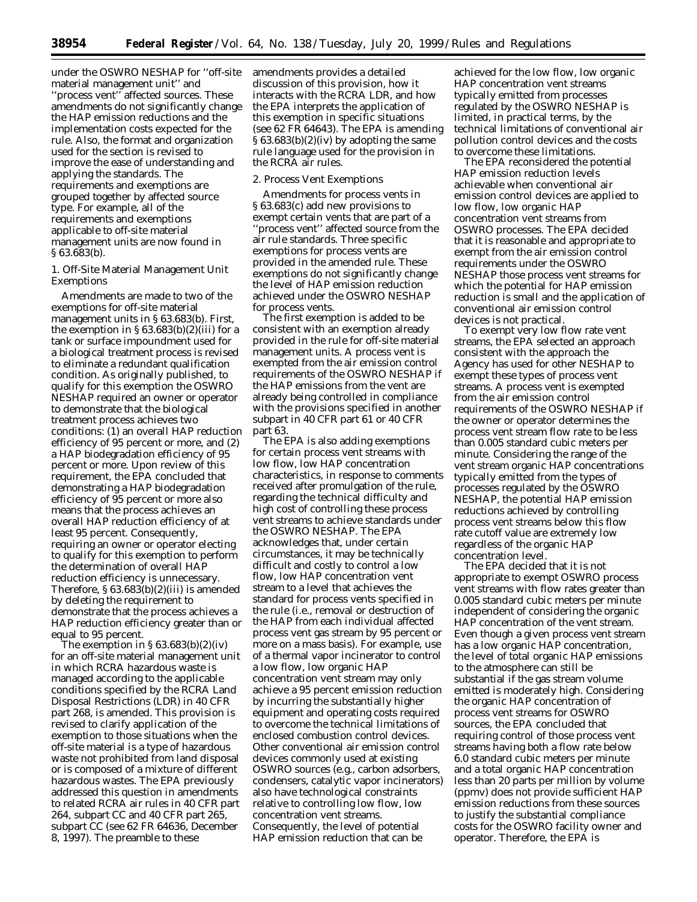under the OSWRO NESHAP for ''off-site material management unit'' and ''process vent'' affected sources. These amendments do not significantly change the HAP emission reductions and the implementation costs expected for the rule. Also, the format and organization used for the section is revised to improve the ease of understanding and applying the standards. The requirements and exemptions are grouped together by affected source type. For example, all of the requirements and exemptions applicable to off-site material management units are now found in § 63.683(b).

1. Off-Site Material Management Unit Exemptions

Amendments are made to two of the exemptions for off-site material management units in § 63.683(b). First, the exemption in § 63.683(b)(2)(iii) for a tank or surface impoundment used for a biological treatment process is revised to eliminate a redundant qualification condition. As originally published, to qualify for this exemption the OSWRO NESHAP required an owner or operator to demonstrate that the biological treatment process achieves two conditions: (1) an overall HAP reduction efficiency of 95 percent or more, and (2) a HAP biodegradation efficiency of 95 percent or more. Upon review of this requirement, the EPA concluded that demonstrating a HAP biodegradation efficiency of 95 percent or more also means that the process achieves an overall HAP reduction efficiency of at least 95 percent. Consequently, requiring an owner or operator electing to qualify for this exemption to perform the determination of overall HAP reduction efficiency is unnecessary. Therefore, § 63.683(b)(2)(iii) is amended by deleting the requirement to demonstrate that the process achieves a HAP reduction efficiency greater than or equal to 95 percent.

The exemption in § 63.683(b)(2)(iv) for an off-site material management unit in which RCRA hazardous waste is managed according to the applicable conditions specified by the RCRA Land Disposal Restrictions (LDR) in 40 CFR part 268, is amended. This provision is revised to clarify application of the exemption to those situations when the off-site material is a type of hazardous waste not prohibited from land disposal or is composed of a mixture of different hazardous wastes. The EPA previously addressed this question in amendments to related RCRA air rules in 40 CFR part 264, subpart CC and 40 CFR part 265, subpart CC (see 62 FR 64636, December 8, 1997). The preamble to these amendments provides a detailed discussion of this provision, how it interacts with the RCRA LDR, and how the EPA interprets the application of this exemption in specific situations (see 62 FR 64643). The EPA is amending § 63.683(b)(2)(iv) by adopting the same rule language used for the provision in the RCRA air rules.

2. Process Vent Exemptions

Amendments for process vents in § 63.683(c) add new provisions to exempt certain vents that are part of a ''process vent'' affected source from the air rule standards. Three specific exemptions for process vents are provided in the amended rule. These exemptions do not significantly change the level of HAP emission reduction achieved under the OSWRO NESHAP for process vents.

The first exemption is added to be consistent with an exemption already provided in the rule for off-site material management units. A process vent is exempted from the air emission control requirements of the OSWRO NESHAP if the HAP emissions from the vent are already being controlled in compliance with the provisions specified in another subpart in 40 CFR part 61 or 40 CFR part 63.

The EPA is also adding exemptions for certain process vent streams with low flow, low HAP concentration characteristics, in response to comments received after promulgation of the rule, regarding the technical difficulty and high cost of controlling these process vent streams to achieve standards under the OSWRO NESHAP. The EPA acknowledges that, under certain circumstances, it may be technically difficult and costly to control a low flow, low HAP concentration vent stream to a level that achieves the standard for process vents specified in the rule (i.e., removal or destruction of the HAP from each individual affected process vent gas stream by 95 percent or more on a mass basis). For example, use of a thermal vapor incinerator to control a low flow, low organic HAP concentration vent stream may only achieve a 95 percent emission reduction by incurring the substantially higher equipment and operating costs required to overcome the technical limitations of enclosed combustion control devices. Other conventional air emission control devices commonly used at existing OSWRO sources (e.g., carbon adsorbers, condensers, catalytic vapor incinerators) also have technological constraints relative to controlling low flow, low concentration vent streams. Consequently, the level of potential HAP emission reduction that can be achieved for the low flow, low organic HAP concentration vent streams typically emitted from processes regulated by the OSWRO NESHAP is limited, in practical terms, by the technical limitations of conventional air pollution control devices and the costs to overcome these limitations.

The EPA reconsidered the potential HAP emission reduction levels achievable when conventional air emission control devices are applied to low flow, low organic HAP concentration vent streams from OSWRO processes. The EPA decided that it is reasonable and appropriate to exempt from the air emission control requirements under the OSWRO NESHAP those process vent streams for which the potential for HAP emission reduction is small and the application of conventional air emission control devices is not practical.

To exempt very low flow rate vent streams, the EPA selected an approach consistent with the approach the Agency has used for other NESHAP to exempt these types of process vent streams. A process vent is exempted from the air emission control requirements of the OSWRO NESHAP if the owner or operator determines the process vent stream flow rate to be less than 0.005 standard cubic meters per minute. Considering the range of the vent stream organic HAP concentrations typically emitted from the types of processes regulated by the OSWRO NESHAP, the potential HAP emission reductions achieved by controlling process vent streams below this flow rate cutoff value are extremely low regardless of the organic HAP concentration level.

The EPA decided that it is not appropriate to exempt OSWRO process vent streams with flow rates greater than 0.005 standard cubic meters per minute independent of considering the organic HAP concentration of the vent stream. Even though a given process vent stream has a low organic HAP concentration, the level of total organic HAP emissions to the atmosphere can still be substantial if the gas stream volume emitted is moderately high. Considering the organic HAP concentration of process vent streams for OSWRO sources, the EPA concluded that requiring control of those process vent streams having both a flow rate below 6.0 standard cubic meters per minute and a total organic HAP concentration less than 20 parts per million by volume (ppmv) does not provide sufficient HAP emission reductions from these sources to justify the substantial compliance costs for the OSWRO facility owner and operator. Therefore, the EPA is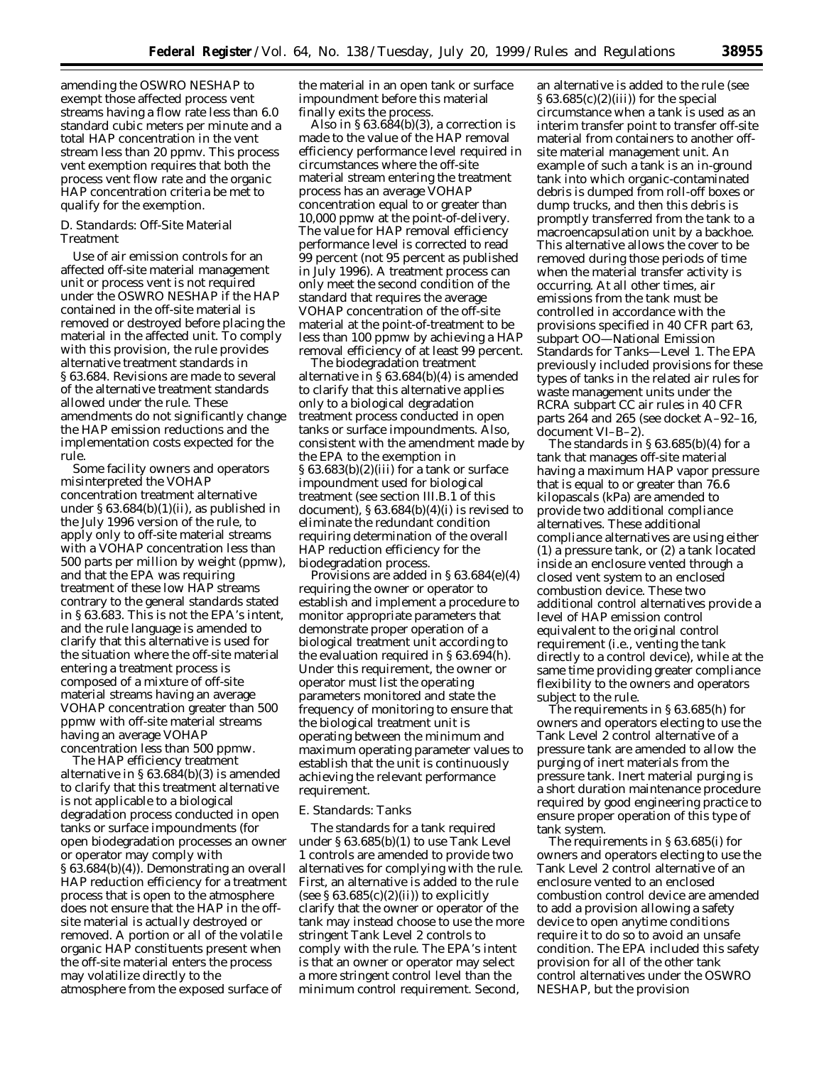amending the OSWRO NESHAP to exempt those affected process vent streams having a flow rate less than 6.0 standard cubic meters per minute and a total HAP concentration in the vent stream less than 20 ppmv. This process vent exemption requires that both the process vent flow rate and the organic HAP concentration criteria be met to qualify for the exemption.

*D. Standards: Off-Site Material Treatment*

Use of air emission controls for an affected off-site material management unit or process vent is not required under the OSWRO NESHAP if the HAP contained in the off-site material is removed or destroyed before placing the material in the affected unit. To comply with this provision, the rule provides alternative treatment standards in § 63.684. Revisions are made to several of the alternative treatment standards allowed under the rule. These amendments do not significantly change the HAP emission reductions and the implementation costs expected for the rule.

Some facility owners and operators misinterpreted the VOHAP concentration treatment alternative under § 63.684(b)(1)(ii), as published in the July 1996 version of the rule, to apply only to off-site material streams with a VOHAP concentration less than 500 parts per million by weight (ppmw), and that the EPA was requiring treatment of these low HAP streams contrary to the general standards stated in § 63.683. This is not the EPA's intent, and the rule language is amended to clarify that this alternative is used for the situation where the off-site material entering a treatment process is composed of a mixture of off-site material streams having an average VOHAP concentration greater than 500 ppmw with off-site material streams having an average VOHAP concentration less than 500 ppmw.

The HAP efficiency treatment alternative in § 63.684(b)(3) is amended to clarify that this treatment alternative is not applicable to a biological degradation process conducted in open tanks or surface impoundments (for open biodegradation processes an owner or operator may comply with § 63.684(b)(4)). Demonstrating an overall HAP reduction efficiency for a treatment process that is open to the atmosphere does not ensure that the HAP in the off-site material is actually destroyed or removed. A portion or all of the volatile organic HAP constituents present when the off-site material enters the process may volatilize directly to the atmosphere from the exposed surface of the material in an open tank or surface impoundment before this material finally exits the process.

Also in § 63.684(b)(3), a correction is made to the value of the HAP removal efficiency performance level required in circumstances where the off-site material stream entering the treatment process has an average VOHAP concentration equal to or greater than 10,000 ppmw at the point-of-delivery. The value for HAP removal efficiency performance level is corrected to read 99 percent (not 95 percent as published in July 1996). A treatment process can only meet the second condition of the standard that requires the average VOHAP concentration of the off-site material at the point-of-treatment to be less than 100 ppmw by achieving a HAP removal efficiency of at least 99 percent.

The biodegradation treatment alternative in § 63.684(b)(4) is amended to clarify that this alternative applies only to a biological degradation treatment process conducted in open tanks or surface impoundments. Also, consistent with the amendment made by the EPA to the exemption in § 63.683(b)(2)(iii) for a tank or surface impoundment used for biological treatment (see section III.B.1 of this document), § 63.684(b)(4)(i) is revised to eliminate the redundant condition requiring determination of the overall HAP reduction efficiency for the biodegradation process.

Provisions are added in § 63.684(e)(4) requiring the owner or operator to establish and implement a procedure to monitor appropriate parameters that demonstrate proper operation of a biological treatment unit according to the evaluation required in § 63.694(h). Under this requirement, the owner or operator must list the operating parameters monitored and state the frequency of monitoring to ensure that the biological treatment unit is operating between the minimum and maximum operating parameter values to establish that the unit is continuously achieving the relevant performance requirement.

*E. Standards: Tanks*

The standards for a tank required under § 63.685(b)(1) to use Tank Level 1 controls are amended to provide two alternatives for complying with the rule. First, an alternative is added to the rule (see § 63.685(c)(2)(ii)) to explicitly clarify that the owner or operator of the tank may instead choose to use the more stringent Tank Level 2 controls to comply with the rule. The EPA's intent is that an owner or operator may select a more stringent control level than the minimum control requirement. Second, an alternative is added to the rule (see § 63.685(c)(2)(iii)) for the special circumstance when a tank is used as an interim transfer point to transfer off-site material from containers to another off-site material management unit. An example of such a tank is an in-ground tank into which organic-contaminated debris is dumped from roll-off boxes or dump trucks, and then this debris is promptly transferred from the tank to a macroencapsulation unit by a backhoe. This alternative allows the cover to be removed during those periods of time when the material transfer activity is occurring. At all other times, air emissions from the tank must be controlled in accordance with the provisions specified in 40 CFR part 63, subpart OO—National Emission Standards for Tanks—Level 1. The EPA previously included provisions for these types of tanks in the related air rules for waste management units under the RCRA subpart CC air rules in 40 CFR parts 264 and 265 (see docket A–92–16, document VI–B–2).

The standards in § 63.685(b)(4) for a tank that manages off-site material having a maximum HAP vapor pressure that is equal to or greater than 76.6 kilopascals (kPa) are amended to provide two additional compliance alternatives. These additional compliance alternatives are using either (1) a pressure tank, or (2) a tank located inside an enclosure vented through a closed vent system to an enclosed combustion device. These two additional control alternatives provide a level of HAP emission control equivalent to the original control requirement (i.e., venting the tank directly to a control device), while at the same time providing greater compliance flexibility to the owners and operators subject to the rule.

The requirements in § 63.685(h) for owners and operators electing to use the Tank Level 2 control alternative of a pressure tank are amended to allow the purging of inert materials from the pressure tank. Inert material purging is a short duration maintenance procedure required by good engineering practice to ensure proper operation of this type of tank system.

The requirements in § 63.685(i) for owners and operators electing to use the Tank Level 2 control alternative of an enclosure vented to an enclosed combustion control device are amended to add a provision allowing a safety device to open anytime conditions require it to do so to avoid an unsafe condition. The EPA included this safety provision for all of the other tank control alternatives under the OSWRO NESHAP, but the provision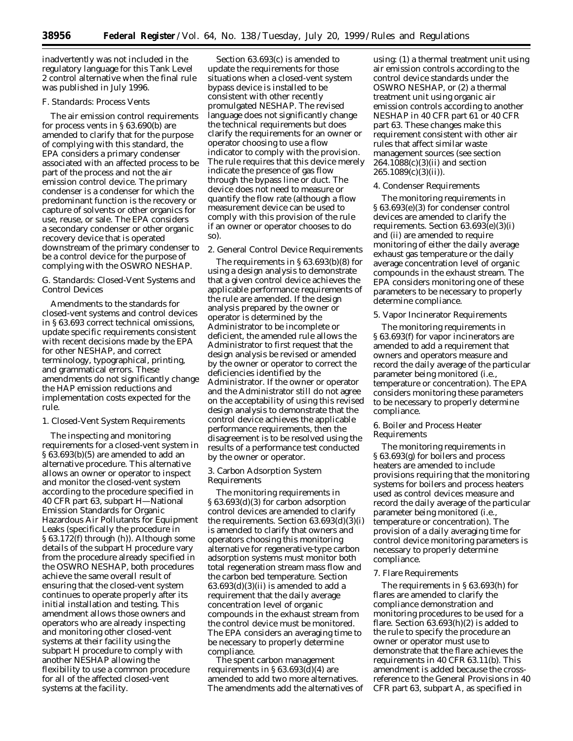inadvertently was not included in the regulatory language for this Tank Level 2 control alternative when the final rule was published in July 1996.

### F. Standards: Process Vents

The air emission control requirements for process vents in § 63.690(b) are amended to clarify that for the purpose of complying with this standard, the EPA considers a primary condenser associated with an affected process to be part of the process and not the air emission control device. The primary condenser is a condenser for which the predominant function is the recovery or capture of solvents or other organics for use, reuse, or sale. The EPA considers a secondary condenser or other organic recovery device that is operated downstream of the primary condenser to be a control device for the purpose of complying with the OSWRO NESHAP.

### G. Standards: Closed-Vent Systems and Control Devices

Amendments to the standards for closed-vent systems and control devices in § 63.693 correct technical omissions, update specific requirements consistent with recent decisions made by the EPA for other NESHAP, and correct terminology, typographical, printing, and grammatical errors. These amendments do not significantly change the HAP emission reductions and implementation costs expected for the rule.

#### 1. Closed-Vent System Requirements

The inspecting and monitoring requirements for a closed-vent system in § 63.693(b)(5) are amended to add an alternative procedure. This alternative allows an owner or operator to inspect and monitor the closed-vent system according to the procedure specified in 40 CFR part 63, subpart H—National Emission Standards for Organic Hazardous Air Pollutants for Equipment Leaks (specifically the procedure in § 63.172(f) through (h)). Although some details of the subpart H procedure vary from the procedure already specified in the OSWRO NESHAP, both procedures achieve the same overall result of ensuring that the closed-vent system continues to operate properly after its initial installation and testing. This amendment allows those owners and operators who are already inspecting and monitoring other closed-vent systems at their facility using the subpart H procedure to comply with another NESHAP allowing the flexibility to use a common procedure for all of the affected closed-vent systems at the facility.

Section 63.693(c) is amended to update the requirements for those situations when a closed-vent system bypass device is installed to be consistent with other recently promulgated NESHAP. The revised language does not significantly change the technical requirements but does clarify the requirements for an owner or operator choosing to use a flow indicator to comply with the provision. The rule requires that this device merely indicate the presence of gas flow through the bypass line or duct. The device does not need to measure or quantify the flow rate (although a flow measurement device can be used to comply with this provision of the rule if an owner or operator chooses to do so).

#### 2. General Control Device Requirements

The requirements in § 63.693(b)(8) for using a design analysis to demonstrate that a given control device achieves the applicable performance requirements of the rule are amended. If the design analysis prepared by the owner or operator is determined by the Administrator to be incomplete or deficient, the amended rule allows the Administrator to first request that the design analysis be revised or amended by the owner or operator to correct the deficiencies identified by the Administrator. If the owner or operator and the Administrator still do not agree on the acceptability of using this revised design analysis to demonstrate that the control device achieves the applicable performance requirements, then the disagreement is to be resolved using the results of a performance test conducted by the owner or operator.

#### 3. Carbon Adsorption System Requirements

The monitoring requirements in § 63.693(d)(3) for carbon adsorption control devices are amended to clarify the requirements. Section 63.693(d)(3)(i) is amended to clarify that owners and operators choosing this monitoring alternative for regenerative-type carbon adsorption systems must monitor both total regeneration stream mass flow and the carbon bed temperature. Section 63.693(d)(3)(ii) is amended to add a requirement that the daily average concentration level of organic compounds in the exhaust stream from the control device must be monitored. The EPA considers an averaging time to be necessary to properly determine compliance.

The spent carbon management requirements in § 63.693(d)(4) are amended to add two more alternatives. The amendments add the alternatives of using: (1) a thermal treatment unit using air emission controls according to the control device standards under the OSWRO NESHAP, or (2) a thermal treatment unit using organic air emission controls according to another NESHAP in 40 CFR part 61 or 40 CFR part 63. These changes make this requirement consistent with other air rules that affect similar waste management sources (see section 264.1088(c)(3)(ii) and section 265.1089(c)(3)(ii)).

#### 4. Condenser Requirements

The monitoring requirements in § 63.693(e)(3) for condenser control devices are amended to clarify the requirements. Section 63.693(e)(3)(i) and (ii) are amended to require monitoring of either the daily average exhaust gas temperature or the daily average concentration level of organic compounds in the exhaust stream. The EPA considers monitoring one of these parameters to be necessary to properly determine compliance.

#### 5. Vapor Incinerator Requirements

The monitoring requirements in § 63.693(f) for vapor incinerators are amended to add a requirement that owners and operators measure and record the daily average of the particular parameter being monitored (i.e., temperature or concentration). The EPA considers monitoring these parameters to be necessary to properly determine compliance.

#### 6. Boiler and Process Heater Requirements

The monitoring requirements in § 63.693(g) for boilers and process heaters are amended to include provisions requiring that the monitoring systems for boilers and process heaters used as control devices measure and record the daily average of the particular parameter being monitored (i.e., temperature or concentration). The provision of a daily averaging time for control device monitoring parameters is necessary to properly determine compliance.

#### 7. Flare Requirements

The requirements in § 63.693(h) for flares are amended to clarify the compliance demonstration and monitoring procedures to be used for a flare. Section 63.693(h)(2) is added to the rule to specify the procedure an owner or operator must use to demonstrate that the flare achieves the requirements in 40 CFR 63.11(b). This amendment is added because the cross-reference to the General Provisions in 40 CFR part 63, subpart A, as specified in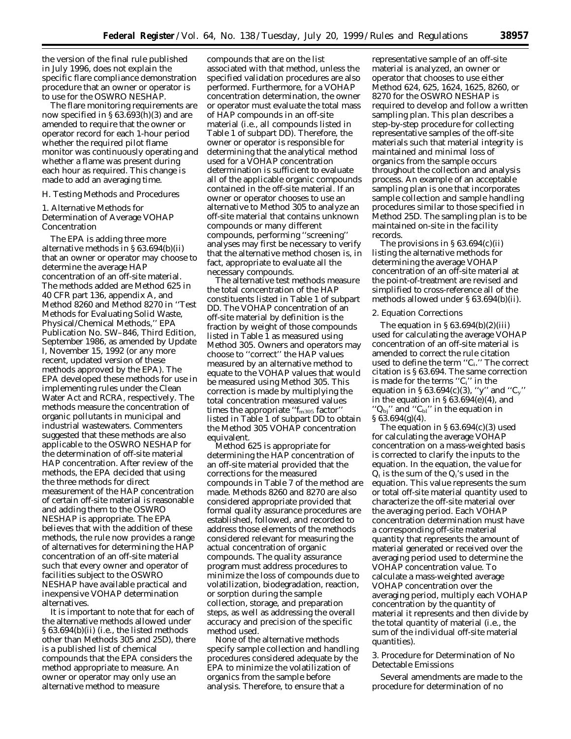the version of the final rule published in July 1996, does not explain the specific flare compliance demonstration procedure that an owner or operator is to use for the OSWRO NESHAP.

The flare monitoring requirements are now specified in § 63.693(h)(3) and are amended to require that the owner or operator record for each 1-hour period whether the required pilot flame monitor was continuously operating and whether a flame was present during each hour as required. This change is made to add an averaging time.

### H. Testing Methods and Procedures

#### 1. Alternative Methods for Determination of Average VOHAP Concentration

The EPA is adding three more alternative methods in § 63.694(b)(ii) that an owner or operator may choose to determine the average HAP concentration of an off-site material. The methods added are Method 625 in 40 CFR part 136, appendix A, and Method 8260 and Method 8270 in ''Test Methods for Evaluating Solid Waste, Physical/Chemical Methods,'' EPA Publication No. SW–846, Third Edition, September 1986, as amended by Update I, November 15, 1992 (or any more recent, updated version of these methods approved by the EPA). The EPA developed these methods for use in implementing rules under the Clean Water Act and RCRA, respectively. The methods measure the concentration of organic pollutants in municipal and industrial wastewaters. Commenters suggested that these methods are also applicable to the OSWRO NESHAP for the determination of off-site material HAP concentration. After review of the methods, the EPA decided that using the three methods for direct measurement of the HAP concentration of certain off-site material is reasonable and adding them to the OSWRO NESHAP is appropriate. The EPA believes that with the addition of these methods, the rule now provides a range of alternatives for determining the HAP concentration of an off-site material such that every owner and operator of facilities subject to the OSWRO NESHAP have available practical and inexpensive VOHAP determination alternatives.

It is important to note that for each of the alternative methods allowed under § 63.694(b)(ii) (i.e., the listed methods other than Methods 305 and 25D), there is a published list of chemical compounds that the EPA considers the method appropriate to measure. An owner or operator may only use an alternative method to measure compounds that are on the list associated with that method, unless the specified validation procedures are also performed. Furthermore, for a VOHAP concentration determination, the owner or operator must evaluate the total mass of HAP compounds in an off-site material (i.e., all compounds listed in Table 1 of subpart DD). Therefore, the owner or operator is responsible for determining that the analytical method used for a VOHAP concentration determination is sufficient to evaluate all of the applicable organic compounds contained in the off-site material. If an owner or operator chooses to use an alternative to Method 305 to analyze an off-site material that contains unknown compounds or many different compounds, performing ''screening'' analyses may first be necessary to verify that the alternative method chosen is, in fact, appropriate to evaluate all the necessary compounds.

The alternative test methods measure the total concentration of the HAP constituents listed in Table 1 of subpart DD. The VOHAP concentration of an off-site material by definition is the fraction by weight of those compounds listed in Table 1 as measured using Method 305. Owners and operators may choose to ''correct'' the HAP values measured by an alternative method to equate to the VOHAP values that would be measured using Method 305. This correction is made by multiplying the total concentration measured values times the appropriate ''$f_{m305}$ factor'' listed in Table 1 of subpart DD to obtain the Method 305 VOHAP concentration equivalent.

Method 625 is appropriate for determining the HAP concentration of an off-site material provided that the corrections for the measured compounds in Table 7 of the method are made. Methods 8260 and 8270 are also considered appropriate provided that formal quality assurance procedures are established, followed, and recorded to address those elements of the methods considered relevant for measuring the actual concentration of organic compounds. The quality assurance program must address procedures to minimize the loss of compounds due to volatilization, biodegradation, reaction, or sorption during the sample collection, storage, and preparation steps, as well as addressing the overall accuracy and precision of the specific method used.

None of the alternative methods specify sample collection and handling procedures considered adequate by the EPA to minimize the volatilization of organics from the sample before analysis. Therefore, to ensure that a representative sample of an off-site material is analyzed, an owner or operator that chooses to use either Method 624, 625, 1624, 1625, 8260, or 8270 for the OSWRO NESHAP is required to develop and follow a written sampling plan. This plan describes a step-by-step procedure for collecting representative samples of the off-site materials such that material integrity is maintained and minimal loss of organics from the sample occurs throughout the collection and analysis process. An example of an acceptable sampling plan is one that incorporates sample collection and sample handling procedures similar to those specified in Method 25D. The sampling plan is to be maintained on-site in the facility records.

The provisions in § 63.694(c)(ii) listing the alternative methods for determining the average VOHAP concentration of an off-site material at the point-of-treatment are revised and simplified to cross-reference all of the methods allowed under § 63.694(b)(ii).

#### 2. Equation Corrections

The equation in § 63.694(b)(2)(iii) used for calculating the average VOHAP concentration of an off-site material is amended to correct the rule citation used to define the term ''$C_i$.'' The correct citation is § 63.694. The same correction is made for the terms ''$C_i$'' in the equation in § 63.694(c)(3), ''y'' and ''$C_y$'' in the equation in § 63.694(e)(4), and ''$Q_{bj}$'' and ''$C_{bl}$'' in the equation in § 63.694(g)(4).

The equation in § 63.694(c)(3) used for calculating the average VOHAP concentration on a mass-weighted basis is corrected to clarify the inputs to the equation. In the equation, the value for $Q_t$ is the sum of the $Q_i$'s used in the equation. This value represents the sum or total off-site material quantity used to characterize the off-site material over the averaging period. Each VOHAP concentration determination must have a corresponding off-site material quantity that represents the amount of material generated or received over the averaging period used to determine the VOHAP concentration value. To calculate a mass-weighted average VOHAP concentration over the averaging period, multiply each VOHAP concentration by the quantity of material it represents and then divide by the total quantity of material (i.e., the sum of the individual off-site material quantities).

#### 3. Procedure for Determination of No Detectable Emissions

Several amendments are made to the procedure for determination of no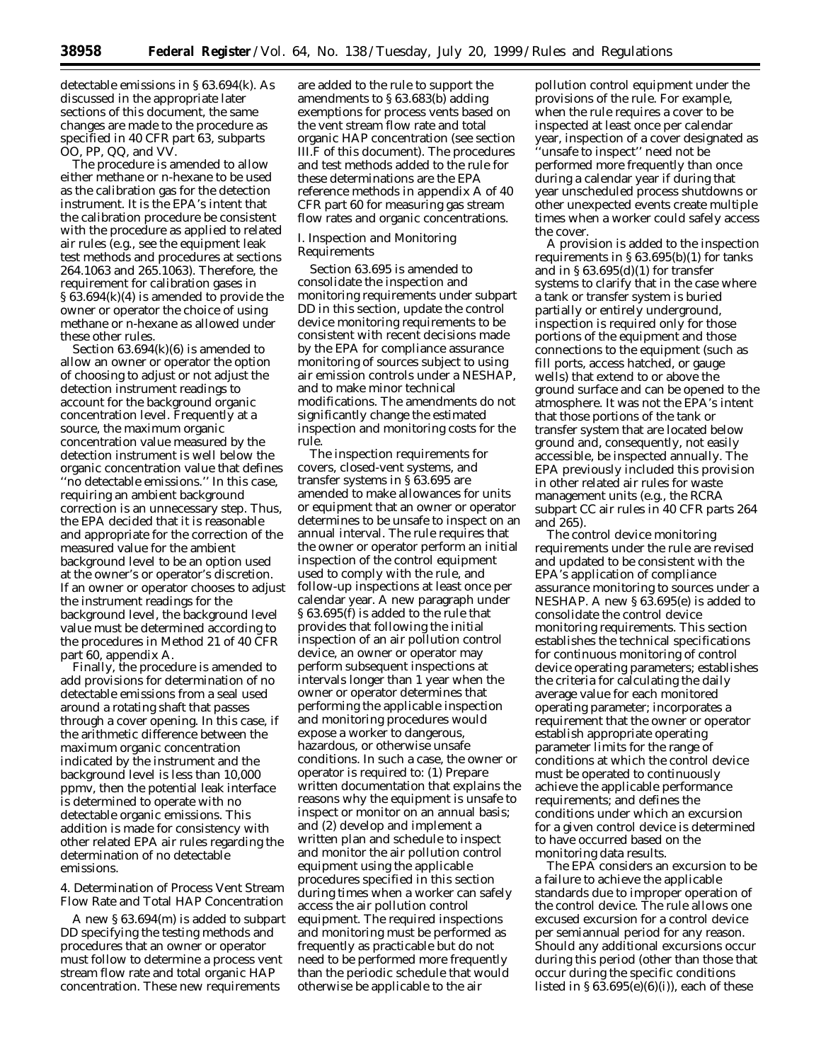detectable emissions in § 63.694(k). As discussed in the appropriate later sections of this document, the same changes are made to the procedure as specified in 40 CFR part 63, subparts OO, PP, QQ, and VV.

The procedure is amended to allow either methane or n-hexane to be used as the calibration gas for the detection instrument. It is the EPA's intent that the calibration procedure be consistent with the procedure as applied to related air rules (e.g., see the equipment leak test methods and procedures at sections 264.1063 and 265.1063). Therefore, the requirement for calibration gases in § 63.694(k)(4) is amended to provide the owner or operator the choice of using methane or n-hexane as allowed under these other rules.

Section 63.694(k)(6) is amended to allow an owner or operator the option of choosing to adjust or not adjust the detection instrument readings to account for the background organic concentration level. Frequently at a source, the maximum organic concentration value measured by the detection instrument is well below the organic concentration value that defines "no detectable emissions." In this case, requiring an ambient background correction is an unnecessary step. Thus, the EPA decided that it is reasonable and appropriate for the correction of the measured value for the ambient background level to be an option used at the owner's or operator's discretion. If an owner or operator chooses to adjust the instrument readings for the background level, the background level value must be determined according to the procedures in Method 21 of 40 CFR part 60, appendix A.

Finally, the procedure is amended to add provisions for determination of no detectable emissions from a seal used around a rotating shaft that passes through a cover opening. In this case, if the arithmetic difference between the maximum organic concentration indicated by the instrument and the background level is less than 10,000 ppmv, then the potential leak interface is determined to operate with no detectable organic emissions. This addition is made for consistency with other related EPA air rules regarding the determination of no detectable emissions.

### 4. Determination of Process Vent Stream Flow Rate and Total HAP Concentration

A new § 63.694(m) is added to subpart DD specifying the testing methods and procedures that an owner or operator must follow to determine a process vent stream flow rate and total organic HAP concentration. These new requirements are added to the rule to support the amendments to § 63.683(b) adding exemptions for process vents based on the vent stream flow rate and total organic HAP concentration (see section III.F of this document). The procedures and test methods added to the rule for these determinations are the EPA reference methods in appendix A of 40 CFR part 60 for measuring gas stream flow rates and organic concentrations.

## I. Inspection and Monitoring Requirements

Section 63.695 is amended to consolidate the inspection and monitoring requirements under subpart DD in this section, update the control device monitoring requirements to be consistent with recent decisions made by the EPA for compliance assurance monitoring of sources subject to using air emission controls under a NESHAP, and to make minor technical modifications. The amendments do not significantly change the estimated inspection and monitoring costs for the rule.

The inspection requirements for covers, closed-vent systems, and transfer systems in § 63.695 are amended to make allowances for units or equipment that an owner or operator determines to be unsafe to inspect on an annual interval. The rule requires that the owner or operator perform an initial inspection of the control equipment used to comply with the rule, and follow-up inspections at least once per calendar year. A new paragraph under § 63.695(f) is added to the rule that provides that following the initial inspection of an air pollution control device, an owner or operator may perform subsequent inspections at intervals longer than 1 year when the owner or operator determines that performing the applicable inspection and monitoring procedures would expose a worker to dangerous, hazardous, or otherwise unsafe conditions. In such a case, the owner or operator is required to: (1) Prepare written documentation that explains the reasons why the equipment is unsafe to inspect or monitor on an annual basis; and (2) develop and implement a written plan and schedule to inspect and monitor the air pollution control equipment using the applicable procedures specified in this section during times when a worker can safely access the air pollution control equipment. The required inspections and monitoring must be performed as frequently as practicable but do not need to be performed more frequently than the periodic schedule that would otherwise be applicable to the air pollution control equipment under the provisions of the rule. For example, when the rule requires a cover to be inspected at least once per calendar year, inspection of a cover designated as "unsafe to inspect" need not be performed more frequently than once during a calendar year if during that year unscheduled process shutdowns or other unexpected events create multiple times when a worker could safely access the cover.

A provision is added to the inspection requirements in § 63.695(b)(1) for tanks and in § 63.695(d)(1) for transfer systems to clarify that in the case where a tank or transfer system is buried partially or entirely underground, inspection is required only for those portions of the equipment and those connections to the equipment (such as fill ports, access hatched, or gauge wells) that extend to or above the ground surface and can be opened to the atmosphere. It was not the EPA's intent that those portions of the tank or transfer system that are located below ground and, consequently, not easily accessible, be inspected annually. The EPA previously included this provision in other related air rules for waste management units (e.g., the RCRA subpart CC air rules in 40 CFR parts 264 and 265).

The control device monitoring requirements under the rule are revised and updated to be consistent with the EPA's application of compliance assurance monitoring to sources under a NESHAP. A new § 63.695(e) is added to consolidate the control device monitoring requirements. This section establishes the technical specifications for continuous monitoring of control device operating parameters; establishes the criteria for calculating the daily average value for each monitored operating parameter; incorporates a requirement that the owner or operator establish appropriate operating parameter limits for the range of conditions at which the control device must be operated to continuously achieve the applicable performance requirements; and defines the conditions under which an excursion for a given control device is determined to have occurred based on the monitoring data results.

The EPA considers an excursion to be a failure to achieve the applicable standards due to improper operation of the control device. The rule allows one excused excursion for a control device per semiannual period for any reason. Should any additional excursions occur during this period (other than those that occur during the specific conditions listed in § 63.695(e)(6)(i)), each of these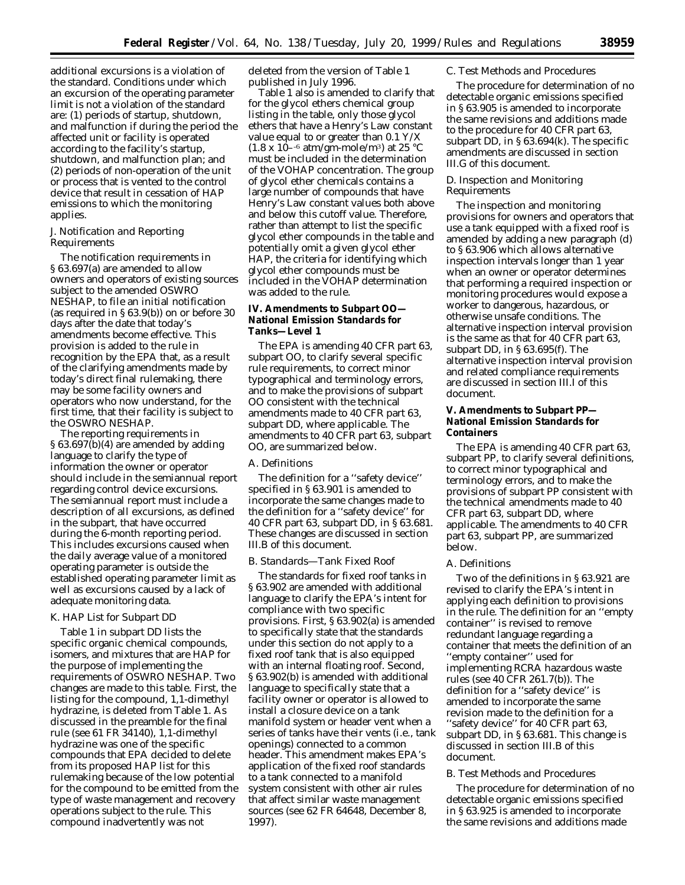additional excursions is a violation of the standard. Conditions under which an excursion of the operating parameter limit is not a violation of the standard are: (1) periods of startup, shutdown, and malfunction if during the period the affected unit or facility is operated according to the facility's startup, shutdown, and malfunction plan; and (2) periods of non-operation of the unit or process that is vented to the control device that result in cessation of HAP emissions to which the monitoring applies.

### *J. Notification and Reporting Requirements*

The notification requirements in § 63.697(a) are amended to allow owners and operators of existing sources subject to the amended OSWRO NESHAP, to file an initial notification (as required in § 63.9(b)) on or before 30 days after the date that today's amendments become effective. This provision is added to the rule in recognition by the EPA that, as a result of the clarifying amendments made by today's direct final rulemaking, there may be some facility owners and operators who now understand, for the first time, that their facility is subject to the OSWRO NESHAP.

The reporting requirements in § 63.697(b)(4) are amended by adding language to clarify the type of information the owner or operator should include in the semiannual report regarding control device excursions. The semiannual report must include a description of all excursions, as defined in the subpart, that have occurred during the 6-month reporting period. This includes excursions caused when the daily average value of a monitored operating parameter is outside the established operating parameter limit as well as excursions caused by a lack of adequate monitoring data.

### *K. HAP List for Subpart DD*

Table 1 in subpart DD lists the specific organic chemical compounds, isomers, and mixtures that are HAP for the purpose of implementing the requirements of OSWRO NESHAP. Two changes are made to this table. First, the listing for the compound, 1,1-dimethyl hydrazine, is deleted from Table 1. As discussed in the preamble for the final rule (see 61 FR 34140), 1,1-dimethyl hydrazine was one of the specific compounds that EPA decided to delete from its proposed HAP list for this rulemaking because of the low potential for the compound to be emitted from the type of waste management and recovery operations subject to the rule. This compound inadvertently was not deleted from the version of Table 1 published in July 1996.

Table 1 also is amended to clarify that for the glycol ethers chemical group listing in the table, only those glycol ethers that have a Henry's Law constant value equal to or greater than 0.1 Y/X ($1.8 \times 10^{-6}$ atm/gm-mole/m$^3$) at 25 °C must be included in the determination of the VOHAP concentration. The group of glycol ether chemicals contains a large number of compounds that have Henry's Law constant values both above and below this cutoff value. Therefore, rather than attempt to list the specific glycol ether compounds in the table and potentially omit a given glycol ether HAP, the criteria for identifying which glycol ether compounds must be included in the VOHAP determination was added to the rule.

## IV. Amendments to *Subpart OO—National Emission Standards for Tanks—Level 1*

The EPA is amending 40 CFR part 63, subpart OO, to clarify several specific rule requirements, to correct minor typographical and terminology errors, and to make the provisions of subpart OO consistent with the technical amendments made to 40 CFR part 63, subpart DD, where applicable. The amendments to 40 CFR part 63, subpart OO, are summarized below.

### *A. Definitions*

The definition for a "safety device" specified in § 63.901 is amended to incorporate the same changes made to the definition for a "safety device" for 40 CFR part 63, subpart DD, in § 63.681. These changes are discussed in section III.B of this document.

### *B. Standards—Tank Fixed Roof*

The standards for fixed roof tanks in § 63.902 are amended with additional language to clarify the EPA's intent for compliance with two specific provisions. First, § 63.902(a) is amended to specifically state that the standards under this section do not apply to a fixed roof tank that is also equipped with an internal floating roof. Second, § 63.902(b) is amended with additional language to specifically state that a facility owner or operator is allowed to install a closure device on a tank manifold system or header vent when a series of tanks have their vents (i.e., tank openings) connected to a common header. This amendment makes EPA's application of the fixed roof standards to a tank connected to a manifold system consistent with other air rules that affect similar waste management sources (see 62 FR 64648, December 8, 1997).

### *C. Test Methods and Procedures*

The procedure for determination of no detectable organic emissions specified in § 63.905 is amended to incorporate the same revisions and additions made to the procedure for 40 CFR part 63, subpart DD, in § 63.694(k). The specific amendments are discussed in section III.G of this document.

### *D. Inspection and Monitoring Requirements*

The inspection and monitoring provisions for owners and operators that use a tank equipped with a fixed roof is amended by adding a new paragraph (d) to § 63.906 which allows alternative inspection intervals longer than 1 year when an owner or operator determines that performing a required inspection or monitoring procedures would expose a worker to dangerous, hazardous, or otherwise unsafe conditions. The alternative inspection interval provision is the same as that for 40 CFR part 63, subpart DD, in § 63.695(f). The alternative inspection interval provision and related compliance requirements are discussed in section III.I of this document.

## V. Amendments to *Subpart PP—National Emission Standards for Containers*

The EPA is amending 40 CFR part 63, subpart PP, to clarify several definitions, to correct minor typographical and terminology errors, and to make the provisions of subpart PP consistent with the technical amendments made to 40 CFR part 63, subpart DD, where applicable. The amendments to 40 CFR part 63, subpart PP, are summarized below.

### *A. Definitions*

Two of the definitions in § 63.921 are revised to clarify the EPA's intent in applying each definition to provisions in the rule. The definition for an "empty container" is revised to remove redundant language regarding a container that meets the definition of an "empty container" used for implementing RCRA hazardous waste rules (see 40 CFR 261.7(b)). The definition for a "safety device" is amended to incorporate the same revision made to the definition for a "safety device" for 40 CFR part 63, subpart DD, in § 63.681. This change is discussed in section III.B of this document.

### *B. Test Methods and Procedures*

The procedure for determination of no detectable organic emissions specified in § 63.925 is amended to incorporate the same revisions and additions made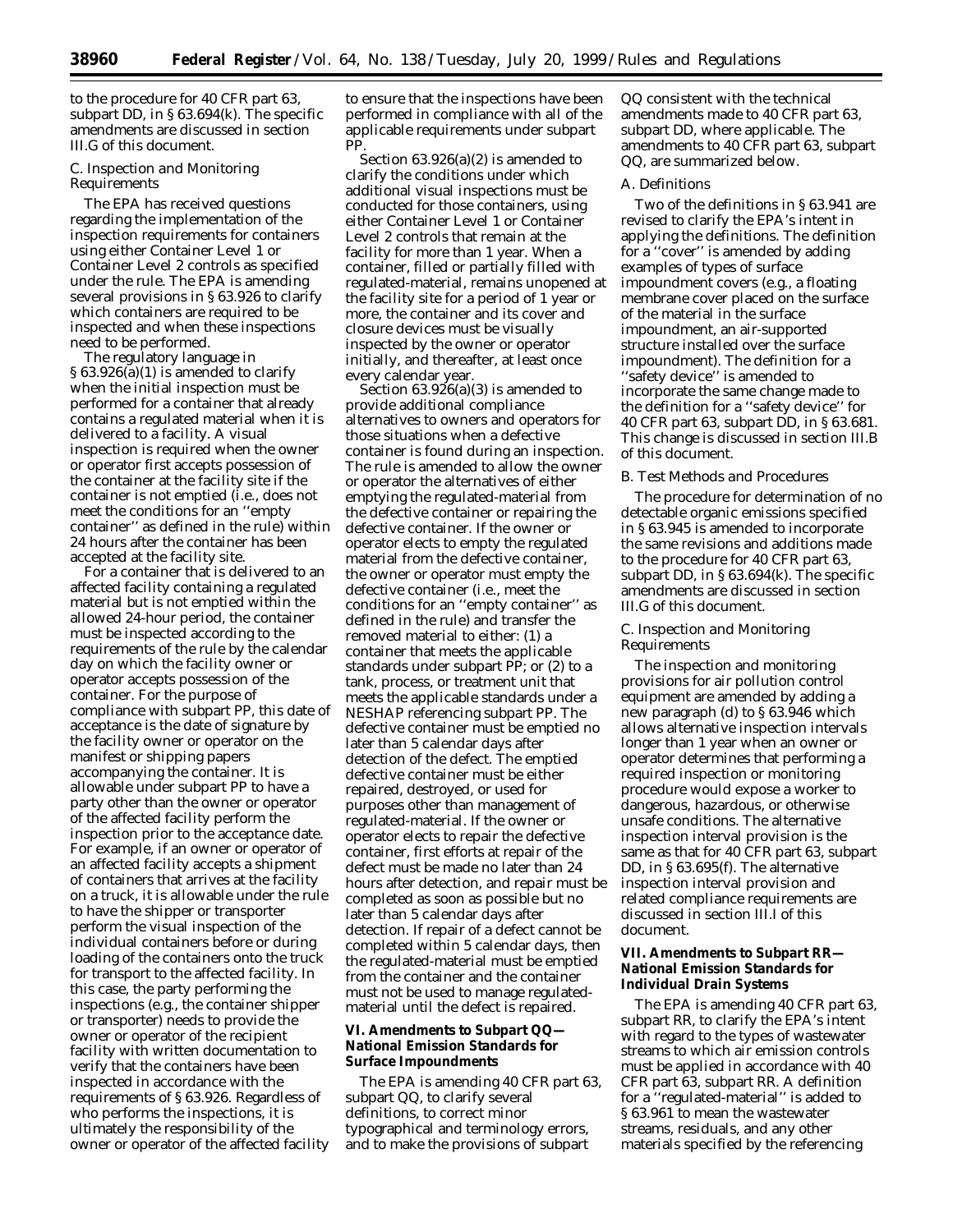to the procedure for 40 CFR part 63, subpart DD, in § 63.694(k). The specific amendments are discussed in section III.G of this document.

C. Inspection and Monitoring Requirements

The EPA has received questions regarding the implementation of the inspection requirements for containers using either Container Level 1 or Container Level 2 controls as specified under the rule. The EPA is amending several provisions in § 63.926 to clarify which containers are required to be inspected and when these inspections need to be performed.

The regulatory language in § 63.926(a)(1) is amended to clarify when the initial inspection must be performed for a container that already contains a regulated material when it is delivered to a facility. A visual inspection is required when the owner or operator first accepts possession of the container at the facility site if the container is not emptied (i.e., does not meet the conditions for an ''empty container'' as defined in the rule) within 24 hours after the container has been accepted at the facility site.

For a container that is delivered to an affected facility containing a regulated material but is not emptied within the allowed 24-hour period, the container must be inspected according to the requirements of the rule by the calendar day on which the facility owner or operator accepts possession of the container. For the purpose of compliance with subpart PP, this date of acceptance is the date of signature by the facility owner or operator on the manifest or shipping papers accompanying the container. It is allowable under subpart PP to have a party other than the owner or operator of the affected facility perform the inspection prior to the acceptance date. For example, if an owner or operator of an affected facility accepts a shipment of containers that arrives at the facility on a truck, it is allowable under the rule to have the shipper or transporter perform the visual inspection of the individual containers before or during loading of the containers onto the truck for transport to the affected facility. In this case, the party performing the inspections (e.g., the container shipper or transporter) needs to provide the owner or operator of the recipient facility with written documentation to verify that the containers have been inspected in accordance with the requirements of § 63.926. Regardless of who performs the inspections, it is ultimately the responsibility of the owner or operator of the affected facility to ensure that the inspections have been performed in compliance with all of the applicable requirements under subpart PP.

Section 63.926(a)(2) is amended to clarify the conditions under which additional visual inspections must be conducted for those containers, using either Container Level 1 or Container Level 2 controls that remain at the facility for more than 1 year. When a container, filled or partially filled with regulated-material, remains unopened at the facility site for a period of 1 year or more, the container and its cover and closure devices must be visually inspected by the owner or operator initially, and thereafter, at least once every calendar year.

Section 63.926(a)(3) is amended to provide additional compliance alternatives to owners and operators for those situations when a defective container is found during an inspection. The rule is amended to allow the owner or operator the alternatives of either emptying the regulated-material from the defective container or repairing the defective container. If the owner or operator elects to empty the regulated material from the defective container, the owner or operator must empty the defective container (i.e., meet the conditions for an ''empty container'' as defined in the rule) and transfer the removed material to either: (1) a container that meets the applicable standards under subpart PP; or (2) to a tank, process, or treatment unit that meets the applicable standards under a NESHAP referencing subpart PP. The defective container must be emptied no later than 5 calendar days after detection of the defect. The emptied defective container must be either repaired, destroyed, or used for purposes other than management of regulated-material. If the owner or operator elects to repair the defective container, first efforts at repair of the defect must be made no later than 24 hours after detection, and repair must be completed as soon as possible but no later than 5 calendar days after detection. If repair of a defect cannot be completed within 5 calendar days, then the regulated-material must be emptied from the container and the container must not be used to manage regulated-material until the defect is repaired.

### VI. Amendments to Subpart QQ—National Emission Standards for Surface Impoundments

The EPA is amending 40 CFR part 63, subpart QQ, to clarify several definitions, to correct minor typographical and terminology errors, and to make the provisions of subpart QQ consistent with the technical amendments made to 40 CFR part 63, subpart DD, where applicable. The amendments to 40 CFR part 63, subpart QQ, are summarized below.

A. Definitions

Two of the definitions in § 63.941 are revised to clarify the EPA's intent in applying the definitions. The definition for a ''cover'' is amended by adding examples of types of surface impoundment covers (e.g., a floating membrane cover placed on the surface of the material in the surface impoundment, an air-supported structure installed over the surface impoundment). The definition for a ''safety device'' is amended to incorporate the same change made to the definition for a ''safety device'' for 40 CFR part 63, subpart DD, in § 63.681. This change is discussed in section III.B of this document.

B. Test Methods and Procedures

The procedure for determination of no detectable organic emissions specified in § 63.945 is amended to incorporate the same revisions and additions made to the procedure for 40 CFR part 63, subpart DD, in § 63.694(k). The specific amendments are discussed in section III.G of this document.

C. Inspection and Monitoring Requirements

The inspection and monitoring provisions for air pollution control equipment are amended by adding a new paragraph (d) to § 63.946 which allows alternative inspection intervals longer than 1 year when an owner or operator determines that performing a required inspection or monitoring procedure would expose a worker to dangerous, hazardous, or otherwise unsafe conditions. The alternative inspection interval provision is the same as that for 40 CFR part 63, subpart DD, in § 63.695(f). The alternative inspection interval provision and related compliance requirements are discussed in section III.I of this document.

### VII. Amendments to Subpart RR—National Emission Standards for Individual Drain Systems

The EPA is amending 40 CFR part 63, subpart RR, to clarify the EPA's intent with regard to the types of wastewater streams to which air emission controls must be applied in accordance with 40 CFR part 63, subpart RR. A definition for a ''regulated-material'' is added to § 63.961 to mean the wastewater streams, residuals, and any other materials specified by the referencing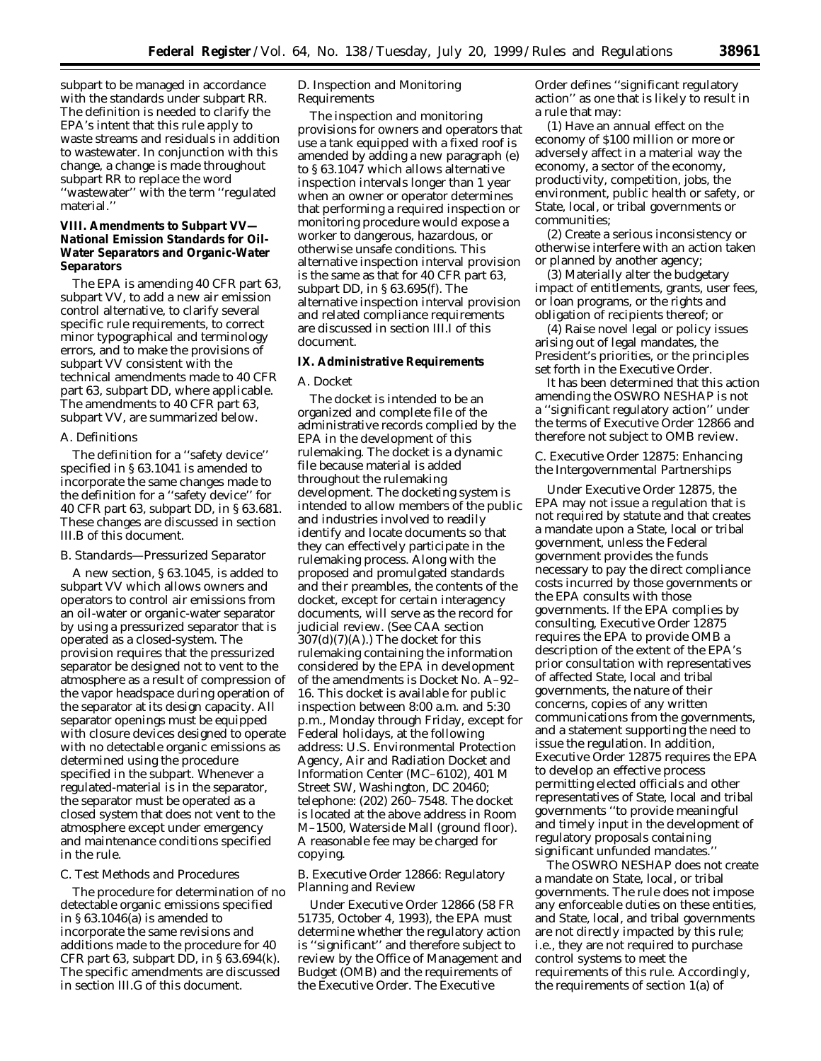subpart to be managed in accordance with the standards under subpart RR. The definition is needed to clarify the EPA's intent that this rule apply to waste streams and residuals in addition to wastewater. In conjunction with this change, a change is made throughout subpart RR to replace the word ''wastewater'' with the term ''regulated material.''

## VIII. Amendments to Subpart VV—National Emission Standards for Oil-Water Separators and Organic-Water Separators

The EPA is amending 40 CFR part 63, subpart VV, to add a new air emission control alternative, to clarify several specific rule requirements, to correct minor typographical and terminology errors, and to make the provisions of subpart VV consistent with the technical amendments made to 40 CFR part 63, subpart DD, where applicable. The amendments to 40 CFR part 63, subpart VV, are summarized below.

### *A. Definitions*

The definition for a ''safety device'' specified in § 63.1041 is amended to incorporate the same changes made to the definition for a ''safety device'' for 40 CFR part 63, subpart DD, in § 63.681. These changes are discussed in section III.B of this document.

### *B. Standards—Pressurized Separator*

A new section, § 63.1045, is added to subpart VV which allows owners and operators to control air emissions from an oil-water or organic-water separator by using a pressurized separator that is operated as a closed-system. The provision requires that the pressurized separator be designed not to vent to the atmosphere as a result of compression of the vapor headspace during operation of the separator at its design capacity. All separator openings must be equipped with closure devices designed to operate with no detectable organic emissions as determined using the procedure specified in the subpart. Whenever a regulated-material is in the separator, the separator must be operated as a closed system that does not vent to the atmosphere except under emergency and maintenance conditions specified in the rule.

### *C. Test Methods and Procedures*

The procedure for determination of no detectable organic emissions specified in § 63.1046(a) is amended to incorporate the same revisions and additions made to the procedure for 40 CFR part 63, subpart DD, in § 63.694(k). The specific amendments are discussed in section III.G of this document.

### *D. Inspection and Monitoring Requirements*

The inspection and monitoring provisions for owners and operators that use a tank equipped with a fixed roof is amended by adding a new paragraph (e) to § 63.1047 which allows alternative inspection intervals longer than 1 year when an owner or operator determines that performing a required inspection or monitoring procedure would expose a worker to dangerous, hazardous, or otherwise unsafe conditions. This alternative inspection interval provision is the same as that for 40 CFR part 63, subpart DD, in § 63.695(f). The alternative inspection interval provision and related compliance requirements are discussed in section III.I of this document.

## IX. Administrative Requirements

### *A. Docket*

The docket is intended to be an organized and complete file of the administrative records complied by the EPA in the development of this rulemaking. The docket is a dynamic file because material is added throughout the rulemaking development. The docketing system is intended to allow members of the public and industries involved to readily identify and locate documents so that they can effectively participate in the rulemaking process. Along with the proposed and promulgated standards and their preambles, the contents of the docket, except for certain interagency documents, will serve as the record for judicial review. (See CAA section 307(d)(7)(A).) The docket for this rulemaking containing the information considered by the EPA in development of the amendments is Docket No. A–92–16. This docket is available for public inspection between 8:00 a.m. and 5:30 p.m., Monday through Friday, except for Federal holidays, at the following address: U.S. Environmental Protection Agency, Air and Radiation Docket and Information Center (MC–6102), 401 M Street SW, Washington, DC 20460; telephone: (202) 260–7548. The docket is located at the above address in Room M–1500, Waterside Mall (ground floor). A reasonable fee may be charged for copying.

### *B. Executive Order 12866: Regulatory Planning and Review*

Under Executive Order 12866 (58 FR 51735, October 4, 1993), the EPA must determine whether the regulatory action is ''significant'' and therefore subject to review by the Office of Management and Budget (OMB) and the requirements of the Executive Order. The Executive Order defines ''significant regulatory action'' as one that is likely to result in a rule that may:

(1) Have an annual effect on the economy of $100 million or more or adversely affect in a material way the economy, a sector of the economy, productivity, competition, jobs, the environment, public health or safety, or State, local, or tribal governments or communities;

(2) Create a serious inconsistency or otherwise interfere with an action taken or planned by another agency;

(3) Materially alter the budgetary impact of entitlements, grants, user fees, or loan programs, or the rights and obligation of recipients thereof; or

(4) Raise novel legal or policy issues arising out of legal mandates, the President's priorities, or the principles set forth in the Executive Order.

It has been determined that this action amending the OSWRO NESHAP is not a ''significant regulatory action'' under the terms of Executive Order 12866 and therefore not subject to OMB review.

### *C. Executive Order 12875: Enhancing the Intergovernmental Partnerships*

Under Executive Order 12875, the EPA may not issue a regulation that is not required by statute and that creates a mandate upon a State, local or tribal government, unless the Federal government provides the funds necessary to pay the direct compliance costs incurred by those governments or the EPA consults with those governments. If the EPA complies by consulting, Executive Order 12875 requires the EPA to provide OMB a description of the extent of the EPA's prior consultation with representatives of affected State, local and tribal governments, the nature of their concerns, copies of any written communications from the governments, and a statement supporting the need to issue the regulation. In addition, Executive Order 12875 requires the EPA to develop an effective process permitting elected officials and other representatives of State, local and tribal governments ''to provide meaningful and timely input in the development of regulatory proposals containing significant unfunded mandates.''

The OSWRO NESHAP does not create a mandate on State, local, or tribal governments. The rule does not impose any enforceable duties on these entities, and State, local, and tribal governments are not directly impacted by this rule; i.e., they are not required to purchase control systems to meet the requirements of this rule. Accordingly, the requirements of section 1(a) of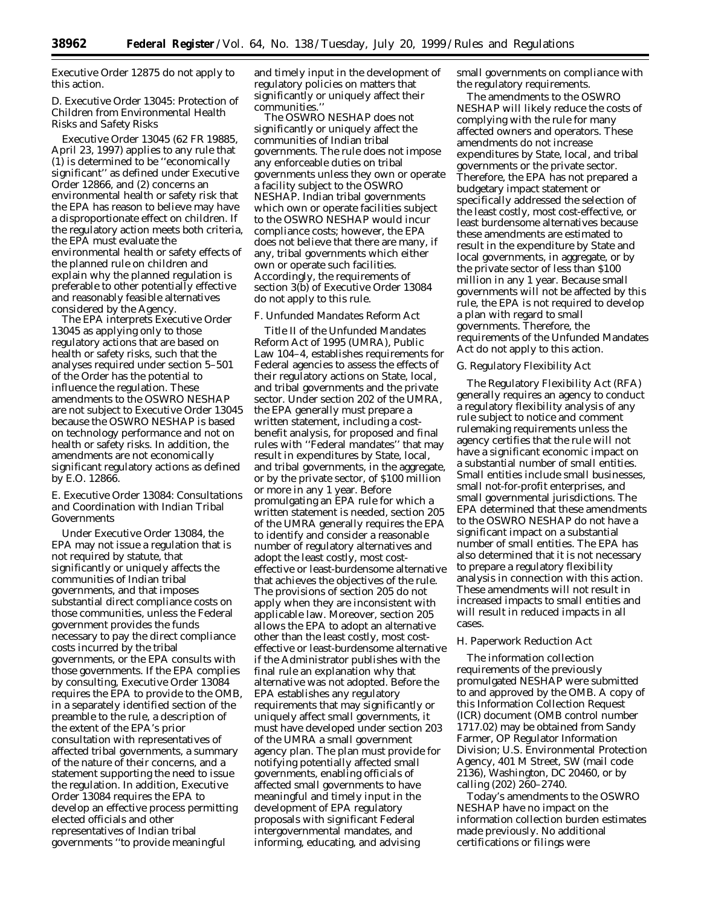Executive Order 12875 do not apply to this action.

*D. Executive Order 13045: Protection of Children from Environmental Health Risks and Safety Risks*

Executive Order 13045 (62 FR 19885, April 23, 1997) applies to any rule that (1) is determined to be ''economically significant'' as defined under Executive Order 12866, and (2) concerns an environmental health or safety risk that the EPA has reason to believe may have a disproportionate effect on children. If the regulatory action meets both criteria, the EPA must evaluate the environmental health or safety effects of the planned rule on children and explain why the planned regulation is preferable to other potentially effective and reasonably feasible alternatives considered by the Agency.

The EPA interprets Executive Order 13045 as applying only to those regulatory actions that are based on health or safety risks, such that the analyses required under section 5–501 of the Order has the potential to influence the regulation. These amendments to the OSWRO NESHAP are not subject to Executive Order 13045 because the OSWRO NESHAP is based on technology performance and not on health or safety risks. In addition, the amendments are not economically significant regulatory actions as defined by E.O. 12866.

*E. Executive Order 13084: Consultations and Coordination with Indian Tribal Governments*

Under Executive Order 13084, the EPA may not issue a regulation that is not required by statute, that significantly or uniquely affects the communities of Indian tribal governments, and that imposes substantial direct compliance costs on those communities, unless the Federal government provides the funds necessary to pay the direct compliance costs incurred by the tribal governments, or the EPA consults with those governments. If the EPA complies by consulting, Executive Order 13084 requires the EPA to provide to the OMB, in a separately identified section of the preamble to the rule, a description of the extent of the EPA's prior consultation with representatives of affected tribal governments, a summary of the nature of their concerns, and a statement supporting the need to issue the regulation. In addition, Executive Order 13084 requires the EPA to develop an effective process permitting elected officials and other representatives of Indian tribal governments ''to provide meaningful and timely input in the development of regulatory policies on matters that significantly or uniquely affect their communities.''

The OSWRO NESHAP does not significantly or uniquely affect the communities of Indian tribal governments. The rule does not impose any enforceable duties on tribal governments unless they own or operate a facility subject to the OSWRO NESHAP. Indian tribal governments which own or operate facilities subject to the OSWRO NESHAP would incur compliance costs; however, the EPA does not believe that there are many, if any, tribal governments which either own or operate such facilities. Accordingly, the requirements of section 3(b) of Executive Order 13084 do not apply to this rule.

*F. Unfunded Mandates Reform Act*

Title II of the Unfunded Mandates Reform Act of 1995 (UMRA), Public Law 104–4, establishes requirements for Federal agencies to assess the effects of their regulatory actions on State, local, and tribal governments and the private sector. Under section 202 of the UMRA, the EPA generally must prepare a written statement, including a cost-benefit analysis, for proposed and final rules with ''Federal mandates'' that may result in expenditures by State, local, and tribal governments, in the aggregate, or by the private sector, of $100 million or more in any 1 year. Before promulgating an EPA rule for which a written statement is needed, section 205 of the UMRA generally requires the EPA to identify and consider a reasonable number of regulatory alternatives and adopt the least costly, most cost-effective or least-burdensome alternative that achieves the objectives of the rule. The provisions of section 205 do not apply when they are inconsistent with applicable law. Moreover, section 205 allows the EPA to adopt an alternative other than the least costly, most cost-effective or least-burdensome alternative if the Administrator publishes with the final rule an explanation why that alternative was not adopted. Before the EPA establishes any regulatory requirements that may significantly or uniquely affect small governments, it must have developed under section 203 of the UMRA a small government agency plan. The plan must provide for notifying potentially affected small governments, enabling officials of affected small governments to have meaningful and timely input in the development of EPA regulatory proposals with significant Federal intergovernmental mandates, and informing, educating, and advising small governments on compliance with the regulatory requirements.

The amendments to the OSWRO NESHAP will likely reduce the costs of complying with the rule for many affected owners and operators. These amendments do not increase expenditures by State, local, and tribal governments or the private sector. Therefore, the EPA has not prepared a budgetary impact statement or specifically addressed the selection of the least costly, most cost-effective, or least burdensome alternatives because these amendments are estimated to result in the expenditure by State and local governments, in aggregate, or by the private sector of less than $100 million in any 1 year. Because small governments will not be affected by this rule, the EPA is not required to develop a plan with regard to small governments. Therefore, the requirements of the Unfunded Mandates Act do not apply to this action.

*G. Regulatory Flexibility Act*

The Regulatory Flexibility Act (RFA) generally requires an agency to conduct a regulatory flexibility analysis of any rule subject to notice and comment rulemaking requirements unless the agency certifies that the rule will not have a significant economic impact on a substantial number of small entities. Small entities include small businesses, small not-for-profit enterprises, and small governmental jurisdictions. The EPA determined that these amendments to the OSWRO NESHAP do not have a significant impact on a substantial number of small entities. The EPA has also determined that it is not necessary to prepare a regulatory flexibility analysis in connection with this action. These amendments will not result in increased impacts to small entities and will result in reduced impacts in all cases.

*H. Paperwork Reduction Act*

The information collection requirements of the previously promulgated NESHAP were submitted to and approved by the OMB. A copy of this Information Collection Request (ICR) document (OMB control number 1717.02) may be obtained from Sandy Farmer, OP Regulator Information Division; U.S. Environmental Protection Agency, 401 M Street, SW (mail code 2136), Washington, DC 20460, or by calling (202) 260–2740.

Today's amendments to the OSWRO NESHAP have no impact on the information collection burden estimates made previously. No additional certifications or filings were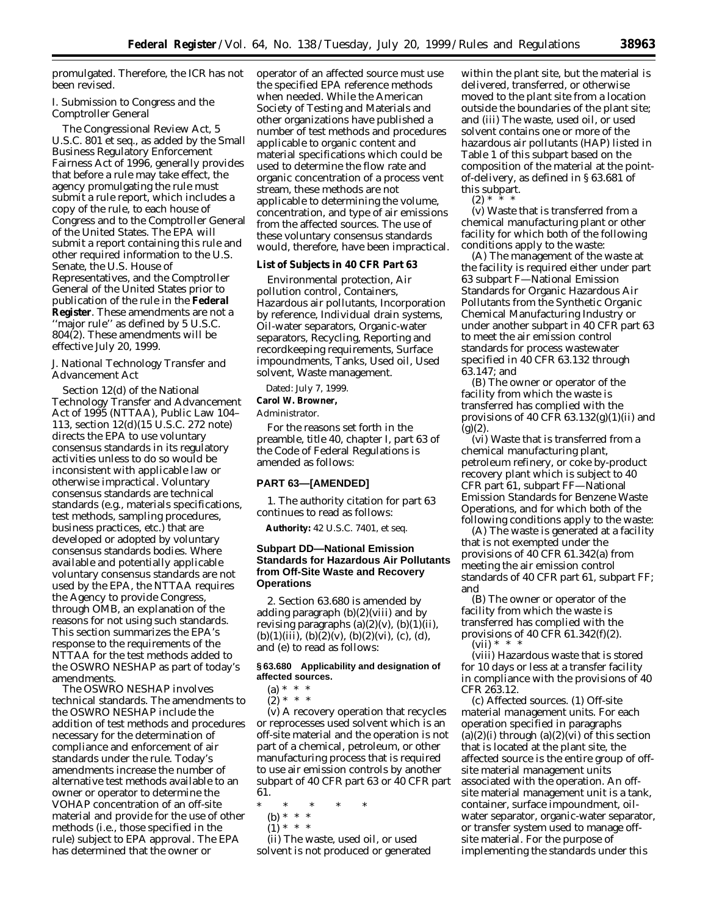promulgated. Therefore, the ICR has not been revised.

I. Submission to Congress and the Comptroller General

The Congressional Review Act, 5 U.S.C. 801 et seq., as added by the Small Business Regulatory Enforcement Fairness Act of 1996, generally provides that before a rule may take effect, the agency promulgating the rule must submit a rule report, which includes a copy of the rule, to each house of Congress and to the Comptroller General of the United States. The EPA will submit a report containing this rule and other required information to the U.S. Senate, the U.S. House of Representatives, and the Comptroller General of the United States prior to publication of the rule in the **Federal Register**. These amendments are not a ''major rule'' as defined by 5 U.S.C. 804(2). These amendments will be effective July 20, 1999.

J. National Technology Transfer and Advancement Act

Section 12(d) of the National Technology Transfer and Advancement Act of 1995 (NTTAA), Public Law 104–113, section 12(d)(15 U.S.C. 272 note) directs the EPA to use voluntary consensus standards in its regulatory activities unless to do so would be inconsistent with applicable law or otherwise impractical. Voluntary consensus standards are technical standards (e.g., materials specifications, test methods, sampling procedures, business practices, etc.) that are developed or adopted by voluntary consensus standards bodies. Where available and potentially applicable voluntary consensus standards are not used by the EPA, the NTTAA requires the Agency to provide Congress, through OMB, an explanation of the reasons for not using such standards. This section summarizes the EPA's response to the requirements of the NTTAA for the test methods added to the OSWRO NESHAP as part of today's amendments.

The OSWRO NESHAP involves technical standards. The amendments to the OSWRO NESHAP include the addition of test methods and procedures necessary for the determination of compliance and enforcement of air standards under the rule. Today's amendments increase the number of alternative test methods available to an owner or operator to determine the VOHAP concentration of an off-site material and provide for the use of other methods (i.e., those specified in the rule) subject to EPA approval. The EPA has determined that the owner or operator of an affected source must use the specified EPA reference methods when needed. While the American Society of Testing and Materials and other organizations have published a number of test methods and procedures applicable to organic content and material specifications which could be used to determine the flow rate and organic concentration of a process vent stream, these methods are not applicable to determining the volume, concentration, and type of air emissions from the affected sources. The use of these voluntary consensus standards would, therefore, have been impractical.

**List of Subjects in 40 CFR Part 63**

Environmental protection, Air pollution control, Containers, Hazardous air pollutants, Incorporation by reference, Individual drain systems, Oil-water separators, Organic-water separators, Recycling, Reporting and recordkeeping requirements, Surface impoundments, Tanks, Used oil, Used solvent, Waste management.

Dated: July 7, 1999.

**Carol W. Browner,**

*Administrator.*

For the reasons set forth in the preamble, title 40, chapter I, part 63 of the Code of Federal Regulations is amended as follows:

**PART 63—[AMENDED]**

1. The authority citation for part 63 continues to read as follows:

**Authority:** 42 U.S.C. 7401, et seq.

**Subpart DD—National Emission Standards for Hazardous Air Pollutants from Off-Site Waste and Recovery Operations**

2. Section 63.680 is amended by adding paragraph (b)(2)(viii) and by revising paragraphs (a)(2)(v), (b)(1)(ii), (b)(1)(iii), (b)(2)(v), (b)(2)(vi), (c), (d), and (e) to read as follows:

**§ 63.680 Applicability and designation of affected sources.**

(a) * * *

(2) * * *

(v) A recovery operation that recycles or reprocesses used solvent which is an off-site material and the operation is not part of a chemical, petroleum, or other manufacturing process that is required to use air emission controls by another subpart of 40 CFR part 63 or 40 CFR part 61.

\* \* \* \* \*

(b) * * *

(1) * * *

(ii) The waste, used oil, or used solvent is not produced or generated within the plant site, but the material is delivered, transferred, or otherwise moved to the plant site from a location outside the boundaries of the plant site; and (iii) The waste, used oil, or used solvent contains one or more of the hazardous air pollutants (HAP) listed in Table 1 of this subpart based on the composition of the material at the point-of-delivery, as defined in § 63.681 of this subpart.

(2) * * *

(v) Waste that is transferred from a chemical manufacturing plant or other facility for which both of the following conditions apply to the waste:

(A) The management of the waste at the facility is required either under part 63 subpart F—National Emission Standards for Organic Hazardous Air Pollutants from the Synthetic Organic Chemical Manufacturing Industry or under another subpart in 40 CFR part 63 to meet the air emission control standards for process wastewater specified in 40 CFR 63.132 through 63.147; and

(B) The owner or operator of the facility from which the waste is transferred has complied with the provisions of 40 CFR 63.132(g)(1)(ii) and (g)(2).

(vi) Waste that is transferred from a chemical manufacturing plant, petroleum refinery, or coke by-product recovery plant which is subject to 40 CFR part 61, subpart FF—National Emission Standards for Benzene Waste Operations, and for which both of the following conditions apply to the waste:

(A) The waste is generated at a facility that is not exempted under the provisions of 40 CFR 61.342(a) from meeting the air emission control standards of 40 CFR part 61, subpart FF; and

(B) The owner or operator of the facility from which the waste is transferred has complied with the provisions of 40 CFR 61.342(f)(2).

(vii) * * *

(viii) Hazardous waste that is stored for 10 days or less at a transfer facility in compliance with the provisions of 40 CFR 263.12.

(c) *Affected sources.* (1) *Off-site material management units.* For each operation specified in paragraphs (a)(2)(i) through (a)(2)(vi) of this section that is located at the plant site, the affected source is the entire group of off-site material management units associated with the operation. An off-site material management unit is a tank, container, surface impoundment, oil-water separator, organic-water separator, or transfer system used to manage off-site material. For the purpose of implementing the standards under this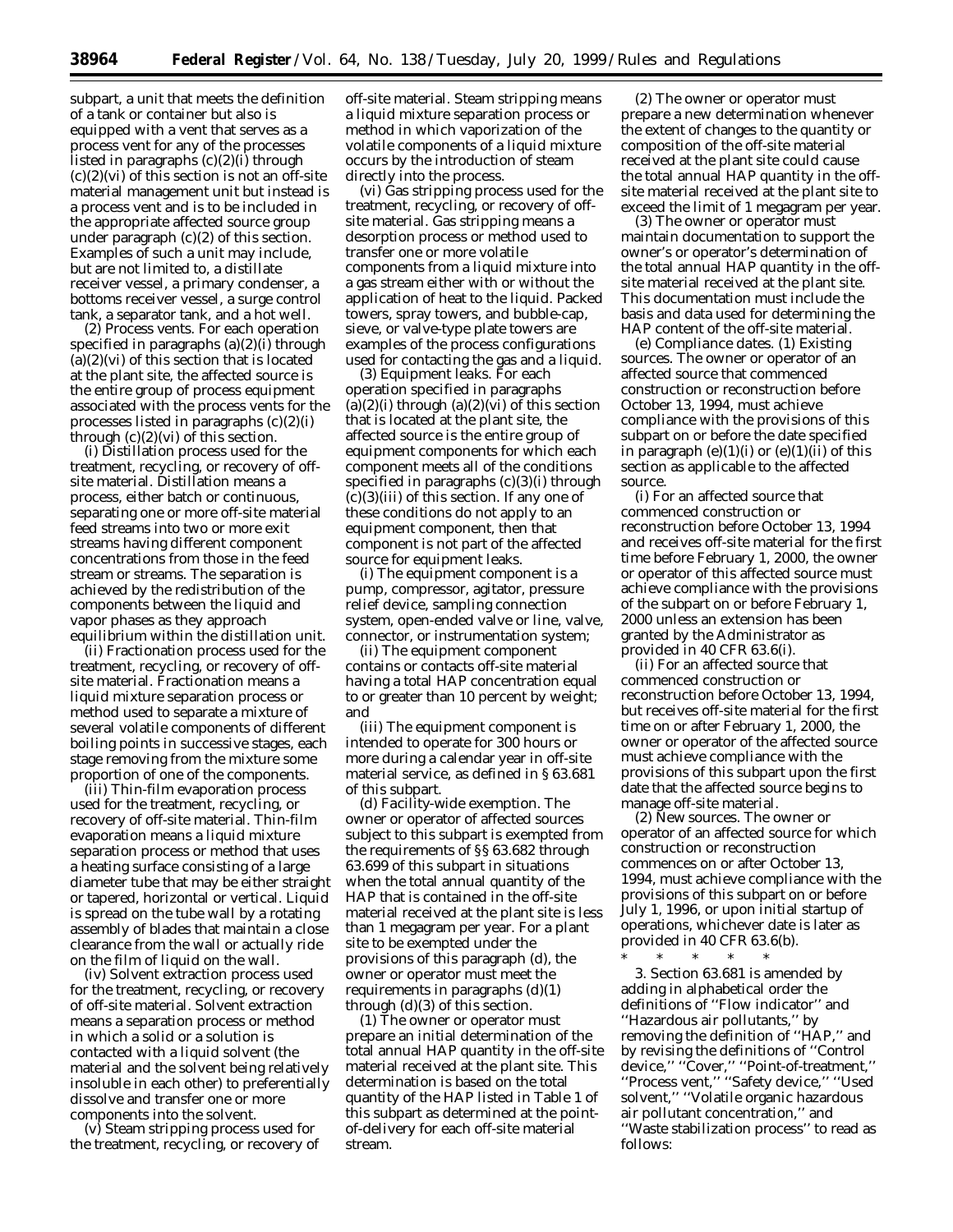subpart, a unit that meets the definition of a tank or container but also is equipped with a vent that serves as a process vent for any of the processes listed in paragraphs (c)(2)(i) through (c)(2)(vi) of this section is not an off-site material management unit but instead is a process vent and is to be included in the appropriate affected source group under paragraph (c)(2) of this section. Examples of such a unit may include, but are not limited to, a distillate receiver vessel, a primary condenser, a bottoms receiver vessel, a surge control tank, a separator tank, and a hot well.

(2) *Process vents.* For each operation specified in paragraphs (a)(2)(i) through (a)(2)(vi) of this section that is located at the plant site, the affected source is the entire group of process equipment associated with the process vents for the processes listed in paragraphs (c)(2)(i) through (c)(2)(vi) of this section.

(i) Distillation process used for the treatment, recycling, or recovery of off-site material. Distillation means a process, either batch or continuous, separating one or more off-site material feed streams into two or more exit streams having different component concentrations from those in the feed stream or streams. The separation is achieved by the redistribution of the components between the liquid and vapor phases as they approach equilibrium within the distillation unit.

(ii) Fractionation process used for the treatment, recycling, or recovery of off-site material. Fractionation means a liquid mixture separation process or method used to separate a mixture of several volatile components of different boiling points in successive stages, each stage removing from the mixture some proportion of one of the components.

(iii) Thin-film evaporation process used for the treatment, recycling, or recovery of off-site material. Thin-film evaporation means a liquid mixture separation process or method that uses a heating surface consisting of a large diameter tube that may be either straight or tapered, horizontal or vertical. Liquid is spread on the tube wall by a rotating assembly of blades that maintain a close clearance from the wall or actually ride on the film of liquid on the wall.

(iv) Solvent extraction process used for the treatment, recycling, or recovery of off-site material. Solvent extraction means a separation process or method in which a solid or a solution is contacted with a liquid solvent (the material and the solvent being relatively insoluble in each other) to preferentially dissolve and transfer one or more components into the solvent.

(v) Steam stripping process used for the treatment, recycling, or recovery of off-site material. Steam stripping means a liquid mixture separation process or method in which vaporization of the volatile components of a liquid mixture occurs by the introduction of steam directly into the process.

(vi) Gas stripping process used for the treatment, recycling, or recovery of off-site material. Gas stripping means a desorption process or method used to transfer one or more volatile components from a liquid mixture into a gas stream either with or without the application of heat to the liquid. Packed towers, spray towers, and bubble-cap, sieve, or valve-type plate towers are examples of the process configurations used for contacting the gas and a liquid.

(3) *Equipment leaks.* For each operation specified in paragraphs (a)(2)(i) through (a)(2)(vi) of this section that is located at the plant site, the affected source is the entire group of equipment components for which each component meets all of the conditions specified in paragraphs (c)(3)(i) through (c)(3)(iii) of this section. If any one of these conditions do not apply to an equipment component, then that component is not part of the affected source for equipment leaks.

(i) The equipment component is a pump, compressor, agitator, pressure relief device, sampling connection system, open-ended valve or line, valve, connector, or instrumentation system;

(ii) The equipment component contains or contacts off-site material having a total HAP concentration equal to or greater than 10 percent by weight; and

(iii) The equipment component is intended to operate for 300 hours or more during a calendar year in off-site material service, as defined in § 63.681 of this subpart.

(d) *Facility-wide exemption.* The owner or operator of affected sources subject to this subpart is exempted from the requirements of §§ 63.682 through 63.699 of this subpart in situations when the total annual quantity of the HAP that is contained in the off-site material received at the plant site is less than 1 megagram per year. For a plant site to be exempted under the provisions of this paragraph (d), the owner or operator must meet the requirements in paragraphs (d)(1) through (d)(3) of this section.

(1) The owner or operator must prepare an initial determination of the total annual HAP quantity in the off-site material received at the plant site. This determination is based on the total quantity of the HAP listed in Table 1 of this subpart as determined at the point-of-delivery for each off-site material stream.

(2) The owner or operator must prepare a new determination whenever the extent of changes to the quantity or composition of the off-site material received at the plant site could cause the total annual HAP quantity in the off-site material received at the plant site to exceed the limit of 1 megagram per year.

(3) The owner or operator must maintain documentation to support the owner's or operator's determination of the total annual HAP quantity in the off-site material received at the plant site. This documentation must include the basis and data used for determining the HAP content of the off-site material.

(e) *Compliance dates.* (1) *Existing sources.* The owner or operator of an affected source that commenced construction or reconstruction before October 13, 1994, must achieve compliance with the provisions of this subpart on or before the date specified in paragraph (e)(1)(i) or (e)(1)(ii) of this section as applicable to the affected source.

(i) For an affected source that commenced construction or reconstruction before October 13, 1994 and receives off-site material for the first time before February 1, 2000, the owner or operator of this affected source must achieve compliance with the provisions of the subpart on or before February 1, 2000 unless an extension has been granted by the Administrator as provided in 40 CFR 63.6(i).

(ii) For an affected source that commenced construction or reconstruction before October 13, 1994, but receives off-site material for the first time on or after February 1, 2000, the owner or operator of the affected source must achieve compliance with the provisions of this subpart upon the first date that the affected source begins to manage off-site material.

(2) *New sources.* The owner or operator of an affected source for which construction or reconstruction commences on or after October 13, 1994, must achieve compliance with the provisions of this subpart on or before July 1, 1996, or upon initial startup of operations, whichever date is later as provided in 40 CFR 63.6(b).

\* \* \* \* \*

3. Section 63.681 is amended by adding in alphabetical order the definitions of "Flow indicator" and "Hazardous air pollutants," by removing the definition of "HAP," and by revising the definitions of "Control device," "Cover," "Point-of-treatment," "Process vent," "Safety device," "Used solvent," "Volatile organic hazardous air pollutant concentration," and "Waste stabilization process" to read as follows: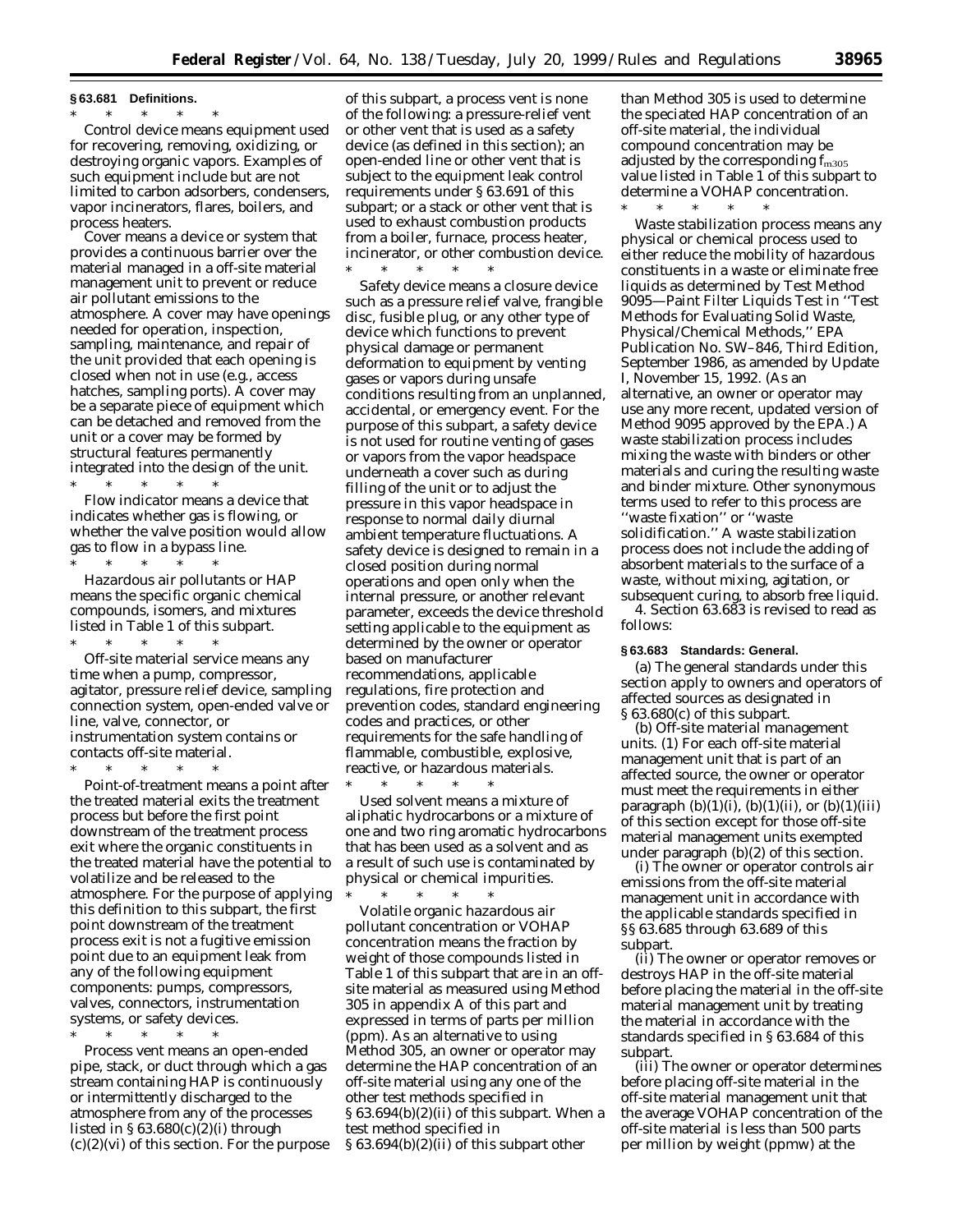**§ 63.681 Definitions.**

\* \* \* \* \*

*Control device* means equipment used for recovering, removing, oxidizing, or destroying organic vapors. Examples of such equipment include but are not limited to carbon adsorbers, condensers, vapor incinerators, flares, boilers, and process heaters.

*Cover* means a device or system that provides a continuous barrier over the material managed in a off-site material management unit to prevent or reduce air pollutant emissions to the atmosphere. A cover may have openings needed for operation, inspection, sampling, maintenance, and repair of the unit provided that each opening is closed when not in use (e.g., access hatches, sampling ports). A cover may be a separate piece of equipment which can be detached and removed from the unit or a cover may be formed by structural features permanently integrated into the design of the unit.

\* \* \* \* \*

*Flow indicator* means a device that indicates whether gas is flowing, or whether the valve position would allow gas to flow in a bypass line.

\* \* \* \* \*

*Hazardous air pollutants or HAP* means the specific organic chemical compounds, isomers, and mixtures listed in Table 1 of this subpart.

\* \* \* \* \*

*Off-site material service* means any time when a pump, compressor, agitator, pressure relief device, sampling connection system, open-ended valve or line, valve, connector, or instrumentation system contains or contacts off-site material.

\* \* \* \* \*

*Point-of-treatment* means a point after the treated material exits the treatment process but before the first point downstream of the treatment process exit where the organic constituents in the treated material have the potential to volatilize and be released to the atmosphere. For the purpose of applying this definition to this subpart, the first point downstream of the treatment process exit is not a fugitive emission point due to an equipment leak from any of the following equipment components: pumps, compressors, valves, connectors, instrumentation systems, or safety devices.

\* \* \* \* \*

*Process vent* means an open-ended pipe, stack, or duct through which a gas stream containing HAP is continuously or intermittently discharged to the atmosphere from any of the processes listed in § 63.680(c)(2)(i) through (c)(2)(vi) of this section. For the purpose of this subpart, a process vent is none of the following: a pressure-relief vent or other vent that is used as a safety device (as defined in this section); an open-ended line or other vent that is subject to the equipment leak control requirements under § 63.691 of this subpart; or a stack or other vent that is used to exhaust combustion products from a boiler, furnace, process heater, incinerator, or other combustion device.

\* \* \* \* \*

*Safety device* means a closure device such as a pressure relief valve, frangible disc, fusible plug, or any other type of device which functions to prevent physical damage or permanent deformation to equipment by venting gases or vapors during unsafe conditions resulting from an unplanned, accidental, or emergency event. For the purpose of this subpart, a safety device is not used for routine venting of gases or vapors from the vapor headspace underneath a cover such as during filling of the unit or to adjust the pressure in this vapor headspace in response to normal daily diurnal ambient temperature fluctuations. A safety device is designed to remain in a closed position during normal operations and open only when the internal pressure, or another relevant parameter, exceeds the device threshold setting applicable to the equipment as determined by the owner or operator based on manufacturer recommendations, applicable regulations, fire protection and prevention codes, standard engineering codes and practices, or other requirements for the safe handling of flammable, combustible, explosive, reactive, or hazardous materials.

\* \* \* \* \*

*Used solvent* means a mixture of aliphatic hydrocarbons or a mixture of one and two ring aromatic hydrocarbons that has been used as a solvent and as a result of such use is contaminated by physical or chemical impurities.

\* \* \* \* \*

*Volatile organic hazardous air pollutant concentration or VOHAP concentration* means the fraction by weight of those compounds listed in Table 1 of this subpart that are in an off-site material as measured using Method 305 in appendix A of this part and expressed in terms of parts per million (ppm). As an alternative to using Method 305, an owner or operator may determine the HAP concentration of an off-site material using any one of the other test methods specified in § 63.694(b)(2)(ii) of this subpart. When a test method specified in § 63.694(b)(2)(ii) of this subpart other than Method 305 is used to determine the speciated HAP concentration of an off-site material, the individual compound concentration may be adjusted by the corresponding $f_{m305}$ value listed in Table 1 of this subpart to determine a VOHAP concentration.

\* \* \* \* \*

*Waste stabilization process* means any physical or chemical process used to either reduce the mobility of hazardous constituents in a waste or eliminate free liquids as determined by Test Method 9095—Paint Filter Liquids Test in ''Test Methods for Evaluating Solid Waste, Physical/Chemical Methods,'' EPA Publication No. SW–846, Third Edition, September 1986, as amended by Update I, November 15, 1992. (As an alternative, an owner or operator may use any more recent, updated version of Method 9095 approved by the EPA.) A waste stabilization process includes mixing the waste with binders or other materials and curing the resulting waste and binder mixture. Other synonymous terms used to refer to this process are ''waste fixation'' or ''waste solidification.'' A waste stabilization process does not include the adding of absorbent materials to the surface of a waste, without mixing, agitation, or subsequent curing, to absorb free liquid.

4. Section 63.683 is revised to read as follows:

**§ 63.683 Standards: General.**

(a) The general standards under this section apply to owners and operators of affected sources as designated in § 63.680(c) of this subpart.

(b) *Off-site material management units.* (1) For each off-site material management unit that is part of an affected source, the owner or operator must meet the requirements in either paragraph (b)(1)(i), (b)(1)(ii), or (b)(1)(iii) of this section except for those off-site material management units exempted under paragraph (b)(2) of this section.

(i) The owner or operator controls air emissions from the off-site material management unit in accordance with the applicable standards specified in §§ 63.685 through 63.689 of this subpart.

(ii) The owner or operator removes or destroys HAP in the off-site material before placing the material in the off-site material management unit by treating the material in accordance with the standards specified in § 63.684 of this subpart.

(iii) The owner or operator determines before placing off-site material in the off-site material management unit that the average VOHAP concentration of the off-site material is less than 500 parts per million by weight (ppmw) at the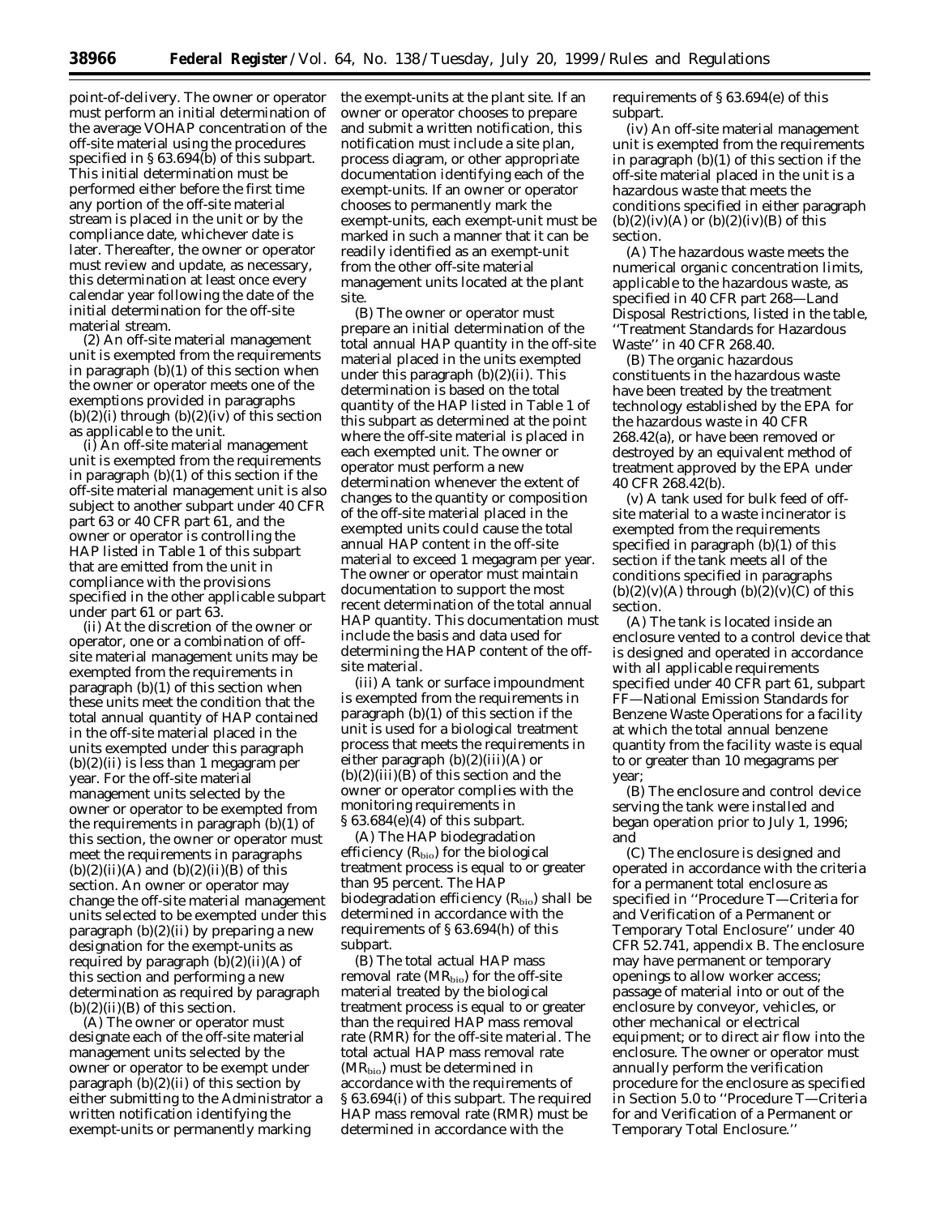point-of-delivery. The owner or operator must perform an initial determination of the average VOHAP concentration of the off-site material using the procedures specified in § 63.694(b) of this subpart. This initial determination must be performed either before the first time any portion of the off-site material stream is placed in the unit or by the compliance date, whichever date is later. Thereafter, the owner or operator must review and update, as necessary, this determination at least once every calendar year following the date of the initial determination for the off-site material stream.

(2) An off-site material management unit is exempted from the requirements in paragraph (b)(1) of this section when the owner or operator meets one of the exemptions provided in paragraphs (b)(2)(i) through (b)(2)(iv) of this section as applicable to the unit.

(i) An off-site material management unit is exempted from the requirements in paragraph (b)(1) of this section if the off-site material management unit is also subject to another subpart under 40 CFR part 63 or 40 CFR part 61, and the owner or operator is controlling the HAP listed in Table 1 of this subpart that are emitted from the unit in compliance with the provisions specified in the other applicable subpart under part 61 or part 63.

(ii) At the discretion of the owner or operator, one or a combination of off-site material management units may be exempted from the requirements in paragraph (b)(1) of this section when these units meet the condition that the total annual quantity of HAP contained in the off-site material placed in the units exempted under this paragraph (b)(2)(ii) is less than 1 megagram per year. For the off-site material management units selected by the owner or operator to be exempted from the requirements in paragraph (b)(1) of this section, the owner or operator must meet the requirements in paragraphs (b)(2)(ii)(A) and (b)(2)(ii)(B) of this section. An owner or operator may change the off-site material management units selected to be exempted under this paragraph (b)(2)(ii) by preparing a new designation for the exempt-units as required by paragraph (b)(2)(ii)(A) of this section and performing a new determination as required by paragraph (b)(2)(ii)(B) of this section.

(A) The owner or operator must designate each of the off-site material management units selected by the owner or operator to be exempt under paragraph (b)(2)(ii) of this section by either submitting to the Administrator a written notification identifying the exempt-units or permanently marking the exempt-units at the plant site. If an owner or operator chooses to prepare and submit a written notification, this notification must include a site plan, process diagram, or other appropriate documentation identifying each of the exempt-units. If an owner or operator chooses to permanently mark the exempt-units, each exempt-unit must be marked in such a manner that it can be readily identified as an exempt-unit from the other off-site material management units located at the plant site.

(B) The owner or operator must prepare an initial determination of the total annual HAP quantity in the off-site material placed in the units exempted under this paragraph (b)(2)(ii). This determination is based on the total quantity of the HAP listed in Table 1 of this subpart as determined at the point where the off-site material is placed in each exempted unit. The owner or operator must perform a new determination whenever the extent of changes to the quantity or composition of the off-site material placed in the exempted units could cause the total annual HAP content in the off-site material to exceed 1 megagram per year. The owner or operator must maintain documentation to support the most recent determination of the total annual HAP quantity. This documentation must include the basis and data used for determining the HAP content of the off-site material.

(iii) A tank or surface impoundment is exempted from the requirements in paragraph (b)(1) of this section if the unit is used for a biological treatment process that meets the requirements in either paragraph (b)(2)(iii)(A) or (b)(2)(iii)(B) of this section and the owner or operator complies with the monitoring requirements in § 63.684(e)(4) of this subpart.

(A) The HAP biodegradation efficiency ($R_{bio}$) for the biological treatment process is equal to or greater than 95 percent. The HAP biodegradation efficiency ($R_{bio}$) shall be determined in accordance with the requirements of § 63.694(h) of this subpart.

(B) The total actual HAP mass removal rate ($MR_{bio}$) for the off-site material treated by the biological treatment process is equal to or greater than the required HAP mass removal rate (RMR) for the off-site material. The total actual HAP mass removal rate ($MR_{bio}$) must be determined in accordance with the requirements of § 63.694(i) of this subpart. The required HAP mass removal rate (RMR) must be determined in accordance with the requirements of § 63.694(e) of this subpart.

(iv) An off-site material management unit is exempted from the requirements in paragraph (b)(1) of this section if the off-site material placed in the unit is a hazardous waste that meets the conditions specified in either paragraph (b)(2)(iv)(A) or (b)(2)(iv)(B) of this section.

(A) The hazardous waste meets the numerical organic concentration limits, applicable to the hazardous waste, as specified in 40 CFR part 268—Land Disposal Restrictions, listed in the table, "Treatment Standards for Hazardous Waste" in 40 CFR 268.40.

(B) The organic hazardous constituents in the hazardous waste have been treated by the treatment technology established by the EPA for the hazardous waste in 40 CFR 268.42(a), or have been removed or destroyed by an equivalent method of treatment approved by the EPA under 40 CFR 268.42(b).

(v) A tank used for bulk feed of off-site material to a waste incinerator is exempted from the requirements specified in paragraph (b)(1) of this section if the tank meets all of the conditions specified in paragraphs (b)(2)(v)(A) through (b)(2)(v)(C) of this section.

(A) The tank is located inside an enclosure vented to a control device that is designed and operated in accordance with all applicable requirements specified under 40 CFR part 61, subpart FF—National Emission Standards for Benzene Waste Operations for a facility at which the total annual benzene quantity from the facility waste is equal to or greater than 10 megagrams per year;

(B) The enclosure and control device serving the tank were installed and began operation prior to July 1, 1996; and

(C) The enclosure is designed and operated in accordance with the criteria for a permanent total enclosure as specified in "Procedure T—Criteria for and Verification of a Permanent or Temporary Total Enclosure" under 40 CFR 52.741, appendix B. The enclosure may have permanent or temporary openings to allow worker access; passage of material into or out of the enclosure by conveyor, vehicles, or other mechanical or electrical equipment; or to direct air flow into the enclosure. The owner or operator must annually perform the verification procedure for the enclosure as specified in Section 5.0 to "Procedure T—Criteria for and Verification of a Permanent or Temporary Total Enclosure."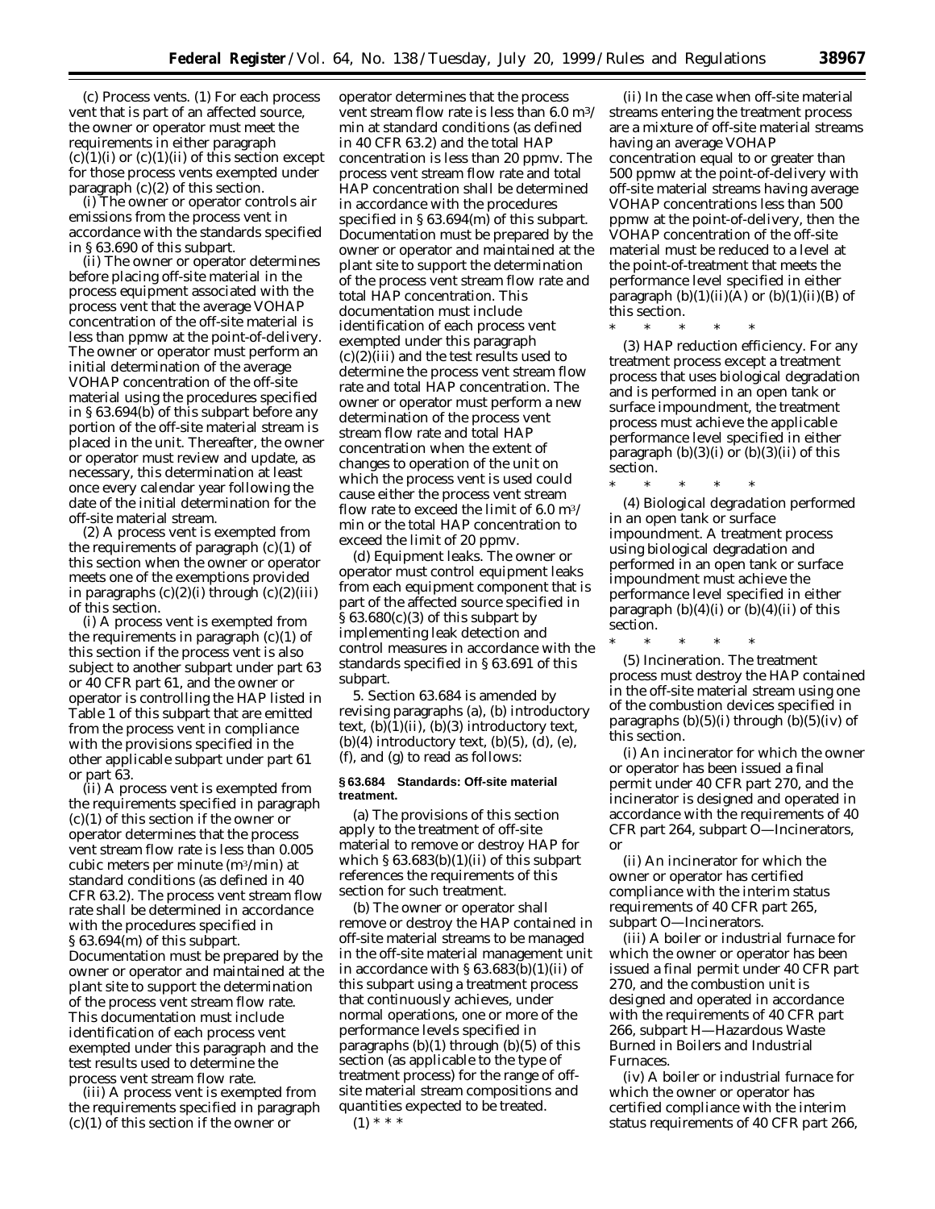(c) *Process vents.* (1) For each process vent that is part of an affected source, the owner or operator must meet the requirements in either paragraph (c)(1)(i) or (c)(1)(ii) of this section except for those process vents exempted under paragraph (c)(2) of this section.

(i) The owner or operator controls air emissions from the process vent in accordance with the standards specified in § 63.690 of this subpart.

(ii) The owner or operator determines before placing off-site material in the process equipment associated with the process vent that the average VOHAP concentration of the off-site material is less than ppmw at the point-of-delivery. The owner or operator must perform an initial determination of the average VOHAP concentration of the off-site material using the procedures specified in § 63.694(b) of this subpart before any portion of the off-site material stream is placed in the unit. Thereafter, the owner or operator must review and update, as necessary, this determination at least once every calendar year following the date of the initial determination for the off-site material stream.

(2) A process vent is exempted from the requirements of paragraph (c)(1) of this section when the owner or operator meets one of the exemptions provided in paragraphs (c)(2)(i) through (c)(2)(iii) of this section.

(i) A process vent is exempted from the requirements in paragraph (c)(1) of this section if the process vent is also subject to another subpart under part 63 or 40 CFR part 61, and the owner or operator is controlling the HAP listed in Table 1 of this subpart that are emitted from the process vent in compliance with the provisions specified in the other applicable subpart under part 61 or part 63.

(ii) A process vent is exempted from the requirements specified in paragraph (c)(1) of this section if the owner or operator determines that the process vent stream flow rate is less than 0.005 cubic meters per minute ($m^3$/min) at standard conditions (as defined in 40 CFR 63.2). The process vent stream flow rate shall be determined in accordance with the procedures specified in § 63.694(m) of this subpart. Documentation must be prepared by the owner or operator and maintained at the plant site to support the determination of the process vent stream flow rate. This documentation must include identification of each process vent exempted under this paragraph and the test results used to determine the process vent stream flow rate.

(iii) A process vent is exempted from the requirements specified in paragraph (c)(1) of this section if the owner or operator determines that the process vent stream flow rate is less than 6.0 $m^3$/min at standard conditions (as defined in 40 CFR 63.2) and the total HAP concentration is less than 20 ppmv. The process vent stream flow rate and total HAP concentration shall be determined in accordance with the procedures specified in § 63.694(m) of this subpart. Documentation must be prepared by the owner or operator and maintained at the plant site to support the determination of the process vent stream flow rate and total HAP concentration. This documentation must include identification of each process vent exempted under this paragraph (c)(2)(iii) and the test results used to determine the process vent stream flow rate and total HAP concentration. The owner or operator must perform a new determination of the process vent stream flow rate and total HAP concentration when the extent of changes to operation of the unit on which the process vent is used could cause either the process vent stream flow rate to exceed the limit of 6.0 $m^3$/min or the total HAP concentration to exceed the limit of 20 ppmv.

(d) *Equipment leaks.* The owner or operator must control equipment leaks from each equipment component that is part of the affected source specified in § 63.680(c)(3) of this subpart by implementing leak detection and control measures in accordance with the standards specified in § 63.691 of this subpart.

5. Section 63.684 is amended by revising paragraphs (a), (b) introductory text, (b)(1)(ii), (b)(3) introductory text, (b)(4) introductory text, (b)(5), (d), (e), (f), and (g) to read as follows:

**§ 63.684 Standards: Off-site material treatment.**

(a) The provisions of this section apply to the treatment of off-site material to remove or destroy HAP for which § 63.683(b)(1)(ii) of this subpart references the requirements of this section for such treatment.

(b) The owner or operator shall remove or destroy the HAP contained in off-site material streams to be managed in the off-site material management unit in accordance with § 63.683(b)(1)(ii) of this subpart using a treatment process that continuously achieves, under normal operations, one or more of the performance levels specified in paragraphs (b)(1) through (b)(5) of this section (as applicable to the type of treatment process) for the range of off-site material stream compositions and quantities expected to be treated.

(1) * * *

(ii) In the case when off-site material streams entering the treatment process are a mixture of off-site material streams having an average VOHAP concentration equal to or greater than 500 ppmw at the point-of-delivery with off-site material streams having average VOHAP concentrations less than 500 ppmw at the point-of-delivery, then the VOHAP concentration of the off-site material must be reduced to a level at the point-of-treatment that meets the performance level specified in either paragraph (b)(1)(ii)(A) or (b)(1)(ii)(B) of this section.

* * * * *

(3) *HAP reduction efficiency.* For any treatment process except a treatment process that uses biological degradation and is performed in an open tank or surface impoundment, the treatment process must achieve the applicable performance level specified in either paragraph (b)(3)(i) or (b)(3)(ii) of this section.

* * * * *

(4) *Biological degradation performed in an open tank or surface impoundment.* A treatment process using biological degradation and performed in an open tank or surface impoundment must achieve the performance level specified in either paragraph (b)(4)(i) or (b)(4)(ii) of this section.

* * * * *

(5) *Incineration.* The treatment process must destroy the HAP contained in the off-site material stream using one of the combustion devices specified in paragraphs (b)(5)(i) through (b)(5)(iv) of this section.

(i) An incinerator for which the owner or operator has been issued a final permit under 40 CFR part 270, and the incinerator is designed and operated in accordance with the requirements of 40 CFR part 264, subpart O—Incinerators, or

(ii) An incinerator for which the owner or operator has certified compliance with the interim status requirements of 40 CFR part 265, subpart O—Incinerators.

(iii) A boiler or industrial furnace for which the owner or operator has been issued a final permit under 40 CFR part 270, and the combustion unit is designed and operated in accordance with the requirements of 40 CFR part 266, subpart H—Hazardous Waste Burned in Boilers and Industrial Furnaces.

(iv) A boiler or industrial furnace for which the owner or operator has certified compliance with the interim status requirements of 40 CFR part 266,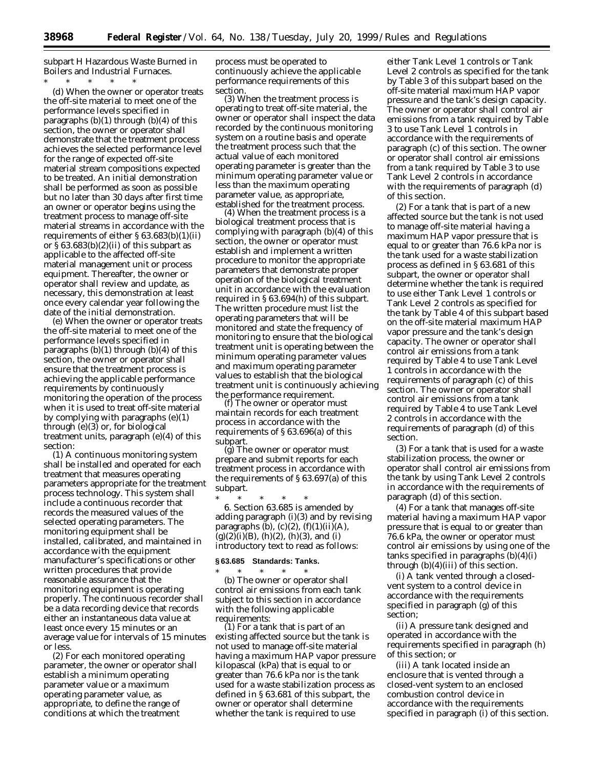subpart H Hazardous Waste Burned in Boilers and Industrial Furnaces.

\* \* \* \* \*

(d) When the owner or operator treats the off-site material to meet one of the performance levels specified in paragraphs (b)(1) through (b)(4) of this section, the owner or operator shall demonstrate that the treatment process achieves the selected performance level for the range of expected off-site material stream compositions expected to be treated. An initial demonstration shall be performed as soon as possible but no later than 30 days after first time an owner or operator begins using the treatment process to manage off-site material streams in accordance with the requirements of either § 63.683(b)(1)(ii) or § 63.683(b)(2)(ii) of this subpart as applicable to the affected off-site material management unit or process equipment. Thereafter, the owner or operator shall review and update, as necessary, this demonstration at least once every calendar year following the date of the initial demonstration.

(e) When the owner or operator treats the off-site material to meet one of the performance levels specified in paragraphs (b)(1) through (b)(4) of this section, the owner or operator shall ensure that the treatment process is achieving the applicable performance requirements by continuously monitoring the operation of the process when it is used to treat off-site material by complying with paragraphs (e)(1) through (e)(3) or, for biological treatment units, paragraph (e)(4) of this section:

(1) A continuous monitoring system shall be installed and operated for each treatment that measures operating parameters appropriate for the treatment process technology. This system shall include a continuous recorder that records the measured values of the selected operating parameters. The monitoring equipment shall be installed, calibrated, and maintained in accordance with the equipment manufacturer's specifications or other written procedures that provide reasonable assurance that the monitoring equipment is operating properly. The continuous recorder shall be a data recording device that records either an instantaneous data value at least once every 15 minutes or an average value for intervals of 15 minutes or less.

(2) For each monitored operating parameter, the owner or operator shall establish a minimum operating parameter value or a maximum operating parameter value, as appropriate, to define the range of conditions at which the treatment process must be operated to continuously achieve the applicable performance requirements of this section.

(3) When the treatment process is operating to treat off-site material, the owner or operator shall inspect the data recorded by the continuous monitoring system on a routine basis and operate the treatment process such that the actual value of each monitored operating parameter is greater than the minimum operating parameter value or less than the maximum operating parameter value, as appropriate, established for the treatment process.

(4) When the treatment process is a biological treatment process that is complying with paragraph (b)(4) of this section, the owner or operator must establish and implement a written procedure to monitor the appropriate parameters that demonstrate proper operation of the biological treatment unit in accordance with the evaluation required in § 63.694(h) of this subpart. The written procedure must list the operating parameters that will be monitored and state the frequency of monitoring to ensure that the biological treatment unit is operating between the minimum operating parameter values and maximum operating parameter values to establish that the biological treatment unit is continuously achieving the performance requirement.

(f) The owner or operator must maintain records for each treatment process in accordance with the requirements of § 63.696(a) of this subpart.

(g) The owner or operator must prepare and submit reports for each treatment process in accordance with the requirements of § 63.697(a) of this subpart.

\* \* \* \* \*

6. Section 63.685 is amended by adding paragraph (i)(3) and by revising paragraphs (b), (c)(2), (f)(1)(ii)(A), (g)(2)(i)(B), (h)(2), (h)(3), and (i) introductory text to read as follows:

**§ 63.685 Standards: Tanks.**

\* \* \* \* \*

(b) The owner or operator shall control air emissions from each tank subject to this section in accordance with the following applicable requirements:

(1) For a tank that is part of an existing affected source but the tank is not used to manage off-site material having a maximum HAP vapor pressure kilopascal (kPa) that is equal to or greater than 76.6 kPa nor is the tank used for a waste stabilization process as defined in § 63.681 of this subpart, the owner or operator shall determine whether the tank is required to use either Tank Level 1 controls or Tank Level 2 controls as specified for the tank by Table 3 of this subpart based on the off-site material maximum HAP vapor pressure and the tank's design capacity. The owner or operator shall control air emissions from a tank required by Table 3 to use Tank Level 1 controls in accordance with the requirements of paragraph (c) of this section. The owner or operator shall control air emissions from a tank required by Table 3 to use Tank Level 2 controls in accordance with the requirements of paragraph (d) of this section.

(2) For a tank that is part of a new affected source but the tank is not used to manage off-site material having a maximum HAP vapor pressure that is equal to or greater than 76.6 kPa nor is the tank used for a waste stabilization process as defined in § 63.681 of this subpart, the owner or operator shall determine whether the tank is required to use either Tank Level 1 controls or Tank Level 2 controls as specified for the tank by Table 4 of this subpart based on the off-site material maximum HAP vapor pressure and the tank's design capacity. The owner or operator shall control air emissions from a tank required by Table 4 to use Tank Level 1 controls in accordance with the requirements of paragraph (c) of this section. The owner or operator shall control air emissions from a tank required by Table 4 to use Tank Level 2 controls in accordance with the requirements of paragraph (d) of this section.

(3) For a tank that is used for a waste stabilization process, the owner or operator shall control air emissions from the tank by using Tank Level 2 controls in accordance with the requirements of paragraph (d) of this section.

(4) For a tank that manages off-site material having a maximum HAP vapor pressure that is equal to or greater than 76.6 kPa, the owner or operator must control air emissions by using one of the tanks specified in paragraphs (b)(4)(i) through (b)(4)(iii) of this section.

(i) A tank vented through a closed-vent system to a control device in accordance with the requirements specified in paragraph (g) of this section;

(ii) A pressure tank designed and operated in accordance with the requirements specified in paragraph (h) of this section; or

(iii) A tank located inside an enclosure that is vented through a closed-vent system to an enclosed combustion control device in accordance with the requirements specified in paragraph (i) of this section.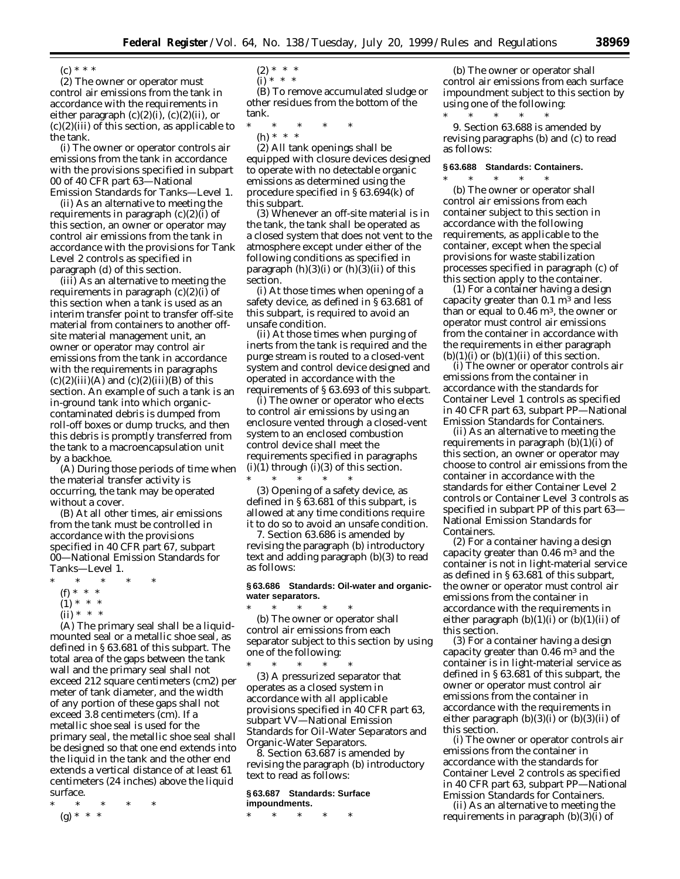(c) * * *

(2) The owner or operator must control air emissions from the tank in accordance with the requirements in either paragraph (c)(2)(i), (c)(2)(ii), or (c)(2)(iii) of this section, as applicable to the tank.

(i) The owner or operator controls air emissions from the tank in accordance with the provisions specified in subpart OO of 40 CFR part 63—National Emission Standards for Tanks—Level 1.

(ii) As an alternative to meeting the requirements in paragraph (c)(2)(i) of this section, an owner or operator may control air emissions from the tank in accordance with the provisions for Tank Level 2 controls as specified in paragraph (d) of this section.

(iii) As an alternative to meeting the requirements in paragraph (c)(2)(i) of this section when a tank is used as an interim transfer point to transfer off-site material from containers to another off-site material management unit, an owner or operator may control air emissions from the tank in accordance with the requirements in paragraphs (c)(2)(iii)(A) and (c)(2)(iii)(B) of this section. An example of such a tank is an in-ground tank into which organic-contaminated debris is dumped from roll-off boxes or dump trucks, and then this debris is promptly transferred from the tank to a macroencapsulation unit by a backhoe.

(A) During those periods of time when the material transfer activity is occurring, the tank may be operated without a cover.

(B) At all other times, air emissions from the tank must be controlled in accordance with the provisions specified in 40 CFR part 67, subpart OO—National Emission Standards for Tanks—Level 1.

\* \* \* \* \*

(f) * * *

(1) * * *

(ii) * * *

(A) The primary seal shall be a liquid-mounted seal or a metallic shoe seal, as defined in § 63.681 of this subpart. The total area of the gaps between the tank wall and the primary seal shall not exceed 212 square centimeters (cm2) per meter of tank diameter, and the width of any portion of these gaps shall not exceed 3.8 centimeters (cm). If a metallic shoe seal is used for the primary seal, the metallic shoe seal shall be designed so that one end extends into the liquid in the tank and the other end extends a vertical distance of at least 61 centimeters (24 inches) above the liquid surface.

\* \* \* \* \*

(g) * * *

(2) * * *

(i) * * *

(B) To remove accumulated sludge or other residues from the bottom of the tank.

\* \* \* \* \*

(h) * * *

(2) All tank openings shall be equipped with closure devices designed to operate with no detectable organic emissions as determined using the procedure specified in § 63.694(k) of this subpart.

(3) Whenever an off-site material is in the tank, the tank shall be operated as a closed system that does not vent to the atmosphere except under either of the following conditions as specified in paragraph (h)(3)(i) or (h)(3)(ii) of this section.

(i) At those times when opening of a safety device, as defined in § 63.681 of this subpart, is required to avoid an unsafe condition.

(ii) At those times when purging of inerts from the tank is required and the purge stream is routed to a closed-vent system and control device designed and operated in accordance with the requirements of § 63.693 of this subpart.

(i) The owner or operator who elects to control air emissions by using an enclosure vented through a closed-vent system to an enclosed combustion control device shall meet the requirements specified in paragraphs (i)(1) through (i)(3) of this section.

\* \* \* \* \*

(3) Opening of a safety device, as defined in § 63.681 of this subpart, is allowed at any time conditions require it to do so to avoid an unsafe condition.

7. Section 63.686 is amended by revising the paragraph (b) introductory text and adding paragraph (b)(3) to read as follows:

**§ 63.686 Standards: Oil-water and organic-water separators.**

\* \* \* \* \*

(b) The owner or operator shall control air emissions from each separator subject to this section by using one of the following:

\* \* \* \* \*

(3) A pressurized separator that operates as a closed system in accordance with all applicable provisions specified in 40 CFR part 63, subpart VV—National Emission Standards for Oil-Water Separators and Organic-Water Separators.

8. Section 63.687 is amended by revising the paragraph (b) introductory text to read as follows:

**§ 63.687 Standards: Surface impoundments.**

\* \* \* \* \*

(b) The owner or operator shall control air emissions from each surface impoundment subject to this section by using one of the following:

\* \* \* \* \*

9. Section 63.688 is amended by revising paragraphs (b) and (c) to read as follows:

**§ 63.688 Standards: Containers.**

\* \* \* \* \*

(b) The owner or operator shall control air emissions from each container subject to this section in accordance with the following requirements, as applicable to the container, except when the special provisions for waste stabilization processes specified in paragraph (c) of this section apply to the container.

(1) For a container having a design capacity greater than 0.1 $m^3$ and less than or equal to 0.46 $m^3$, the owner or operator must control air emissions from the container in accordance with the requirements in either paragraph (b)(1)(i) or (b)(1)(ii) of this section.

(i) The owner or operator controls air emissions from the container in accordance with the standards for Container Level 1 controls as specified in 40 CFR part 63, subpart PP—National Emission Standards for Containers.

(ii) As an alternative to meeting the requirements in paragraph (b)(1)(i) of this section, an owner or operator may choose to control air emissions from the container in accordance with the standards for either Container Level 2 controls or Container Level 3 controls as specified in subpart PP of this part 63—National Emission Standards for Containers.

(2) For a container having a design capacity greater than 0.46 $m^3$ and the container is not in light-material service as defined in § 63.681 of this subpart, the owner or operator must control air emissions from the container in accordance with the requirements in either paragraph (b)(1)(i) or (b)(1)(ii) of this section.

(3) For a container having a design capacity greater than 0.46 $m^3$ and the container is in light-material service as defined in § 63.681 of this subpart, the owner or operator must control air emissions from the container in accordance with the requirements in either paragraph (b)(3)(i) or (b)(3)(ii) of this section.

(i) The owner or operator controls air emissions from the container in accordance with the standards for Container Level 2 controls as specified in 40 CFR part 63, subpart PP—National Emission Standards for Containers.

(ii) As an alternative to meeting the requirements in paragraph (b)(3)(i) of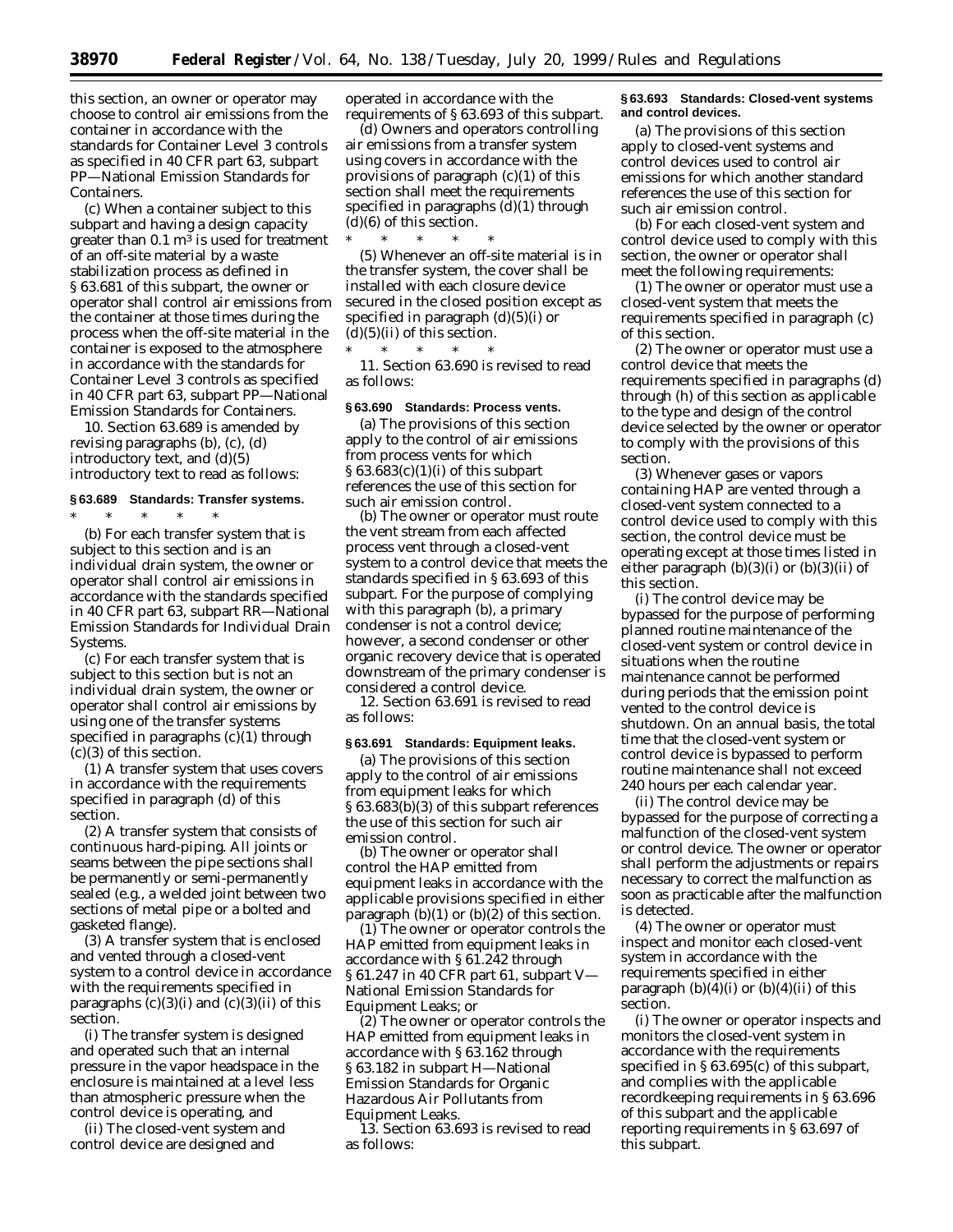this section, an owner or operator may choose to control air emissions from the container in accordance with the standards for Container Level 3 controls as specified in 40 CFR part 63, subpart PP—National Emission Standards for Containers.

(c) When a container subject to this subpart and having a design capacity greater than 0.1 $m^3$ is used for treatment of an off-site material by a waste stabilization process as defined in § 63.681 of this subpart, the owner or operator shall control air emissions from the container at those times during the process when the off-site material in the container is exposed to the atmosphere in accordance with the standards for Container Level 3 controls as specified in 40 CFR part 63, subpart PP—National Emission Standards for Containers.

10. Section 63.689 is amended by revising paragraphs (b), (c), (d) introductory text, and (d)(5) introductory text to read as follows:

**§ 63.689 Standards: Transfer systems.**

\* \* \* \* \*

(b) For each transfer system that is subject to this section and is an individual drain system, the owner or operator shall control air emissions in accordance with the standards specified in 40 CFR part 63, subpart RR—National Emission Standards for Individual Drain Systems.

(c) For each transfer system that is subject to this section but is not an individual drain system, the owner or operator shall control air emissions by using one of the transfer systems specified in paragraphs (c)(1) through (c)(3) of this section.

(1) A transfer system that uses covers in accordance with the requirements specified in paragraph (d) of this section.

(2) A transfer system that consists of continuous hard-piping. All joints or seams between the pipe sections shall be permanently or semi-permanently sealed (e.g., a welded joint between two sections of metal pipe or a bolted and gasketed flange).

(3) A transfer system that is enclosed and vented through a closed-vent system to a control device in accordance with the requirements specified in paragraphs (c)(3)(i) and (c)(3)(ii) of this section.

(i) The transfer system is designed and operated such that an internal pressure in the vapor headspace in the enclosure is maintained at a level less than atmospheric pressure when the control device is operating, and

(ii) The closed-vent system and control device are designed and operated in accordance with the requirements of § 63.693 of this subpart.

(d) Owners and operators controlling air emissions from a transfer system using covers in accordance with the provisions of paragraph (c)(1) of this section shall meet the requirements specified in paragraphs (d)(1) through (d)(6) of this section.

\* \* \* \* \*

(5) Whenever an off-site material is in the transfer system, the cover shall be installed with each closure device secured in the closed position except as specified in paragraph (d)(5)(i) or (d)(5)(ii) of this section.

\* \* \* \* \*

11. Section 63.690 is revised to read as follows:

**§ 63.690 Standards: Process vents.**

(a) The provisions of this section apply to the control of air emissions from process vents for which § 63.683(c)(1)(i) of this subpart references the use of this section for such air emission control.

(b) The owner or operator must route the vent stream from each affected process vent through a closed-vent system to a control device that meets the standards specified in § 63.693 of this subpart. For the purpose of complying with this paragraph (b), a primary condenser is not a control device; however, a second condenser or other organic recovery device that is operated downstream of the primary condenser is considered a control device.

12. Section 63.691 is revised to read as follows:

**§ 63.691 Standards: Equipment leaks.**

(a) The provisions of this section apply to the control of air emissions from equipment leaks for which § 63.683(b)(3) of this subpart references the use of this section for such air emission control.

(b) The owner or operator shall control the HAP emitted from equipment leaks in accordance with the applicable provisions specified in either paragraph (b)(1) or (b)(2) of this section.

(1) The owner or operator controls the HAP emitted from equipment leaks in accordance with § 61.242 through § 61.247 in 40 CFR part 61, subpart V—National Emission Standards for Equipment Leaks; or

(2) The owner or operator controls the HAP emitted from equipment leaks in accordance with § 63.162 through § 63.182 in subpart H—National Emission Standards for Organic Hazardous Air Pollutants from Equipment Leaks.

13. Section 63.693 is revised to read as follows:

**§ 63.693 Standards: Closed-vent systems and control devices.**

(a) The provisions of this section apply to closed-vent systems and control devices used to control air emissions for which another standard references the use of this section for such air emission control.

(b) For each closed-vent system and control device used to comply with this section, the owner or operator shall meet the following requirements:

(1) The owner or operator must use a closed-vent system that meets the requirements specified in paragraph (c) of this section.

(2) The owner or operator must use a control device that meets the requirements specified in paragraphs (d) through (h) of this section as applicable to the type and design of the control device selected by the owner or operator to comply with the provisions of this section.

(3) Whenever gases or vapors containing HAP are vented through a closed-vent system connected to a control device used to comply with this section, the control device must be operating except at those times listed in either paragraph (b)(3)(i) or (b)(3)(ii) of this section.

(i) The control device may be bypassed for the purpose of performing planned routine maintenance of the closed-vent system or control device in situations when the routine maintenance cannot be performed during periods that the emission point vented to the control device is shutdown. On an annual basis, the total time that the closed-vent system or control device is bypassed to perform routine maintenance shall not exceed 240 hours per each calendar year.

(ii) The control device may be bypassed for the purpose of correcting a malfunction of the closed-vent system or control device. The owner or operator shall perform the adjustments or repairs necessary to correct the malfunction as soon as practicable after the malfunction is detected.

(4) The owner or operator must inspect and monitor each closed-vent system in accordance with the requirements specified in either paragraph (b)(4)(i) or (b)(4)(ii) of this section.

(i) The owner or operator inspects and monitors the closed-vent system in accordance with the requirements specified in § 63.695(c) of this subpart, and complies with the applicable recordkeeping requirements in § 63.696 of this subpart and the applicable reporting requirements in § 63.697 of this subpart.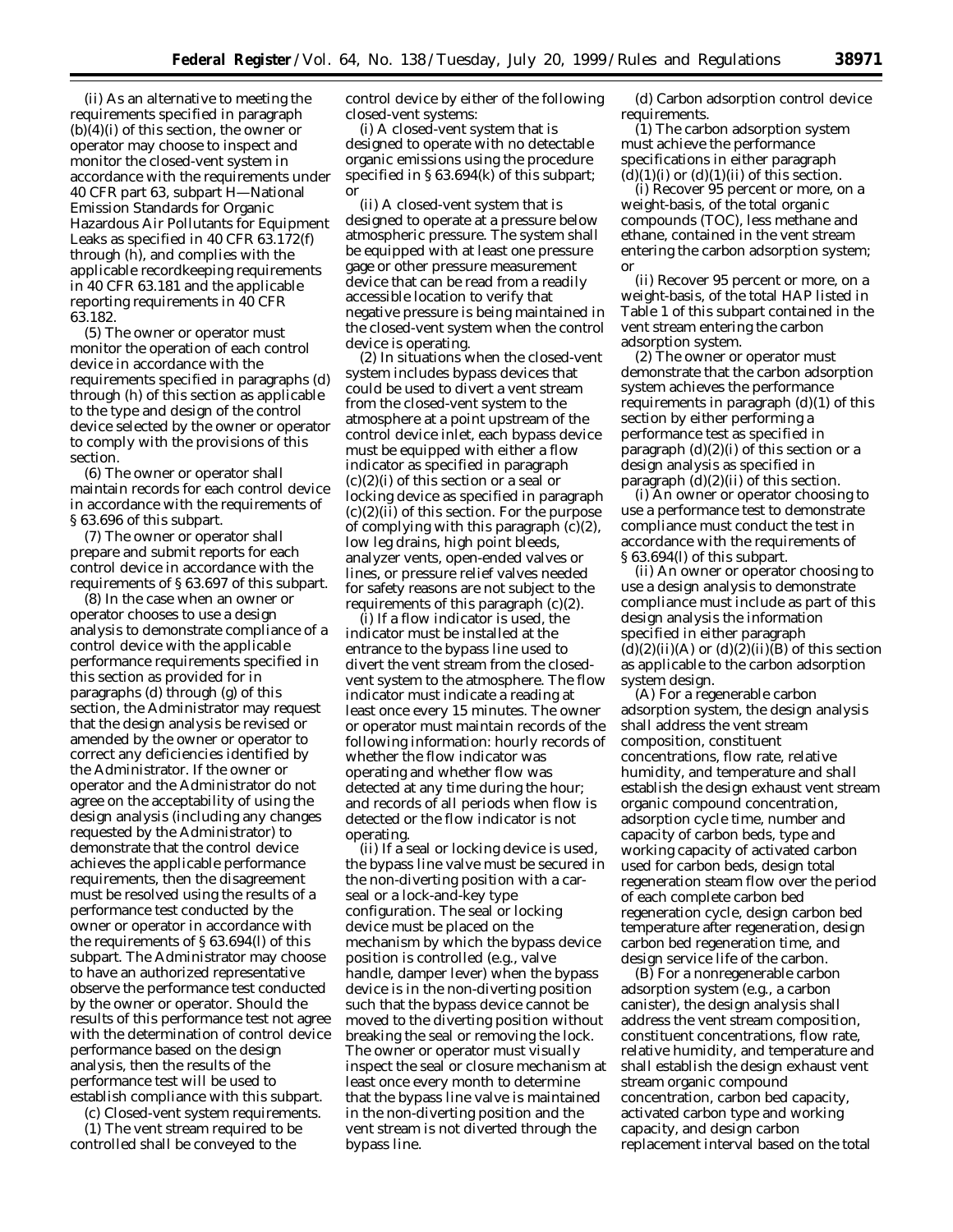(ii) As an alternative to meeting the requirements specified in paragraph (b)(4)(i) of this section, the owner or operator may choose to inspect and monitor the closed-vent system in accordance with the requirements under 40 CFR part 63, subpart H—National Emission Standards for Organic Hazardous Air Pollutants for Equipment Leaks as specified in 40 CFR 63.172(f) through (h), and complies with the applicable recordkeeping requirements in 40 CFR 63.181 and the applicable reporting requirements in 40 CFR 63.182.

(5) The owner or operator must monitor the operation of each control device in accordance with the requirements specified in paragraphs (d) through (h) of this section as applicable to the type and design of the control device selected by the owner or operator to comply with the provisions of this section.

(6) The owner or operator shall maintain records for each control device in accordance with the requirements of § 63.696 of this subpart.

(7) The owner or operator shall prepare and submit reports for each control device in accordance with the requirements of § 63.697 of this subpart.

(8) In the case when an owner or operator chooses to use a design analysis to demonstrate compliance of a control device with the applicable performance requirements specified in this section as provided for in paragraphs (d) through (g) of this section, the Administrator may request that the design analysis be revised or amended by the owner or operator to correct any deficiencies identified by the Administrator. If the owner or operator and the Administrator do not agree on the acceptability of using the design analysis (including any changes requested by the Administrator) to demonstrate that the control device achieves the applicable performance requirements, then the disagreement must be resolved using the results of a performance test conducted by the owner or operator in accordance with the requirements of § 63.694(l) of this subpart. The Administrator may choose to have an authorized representative observe the performance test conducted by the owner or operator. Should the results of this performance test not agree with the determination of control device performance based on the design analysis, then the results of the performance test will be used to establish compliance with this subpart.

(c) *Closed-vent system requirements.* (1) The vent stream required to be controlled shall be conveyed to the control device by either of the following closed-vent systems:

(i) A closed-vent system that is designed to operate with no detectable organic emissions using the procedure specified in § 63.694(k) of this subpart; or

(ii) A closed-vent system that is designed to operate at a pressure below atmospheric pressure. The system shall be equipped with at least one pressure gage or other pressure measurement device that can be read from a readily accessible location to verify that negative pressure is being maintained in the closed-vent system when the control device is operating.

(2) In situations when the closed-vent system includes bypass devices that could be used to divert a vent stream from the closed-vent system to the atmosphere at a point upstream of the control device inlet, each bypass device must be equipped with either a flow indicator as specified in paragraph (c)(2)(i) of this section or a seal or locking device as specified in paragraph (c)(2)(ii) of this section. For the purpose of complying with this paragraph (c)(2), low leg drains, high point bleeds, analyzer vents, open-ended valves or lines, or pressure relief valves needed for safety reasons are not subject to the requirements of this paragraph (c)(2).

(i) If a flow indicator is used, the indicator must be installed at the entrance to the bypass line used to divert the vent stream from the closed-vent system to the atmosphere. The flow indicator must indicate a reading at least once every 15 minutes. The owner or operator must maintain records of the following information: hourly records of whether the flow indicator was operating and whether flow was detected at any time during the hour; and records of all periods when flow is detected or the flow indicator is not operating.

(ii) If a seal or locking device is used, the bypass line valve must be secured in the non-diverting position with a car-seal or a lock-and-key type configuration. The seal or locking device must be placed on the mechanism by which the bypass device position is controlled (e.g., valve handle, damper lever) when the bypass device is in the non-diverting position such that the bypass device cannot be moved to the diverting position without breaking the seal or removing the lock. The owner or operator must visually inspect the seal or closure mechanism at least once every month to determine that the bypass line valve is maintained in the non-diverting position and the vent stream is not diverted through the bypass line.

(d) *Carbon adsorption control device requirements.* (1) The carbon adsorption system must achieve the performance specifications in either paragraph (d)(1)(i) or (d)(1)(ii) of this section.

(i) Recover 95 percent or more, on a weight-basis, of the total organic compounds (TOC), less methane and ethane, contained in the vent stream entering the carbon adsorption system; or

(ii) Recover 95 percent or more, on a weight-basis, of the total HAP listed in Table 1 of this subpart contained in the vent stream entering the carbon adsorption system.

(2) The owner or operator must demonstrate that the carbon adsorption system achieves the performance requirements in paragraph (d)(1) of this section by either performing a performance test as specified in paragraph (d)(2)(i) of this section or a design analysis as specified in paragraph (d)(2)(ii) of this section.

(i) An owner or operator choosing to use a performance test to demonstrate compliance must conduct the test in accordance with the requirements of § 63.694(l) of this subpart.

(ii) An owner or operator choosing to use a design analysis to demonstrate compliance must include as part of this design analysis the information specified in either paragraph (d)(2)(ii)(A) or (d)(2)(ii)(B) of this section as applicable to the carbon adsorption system design.

(A) For a regenerable carbon adsorption system, the design analysis shall address the vent stream composition, constituent concentrations, flow rate, relative humidity, and temperature and shall establish the design exhaust vent stream organic compound concentration, adsorption cycle time, number and capacity of carbon beds, type and working capacity of activated carbon used for carbon beds, design total regeneration steam flow over the period of each complete carbon bed regeneration cycle, design carbon bed temperature after regeneration, design carbon bed regeneration time, and design service life of the carbon.

(B) For a nonregenerable carbon adsorption system (e.g., a carbon canister), the design analysis shall address the vent stream composition, constituent concentrations, flow rate, relative humidity, and temperature and shall establish the design exhaust vent stream organic compound concentration, carbon bed capacity, activated carbon type and working capacity, and design carbon replacement interval based on the total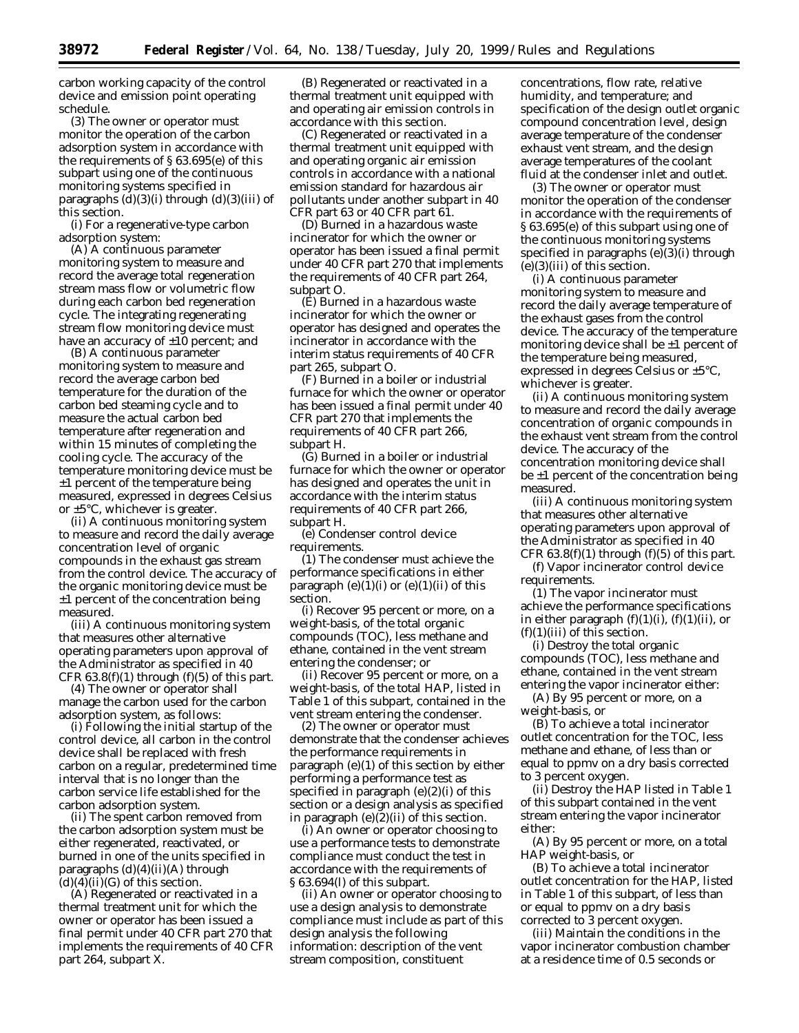carbon working capacity of the control device and emission point operating schedule.

(3) The owner or operator must monitor the operation of the carbon adsorption system in accordance with the requirements of § 63.695(e) of this subpart using one of the continuous monitoring systems specified in paragraphs (d)(3)(i) through (d)(3)(iii) of this section.

(i) For a regenerative-type carbon adsorption system:

(A) A continuous parameter monitoring system to measure and record the average total regeneration stream mass flow or volumetric flow during each carbon bed regeneration cycle. The integrating regenerating stream flow monitoring device must have an accuracy of ±10 percent; and

(B) A continuous parameter monitoring system to measure and record the average carbon bed temperature for the duration of the carbon bed steaming cycle and to measure the actual carbon bed temperature after regeneration and within 15 minutes of completing the cooling cycle. The accuracy of the temperature monitoring device must be ±1 percent of the temperature being measured, expressed in degrees Celsius or ±5°C, whichever is greater.

(ii) A continuous monitoring system to measure and record the daily average concentration level of organic compounds in the exhaust gas stream from the control device. The accuracy of the organic monitoring device must be ±1 percent of the concentration being measured.

(iii) A continuous monitoring system that measures other alternative operating parameters upon approval of the Administrator as specified in 40 CFR 63.8(f)(1) through (f)(5) of this part.

(4) The owner or operator shall manage the carbon used for the carbon adsorption system, as follows:

(i) Following the initial startup of the control device, all carbon in the control device shall be replaced with fresh carbon on a regular, predetermined time interval that is no longer than the carbon service life established for the carbon adsorption system.

(ii) The spent carbon removed from the carbon adsorption system must be either regenerated, reactivated, or burned in one of the units specified in paragraphs (d)(4)(ii)(A) through (d)(4)(ii)(G) of this section.

(A) Regenerated or reactivated in a thermal treatment unit for which the owner or operator has been issued a final permit under 40 CFR part 270 that implements the requirements of 40 CFR part 264, subpart X.

(B) Regenerated or reactivated in a thermal treatment unit equipped with and operating air emission controls in accordance with this section.

(C) Regenerated or reactivated in a thermal treatment unit equipped with and operating organic air emission controls in accordance with a national emission standard for hazardous air pollutants under another subpart in 40 CFR part 63 or 40 CFR part 61.

(D) Burned in a hazardous waste incinerator for which the owner or operator has been issued a final permit under 40 CFR part 270 that implements the requirements of 40 CFR part 264, subpart O.

(E) Burned in a hazardous waste incinerator for which the owner or operator has designed and operates the incinerator in accordance with the interim status requirements of 40 CFR part 265, subpart O.

(F) Burned in a boiler or industrial furnace for which the owner or operator has been issued a final permit under 40 CFR part 270 that implements the requirements of 40 CFR part 266, subpart H.

(G) Burned in a boiler or industrial furnace for which the owner or operator has designed and operates the unit in accordance with the interim status requirements of 40 CFR part 266, subpart H.

(e) *Condenser control device requirements.*

(1) The condenser must achieve the performance specifications in either paragraph (e)(1)(i) or (e)(1)(ii) of this section.

(i) Recover 95 percent or more, on a weight-basis, of the total organic compounds (TOC), less methane and ethane, contained in the vent stream entering the condenser; or

(ii) Recover 95 percent or more, on a weight-basis, of the total HAP, listed in Table 1 of this subpart, contained in the vent stream entering the condenser.

(2) The owner or operator must demonstrate that the condenser achieves the performance requirements in paragraph (e)(1) of this section by either performing a performance test as specified in paragraph (e)(2)(i) of this section or a design analysis as specified in paragraph (e)(2)(ii) of this section.

(i) An owner or operator choosing to use a performance tests to demonstrate compliance must conduct the test in accordance with the requirements of § 63.694(l) of this subpart.

(ii) An owner or operator choosing to use a design analysis to demonstrate compliance must include as part of this design analysis the following information: description of the vent stream composition, constituent concentrations, flow rate, relative humidity, and temperature; and specification of the design outlet organic compound concentration level, design average temperature of the condenser exhaust vent stream, and the design average temperatures of the coolant fluid at the condenser inlet and outlet.

(3) The owner or operator must monitor the operation of the condenser in accordance with the requirements of § 63.695(e) of this subpart using one of the continuous monitoring systems specified in paragraphs (e)(3)(i) through (e)(3)(iii) of this section.

(i) A continuous parameter monitoring system to measure and record the daily average temperature of the exhaust gases from the control device. The accuracy of the temperature monitoring device shall be ±1 percent of the temperature being measured, expressed in degrees Celsius or ±5°C, whichever is greater.

(ii) A continuous monitoring system to measure and record the daily average concentration of organic compounds in the exhaust vent stream from the control device. The accuracy of the concentration monitoring device shall be ±1 percent of the concentration being measured.

(iii) A continuous monitoring system that measures other alternative operating parameters upon approval of the Administrator as specified in 40 CFR 63.8(f)(1) through (f)(5) of this part.

(f) *Vapor incinerator control device requirements.*

(1) The vapor incinerator must achieve the performance specifications in either paragraph (f)(1)(i), (f)(1)(ii), or (f)(1)(iii) of this section.

(i) Destroy the total organic compounds (TOC), less methane and ethane, contained in the vent stream entering the vapor incinerator either:

(A) By 95 percent or more, on a weight-basis, or

(B) To achieve a total incinerator outlet concentration for the TOC, less methane and ethane, of less than or equal to ppmv on a dry basis corrected to 3 percent oxygen.

(ii) Destroy the HAP listed in Table 1 of this subpart contained in the vent stream entering the vapor incinerator either:

(A) By 95 percent or more, on a total HAP weight-basis, or

(B) To achieve a total incinerator outlet concentration for the HAP, listed in Table 1 of this subpart, of less than or equal to ppmv on a dry basis corrected to 3 percent oxygen.

(iii) Maintain the conditions in the vapor incinerator combustion chamber at a residence time of 0.5 seconds or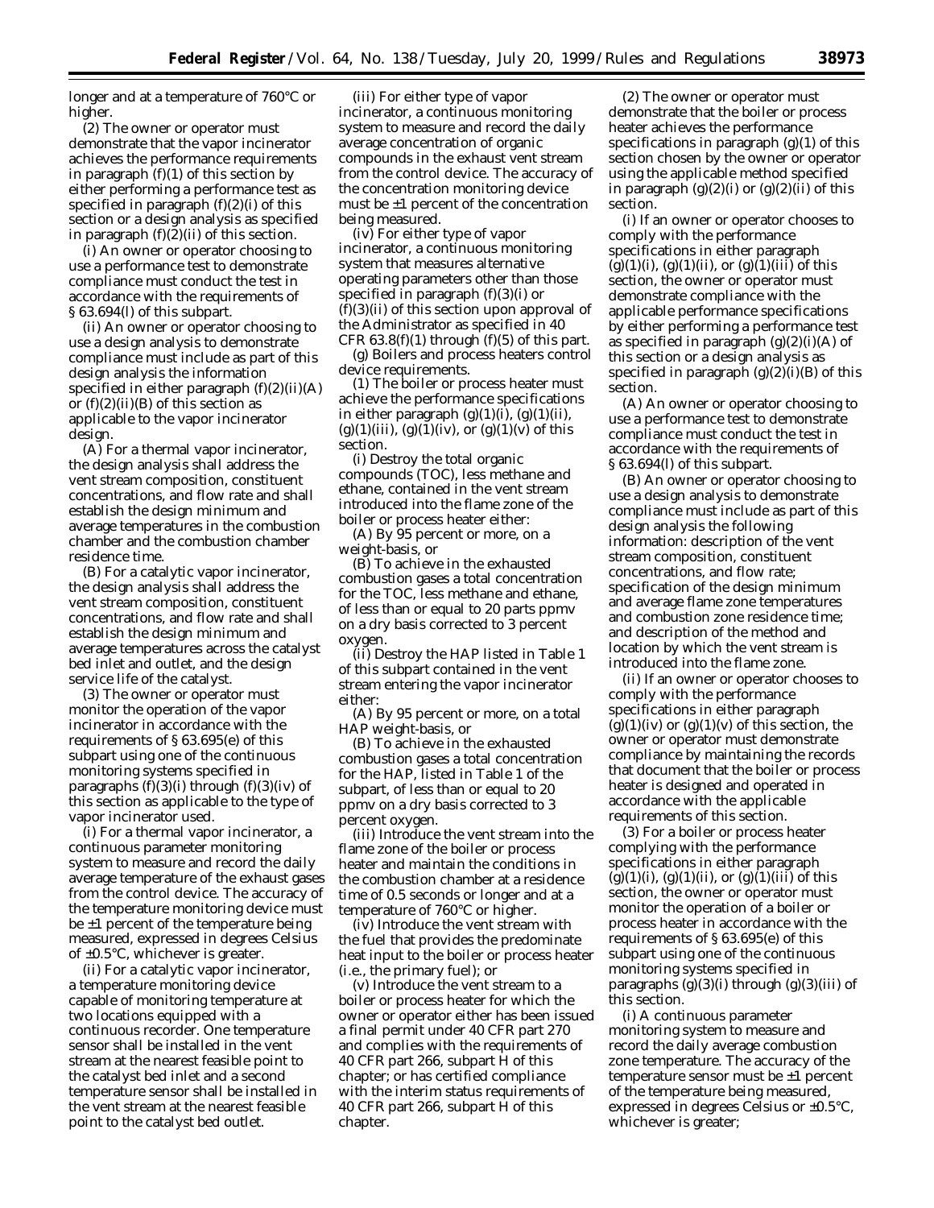longer and at a temperature of 760°C or higher.

(2) The owner or operator must demonstrate that the vapor incinerator achieves the performance requirements in paragraph (f)(1) of this section by either performing a performance test as specified in paragraph (f)(2)(i) of this section or a design analysis as specified in paragraph (f)(2)(ii) of this section.

(i) An owner or operator choosing to use a performance test to demonstrate compliance must conduct the test in accordance with the requirements of § 63.694(l) of this subpart.

(ii) An owner or operator choosing to use a design analysis to demonstrate compliance must include as part of this design analysis the information specified in either paragraph (f)(2)(ii)(A) or (f)(2)(ii)(B) of this section as applicable to the vapor incinerator design.

(A) For a thermal vapor incinerator, the design analysis shall address the vent stream composition, constituent concentrations, and flow rate and shall establish the design minimum and average temperatures in the combustion chamber and the combustion chamber residence time.

(B) For a catalytic vapor incinerator, the design analysis shall address the vent stream composition, constituent concentrations, and flow rate and shall establish the design minimum and average temperatures across the catalyst bed inlet and outlet, and the design service life of the catalyst.

(3) The owner or operator must monitor the operation of the vapor incinerator in accordance with the requirements of § 63.695(e) of this subpart using one of the continuous monitoring systems specified in paragraphs (f)(3)(i) through (f)(3)(iv) of this section as applicable to the type of vapor incinerator used.

(i) For a thermal vapor incinerator, a continuous parameter monitoring system to measure and record the daily average temperature of the exhaust gases from the control device. The accuracy of the temperature monitoring device must be ±1 percent of the temperature being measured, expressed in degrees Celsius of ±0.5°C, whichever is greater.

(ii) For a catalytic vapor incinerator, a temperature monitoring device capable of monitoring temperature at two locations equipped with a continuous recorder. One temperature sensor shall be installed in the vent stream at the nearest feasible point to the catalyst bed inlet and a second temperature sensor shall be installed in the vent stream at the nearest feasible point to the catalyst bed outlet.

(iii) For either type of vapor incinerator, a continuous monitoring system to measure and record the daily average concentration of organic compounds in the exhaust vent stream from the control device. The accuracy of the concentration monitoring device must be ±1 percent of the concentration being measured.

(iv) For either type of vapor incinerator, a continuous monitoring system that measures alternative operating parameters other than those specified in paragraph (f)(3)(i) or (f)(3)(ii) of this section upon approval of the Administrator as specified in 40 CFR 63.8(f)(1) through (f)(5) of this part.

(g) *Boilers and process heaters control device requirements.*

(1) The boiler or process heater must achieve the performance specifications in either paragraph (g)(1)(i), (g)(1)(ii), (g)(1)(iii), (g)(1)(iv), or (g)(1)(v) of this section.

(i) Destroy the total organic compounds (TOC), less methane and ethane, contained in the vent stream introduced into the flame zone of the boiler or process heater either:

(A) By 95 percent or more, on a weight-basis, or

(B) To achieve in the exhausted combustion gases a total concentration for the TOC, less methane and ethane, of less than or equal to 20 parts ppmv on a dry basis corrected to 3 percent oxygen.

(ii) Destroy the HAP listed in Table 1 of this subpart contained in the vent stream entering the vapor incinerator either:

(A) By 95 percent or more, on a total HAP weight-basis, or

(B) To achieve in the exhausted combustion gases a total concentration for the HAP, listed in Table 1 of the subpart, of less than or equal to 20 ppmv on a dry basis corrected to 3 percent oxygen.

(iii) Introduce the vent stream into the flame zone of the boiler or process heater and maintain the conditions in the combustion chamber at a residence time of 0.5 seconds or longer and at a temperature of 760°C or higher.

(iv) Introduce the vent stream with the fuel that provides the predominate heat input to the boiler or process heater (i.e., the primary fuel); or

(v) Introduce the vent stream to a boiler or process heater for which the owner or operator either has been issued a final permit under 40 CFR part 270 and complies with the requirements of 40 CFR part 266, subpart H of this chapter; or has certified compliance with the interim status requirements of 40 CFR part 266, subpart H of this chapter.

(2) The owner or operator must demonstrate that the boiler or process heater achieves the performance specifications in paragraph (g)(1) of this section chosen by the owner or operator using the applicable method specified in paragraph (g)(2)(i) or (g)(2)(ii) of this section.

(i) If an owner or operator chooses to comply with the performance specifications in either paragraph (g)(1)(i), (g)(1)(ii), or (g)(1)(iii) of this section, the owner or operator must demonstrate compliance with the applicable performance specifications by either performing a performance test as specified in paragraph (g)(2)(i)(A) of this section or a design analysis as specified in paragraph (g)(2)(i)(B) of this section.

(A) An owner or operator choosing to use a performance test to demonstrate compliance must conduct the test in accordance with the requirements of § 63.694(l) of this subpart.

(B) An owner or operator choosing to use a design analysis to demonstrate compliance must include as part of this design analysis the following information: description of the vent stream composition, constituent concentrations, and flow rate; specification of the design minimum and average flame zone temperatures and combustion zone residence time; and description of the method and location by which the vent stream is introduced into the flame zone.

(ii) If an owner or operator chooses to comply with the performance specifications in either paragraph (g)(1)(iv) or (g)(1)(v) of this section, the owner or operator must demonstrate compliance by maintaining the records that document that the boiler or process heater is designed and operated in accordance with the applicable requirements of this section.

(3) For a boiler or process heater complying with the performance specifications in either paragraph (g)(1)(i), (g)(1)(ii), or (g)(1)(iii) of this section, the owner or operator must monitor the operation of a boiler or process heater in accordance with the requirements of § 63.695(e) of this subpart using one of the continuous monitoring systems specified in paragraphs (g)(3)(i) through (g)(3)(iii) of this section.

(i) A continuous parameter monitoring system to measure and record the daily average combustion zone temperature. The accuracy of the temperature sensor must be ±1 percent of the temperature being measured, expressed in degrees Celsius or ±0.5°C, whichever is greater;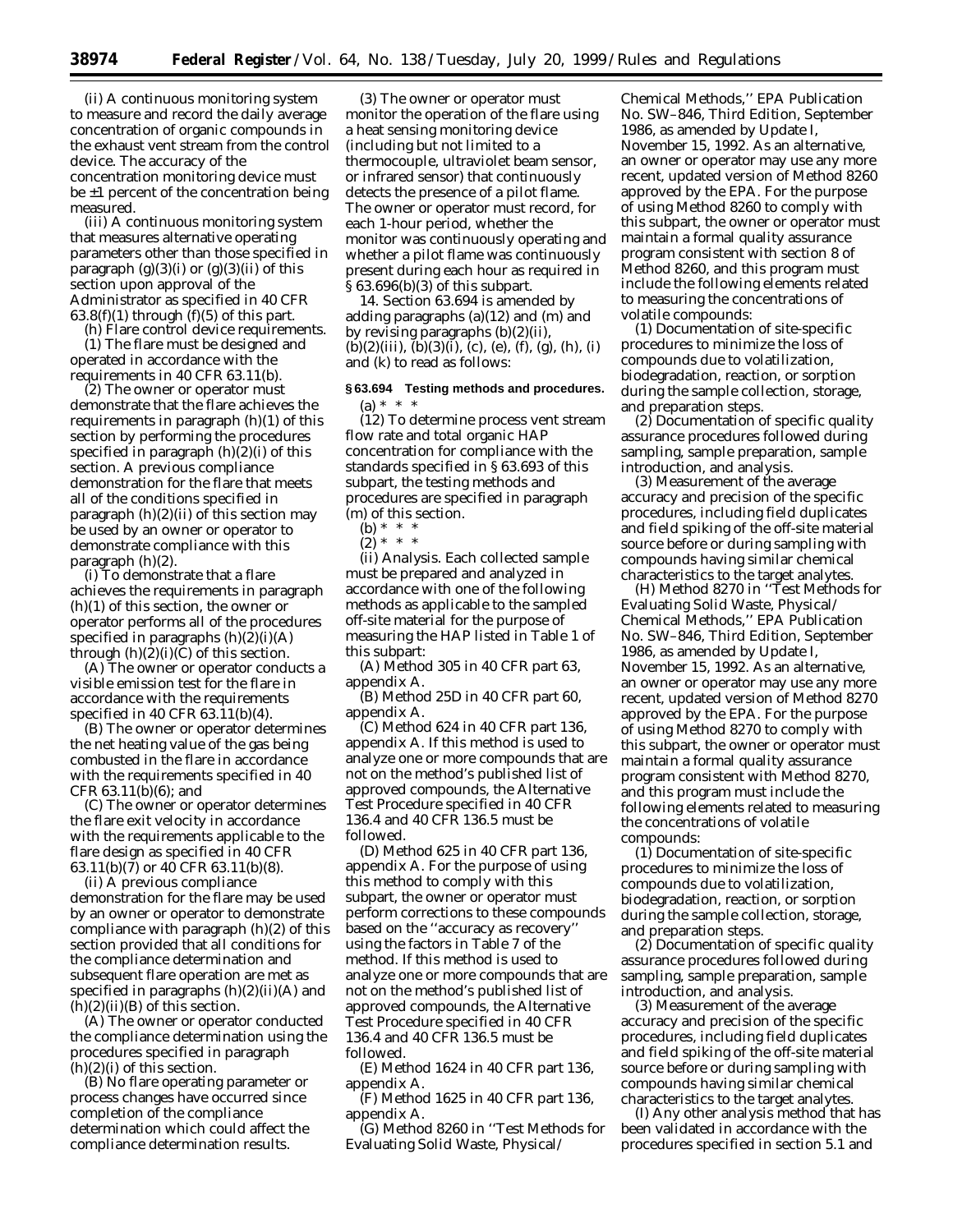(ii) A continuous monitoring system to measure and record the daily average concentration of organic compounds in the exhaust vent stream from the control device. The accuracy of the concentration monitoring device must be ±1 percent of the concentration being measured.

(iii) A continuous monitoring system that measures alternative operating parameters other than those specified in paragraph (g)(3)(i) or (g)(3)(ii) of this section upon approval of the Administrator as specified in 40 CFR 63.8(f)(1) through (f)(5) of this part.

(h) *Flare control device requirements.* (1) The flare must be designed and operated in accordance with the requirements in 40 CFR 63.11(b).

(2) The owner or operator must demonstrate that the flare achieves the requirements in paragraph (h)(1) of this section by performing the procedures specified in paragraph (h)(2)(i) of this section. A previous compliance demonstration for the flare that meets all of the conditions specified in paragraph (h)(2)(ii) of this section may be used by an owner or operator to demonstrate compliance with this paragraph (h)(2).

(i) To demonstrate that a flare achieves the requirements in paragraph (h)(1) of this section, the owner or operator performs all of the procedures specified in paragraphs (h)(2)(i)(A) through (h)(2)(i)(C) of this section.

(A) The owner or operator conducts a visible emission test for the flare in accordance with the requirements specified in 40 CFR 63.11(b)(4).

(B) The owner or operator determines the net heating value of the gas being combusted in the flare in accordance with the requirements specified in 40 CFR 63.11(b)(6); and

(C) The owner or operator determines the flare exit velocity in accordance with the requirements applicable to the flare design as specified in 40 CFR 63.11(b)(7) or 40 CFR 63.11(b)(8).

(ii) A previous compliance demonstration for the flare may be used by an owner or operator to demonstrate compliance with paragraph (h)(2) of this section provided that all conditions for the compliance determination and subsequent flare operation are met as specified in paragraphs (h)(2)(ii)(A) and (h)(2)(ii)(B) of this section.

(A) The owner or operator conducted the compliance determination using the procedures specified in paragraph (h)(2)(i) of this section.

(B) No flare operating parameter or process changes have occurred since completion of the compliance determination which could affect the compliance determination results.

(3) The owner or operator must monitor the operation of the flare using a heat sensing monitoring device (including but not limited to a thermocouple, ultraviolet beam sensor, or infrared sensor) that continuously detects the presence of a pilot flame. The owner or operator must record, for each 1-hour period, whether the monitor was continuously operating and whether a pilot flame was continuously present during each hour as required in § 63.696(b)(3) of this subpart.

14. Section 63.694 is amended by adding paragraphs (a)(12) and (m) and by revising paragraphs (b)(2)(ii), (b)(2)(iii), (b)(3)(i), (c), (e), (f), (g), (h), (i) and (k) to read as follows:

**§ 63.694 Testing methods and procedures.**

(a) * * *

(12) To determine process vent stream flow rate and total organic HAP concentration for compliance with the standards specified in § 63.693 of this subpart, the testing methods and procedures are specified in paragraph (m) of this section.

(b) * * *

(2) * * *

(ii) *Analysis.* Each collected sample must be prepared and analyzed in accordance with one of the following methods as applicable to the sampled off-site material for the purpose of measuring the HAP listed in Table 1 of this subpart:

(A) Method 305 in 40 CFR part 63, appendix A.

(B) Method 25D in 40 CFR part 60, appendix A.

(C) Method 624 in 40 CFR part 136, appendix A. If this method is used to analyze one or more compounds that are not on the method's published list of approved compounds, the Alternative Test Procedure specified in 40 CFR 136.4 and 40 CFR 136.5 must be followed.

(D) Method 625 in 40 CFR part 136, appendix A. For the purpose of using this method to comply with this subpart, the owner or operator must perform corrections to these compounds based on the "accuracy as recovery" using the factors in Table 7 of the method. If this method is used to analyze one or more compounds that are not on the method's published list of approved compounds, the Alternative Test Procedure specified in 40 CFR 136.4 and 40 CFR 136.5 must be followed.

(E) Method 1624 in 40 CFR part 136, appendix A.

(F) Method 1625 in 40 CFR part 136, appendix A.

(G) Method 8260 in "Test Methods for Evaluating Solid Waste, Physical/Chemical Methods," EPA Publication No. SW–846, Third Edition, September 1986, as amended by Update I, November 15, 1992. As an alternative, an owner or operator may use any more recent, updated version of Method 8260 approved by the EPA. For the purpose of using Method 8260 to comply with this subpart, the owner or operator must maintain a formal quality assurance program consistent with section 8 of Method 8260, and this program must include the following elements related to measuring the concentrations of volatile compounds:

(*1*) Documentation of site-specific procedures to minimize the loss of compounds due to volatilization, biodegradation, reaction, or sorption during the sample collection, storage, and preparation steps.

(*2*) Documentation of specific quality assurance procedures followed during sampling, sample preparation, sample introduction, and analysis.

(*3*) Measurement of the average accuracy and precision of the specific procedures, including field duplicates and field spiking of the off-site material source before or during sampling with compounds having similar chemical characteristics to the target analytes.

(H) Method 8270 in "Test Methods for Evaluating Solid Waste, Physical/Chemical Methods," EPA Publication No. SW–846, Third Edition, September 1986, as amended by Update I, November 15, 1992. As an alternative, an owner or operator may use any more recent, updated version of Method 8270 approved by the EPA. For the purpose of using Method 8270 to comply with this subpart, the owner or operator must maintain a formal quality assurance program consistent with Method 8270, and this program must include the following elements related to measuring the concentrations of volatile compounds:

(*1*) Documentation of site-specific procedures to minimize the loss of compounds due to volatilization, biodegradation, reaction, or sorption during the sample collection, storage, and preparation steps.

(*2*) Documentation of specific quality assurance procedures followed during sampling, sample preparation, sample introduction, and analysis.

(*3*) Measurement of the average accuracy and precision of the specific procedures, including field duplicates and field spiking of the off-site material source before or during sampling with compounds having similar chemical characteristics to the target analytes.

(I) Any other analysis method that has been validated in accordance with the procedures specified in section 5.1 and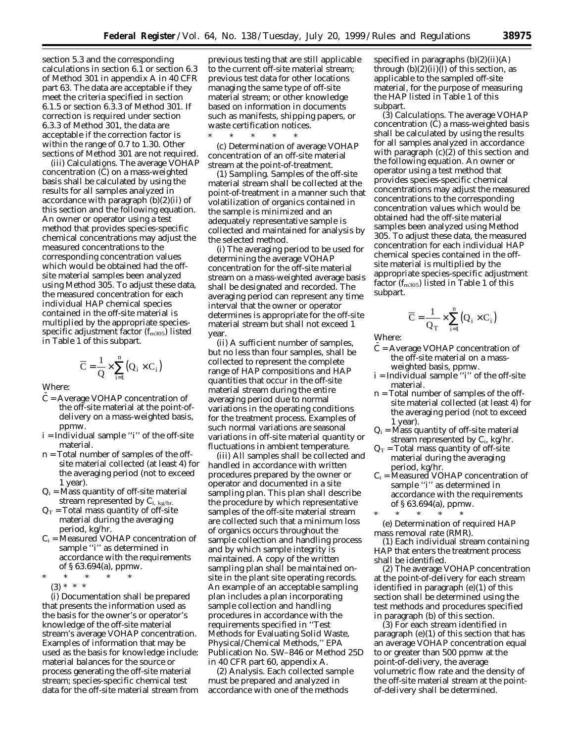section 5.3 and the corresponding calculations in section 6.1 or section 6.3 of Method 301 in appendix A in 40 CFR part 63. The data are acceptable if they meet the criteria specified in section 6.1.5 or section 6.3.3 of Method 301. If correction is required under section 6.3.3 of Method 301, the data are acceptable if the correction factor is within the range of 0.7 to 1.30. Other sections of Method 301 are not required.

(iii) *Calculations.* The average VOHAP concentration ($\bar{C}$) on a mass-weighted basis shall be calculated by using the results for all samples analyzed in accordance with paragraph (b)(2)(ii) of this section and the following equation. An owner or operator using a test method that provides species-specific chemical concentrations may adjust the measured concentrations to the corresponding concentration values which would be obtained had the off-site material samples been analyzed using Method 305. To adjust these data, the measured concentration for each individual HAP chemical species contained in the off-site material is multiplied by the appropriate species-specific adjustment factor ($f_{m305}$) listed in Table 1 of this subpart.

$$\overline{C} = \frac{1}{Q} \times \sum_{i=1}^{n} \left( Q_i \times C_i \right)$$

Where:

$\bar{C}$ = Average VOHAP concentration of the off-site material at the point-of-delivery on a mass-weighted basis, ppmw.

i = Individual sample "i" of the off-site material.

n = Total number of samples of the off-site material collected (at least 4) for the averaging period (not to exceed 1 year).

$Q_i$ = Mass quantity of off-site material stream represented by $C_{i,\ kg/hr.}$

$Q_T$ = Total mass quantity of off-site material during the averaging period, kg/hr.

$C_i$ = Measured VOHAP concentration of sample "i" as determined in accordance with the requirements of § 63.694(a), ppmw.

\* \* \* \* \*

(3) \* \* \*

(i) Documentation shall be prepared that presents the information used as the basis for the owner's or operator's knowledge of the off-site material stream's average VOHAP concentration. Examples of information that may be used as the basis for knowledge include: material balances for the source or process generating the off-site material stream; species-specific chemical test data for the off-site material stream from previous testing that are still applicable to the current off-site material stream; previous test data for other locations managing the same type of off-site material stream; or other knowledge based on information in documents such as manifests, shipping papers, or waste certification notices.

\* \* \* \* \*

(c) *Determination of average VOHAP concentration of an off-site material stream at the point-of-treatment.*

(1) *Sampling.* Samples of the off-site material stream shall be collected at the point-of-treatment in a manner such that volatilization of organics contained in the sample is minimized and an adequately representative sample is collected and maintained for analysis by the selected method.

(i) The averaging period to be used for determining the average VOHAP concentration for the off-site material stream on a mass-weighted average basis shall be designated and recorded. The averaging period can represent any time interval that the owner or operator determines is appropriate for the off-site material stream but shall not exceed 1 year.

(ii) A sufficient number of samples, but no less than four samples, shall be collected to represent the complete range of HAP compositions and HAP quantities that occur in the off-site material stream during the entire averaging period due to normal variations in the operating conditions for the treatment process. Examples of such normal variations are seasonal variations in off-site material quantity or fluctuations in ambient temperature.

(iii) All samples shall be collected and handled in accordance with written procedures prepared by the owner or operator and documented in a site sampling plan. This plan shall describe the procedure by which representative samples of the off-site material stream are collected such that a minimum loss of organics occurs throughout the sample collection and handling process and by which sample integrity is maintained. A copy of the written sampling plan shall be maintained on-site in the plant site operating records. An example of an acceptable sampling plan includes a plan incorporating sample collection and handling procedures in accordance with the requirements specified in "Test Methods for Evaluating Solid Waste, Physical/Chemical Methods," EPA Publication No. SW–846 or Method 25D in 40 CFR part 60, appendix A.

(2) *Analysis.* Each collected sample must be prepared and analyzed in accordance with one of the methods specified in paragraphs (b)(2)(ii)(A) through (b)(2)(ii)(I) of this section, as applicable to the sampled off-site material, for the purpose of measuring the HAP listed in Table 1 of this subpart.

(3) *Calculations.* The average VOHAP concentration ($\bar{C}$) a mass-weighted basis shall be calculated by using the results for all samples analyzed in accordance with paragraph (c)(2) of this section and the following equation. An owner or operator using a test method that provides species-specific chemical concentrations may adjust the measured concentrations to the corresponding concentration values which would be obtained had the off-site material samples been analyzed using Method 305. To adjust these data, the measured concentration for each individual HAP chemical species contained in the off-site material is multiplied by the appropriate species-specific adjustment factor ($f_{m305}$) listed in Table 1 of this subpart.

$$\overline{C} = \frac{1}{Q_T} \times \sum_{i=1}^{n} \left( Q_i \times C_i \right)$$

Where:

$\bar{C}$ = Average VOHAP concentration of the off-site material on a mass-weighted basis, ppmw.

i = Individual sample "i" of the off-site material.

n = Total number of samples of the off-site material collected (at least 4) for the averaging period (not to exceed 1 year).

$Q_i$ = Mass quantity of off-site material stream represented by $C_i$, kg/hr.

$Q_T$ = Total mass quantity of off-site material during the averaging period, kg/hr.

$C_i$ = Measured VOHAP concentration of sample "i" as determined in accordance with the requirements of § 63.694(a), ppmw.

\* \* \* \* \*

(e) *Determination of required HAP mass removal rate (RMR).*

(1) Each individual stream containing HAP that enters the treatment process shall be identified.

(2) The average VOHAP concentration at the point-of-delivery for each stream identified in paragraph (e)(1) of this section shall be determined using the test methods and procedures specified in paragraph (b) of this section.

(3) For each stream identified in paragraph (e)(1) of this section that has an average VOHAP concentration equal to or greater than 500 ppmw at the point-of-delivery, the average volumetric flow rate and the density of the off-site material stream at the point-of-delivery shall be determined.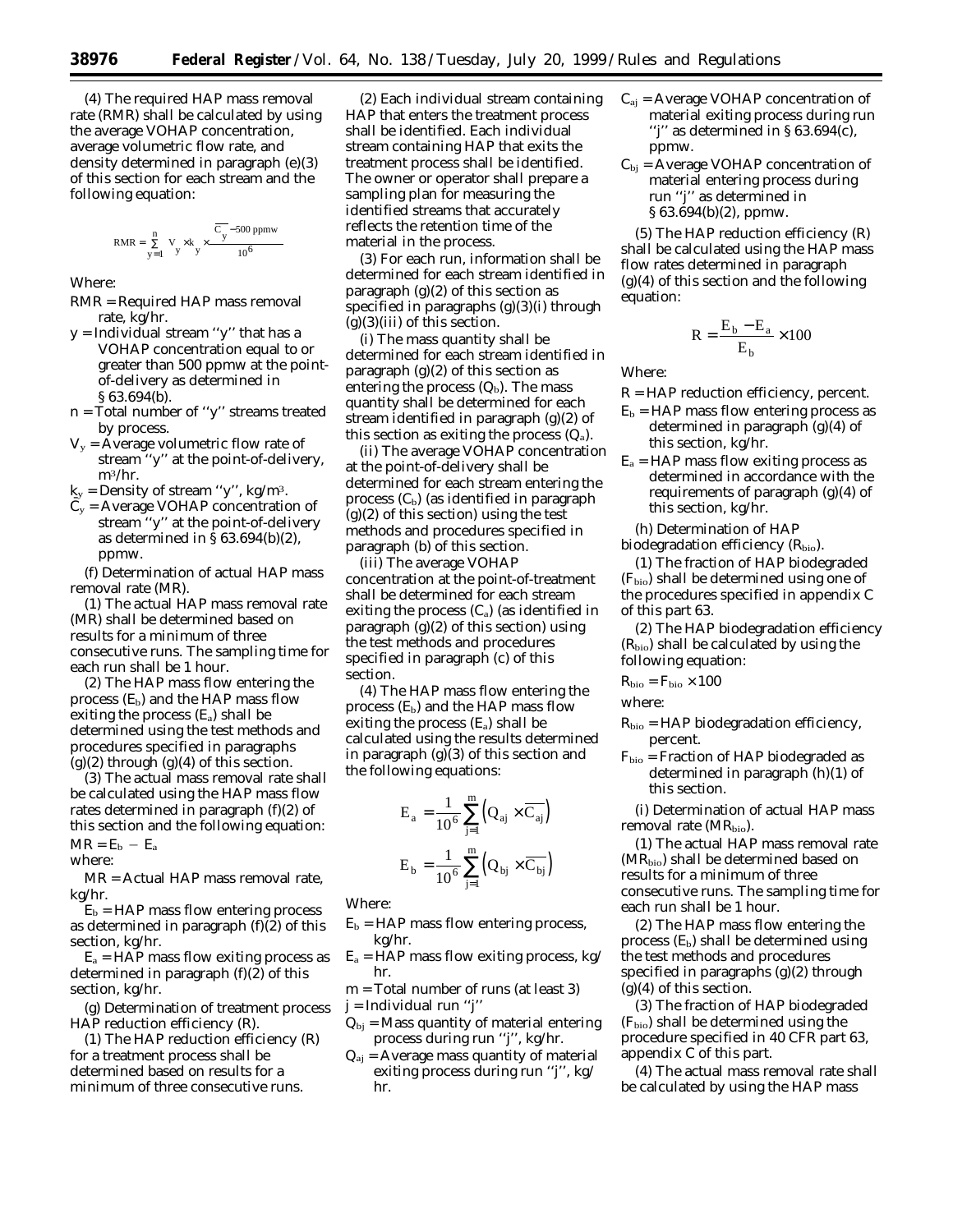(4) The required HAP mass removal rate (RMR) shall be calculated by using the average VOHAP concentration, average volumetric flow rate, and density determined in paragraph (e)(3) of this section for each stream and the following equation:

$$RMR = \sum_{y=1}^{n} V_y \times k_y \times \frac{\overline{C_y} - 500 \text{ ppmw}}{10^6}$$

Where:

RMR = Required HAP mass removal rate, kg/hr.

y = Individual stream ''y'' that has a VOHAP concentration equal to or greater than 500 ppmw at the point-of-delivery as determined in § 63.694(b).

n = Total number of ''y'' streams treated by process.

$V_y$ = Average volumetric flow rate of stream ''y'' at the point-of-delivery, $m^3$/hr.

$k_y$ = Density of stream ''y'', kg/$m^3$.

$\overline{C_y}$ = Average VOHAP concentration of stream ''y'' at the point-of-delivery as determined in § 63.694(b)(2), ppmw.

(f) *Determination of actual HAP mass removal rate (MR).*

(1) The actual HAP mass removal rate (MR) shall be determined based on results for a minimum of three consecutive runs. The sampling time for each run shall be 1 hour.

(2) The HAP mass flow entering the process ($E_b$) and the HAP mass flow exiting the process ($E_a$) shall be determined using the test methods and procedures specified in paragraphs (g)(2) through (g)(4) of this section.

(3) The actual mass removal rate shall be calculated using the HAP mass flow rates determined in paragraph (f)(2) of this section and the following equation:

$$MR = E_b - E_a$$

where:

MR = Actual HAP mass removal rate, kg/hr.

$E_b$ = HAP mass flow entering process as determined in paragraph (f)(2) of this section, kg/hr.

$E_a$ = HAP mass flow exiting process as determined in paragraph (f)(2) of this section, kg/hr.

(g) *Determination of treatment process HAP reduction efficiency (R).*

(1) The HAP reduction efficiency (R) for a treatment process shall be determined based on results for a minimum of three consecutive runs.

(2) Each individual stream containing HAP that enters the treatment process shall be identified. Each individual stream containing HAP that exits the treatment process shall be identified. The owner or operator shall prepare a sampling plan for measuring the identified streams that accurately reflects the retention time of the material in the process.

(3) For each run, information shall be determined for each stream identified in paragraph (g)(2) of this section as specified in paragraphs (g)(3)(i) through (g)(3)(iii) of this section.

(i) The mass quantity shall be determined for each stream identified in paragraph (g)(2) of this section as entering the process ($Q_b$). The mass quantity shall be determined for each stream identified in paragraph (g)(2) of this section as exiting the process ($Q_a$).

(ii) The average VOHAP concentration at the point-of-delivery shall be determined for each stream entering the process ($C_b$) (as identified in paragraph (g)(2) of this section) using the test methods and procedures specified in paragraph (b) of this section.

(iii) The average VOHAP concentration at the point-of-treatment shall be determined for each stream exiting the process ($C_a$) (as identified in paragraph (g)(2) of this section) using the test methods and procedures specified in paragraph (c) of this section.

(4) The HAP mass flow entering the process ($E_b$) and the HAP mass flow exiting the process ($E_a$) shall be calculated using the results determined in paragraph (g)(3) of this section and the following equations:

$$E_a = \frac{1}{10^6} \sum_{j=1}^{m} \left( Q_{aj} \times \overline{C_{aj}} \right)$$

$$E_b = \frac{1}{10^6} \sum_{j=1}^{m} \left( Q_{bj} \times \overline{C_{bj}} \right)$$

Where:

$E_b$ = HAP mass flow entering process, kg/hr.

$E_a$ = HAP mass flow exiting process, kg/hr.

m = Total number of runs (at least 3)

j = Individual run ''j''

$Q_{bj}$ = Mass quantity of material entering process during run ''j'', kg/hr.

$Q_{aj}$ = Average mass quantity of material exiting process during run ''j'', kg/hr.

$C_{aj}$ = Average VOHAP concentration of material exiting process during run ''j'' as determined in § 63.694(c), ppmw.

$C_{bj}$ = Average VOHAP concentration of material entering process during run ''j'' as determined in § 63.694(b)(2), ppmw.

(5) The HAP reduction efficiency (R) shall be calculated using the HAP mass flow rates determined in paragraph (g)(4) of this section and the following equation:

$$R = \frac{E_b - E_a}{E_b} \times 100$$

Where:

R = HAP reduction efficiency, percent.

$E_b$ = HAP mass flow entering process as determined in paragraph (g)(4) of this section, kg/hr.

$E_a$ = HAP mass flow exiting process as determined in accordance with the requirements of paragraph (g)(4) of this section, kg/hr.

(h) *Determination of HAP biodegradation efficiency ($R_{bio}$).*

(1) The fraction of HAP biodegraded ($F_{bio}$) shall be determined using one of the procedures specified in appendix C of this part 63.

(2) The HAP biodegradation efficiency ($R_{bio}$) shall be calculated by using the following equation:

$$R_{bio} = F_{bio} \times 100$$

where:

$R_{bio}$ = HAP biodegradation efficiency, percent.

$F_{bio}$ = Fraction of HAP biodegraded as determined in paragraph (h)(1) of this section.

(i) *Determination of actual HAP mass removal rate ($MR_{bio}$).*

(1) The actual HAP mass removal rate ($MR_{bio}$) shall be determined based on results for a minimum of three consecutive runs. The sampling time for each run shall be 1 hour.

(2) The HAP mass flow entering the process ($E_b$) shall be determined using the test methods and procedures specified in paragraphs (g)(2) through (g)(4) of this section.

(3) The fraction of HAP biodegraded ($F_{bio}$) shall be determined using the procedure specified in 40 CFR part 63, appendix C of this part.

(4) The actual mass removal rate shall be calculated by using the HAP mass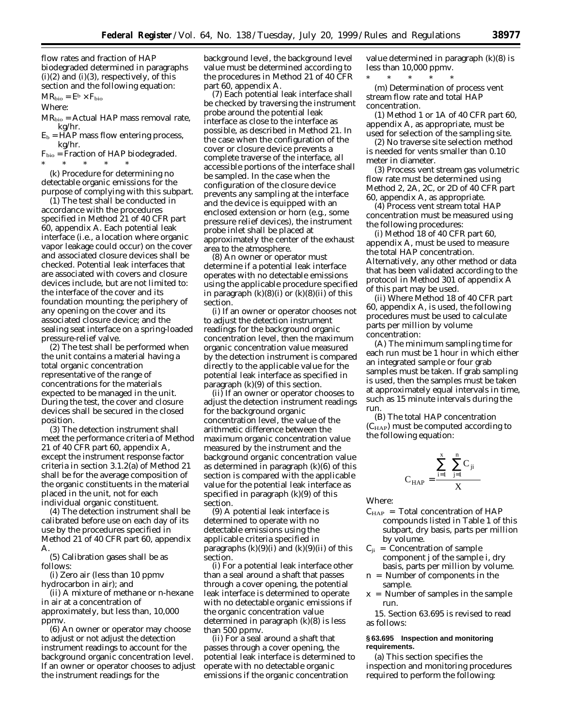flow rates and fraction of HAP biodegraded determined in paragraphs (i)(2) and (i)(3), respectively, of this section and the following equation:

$$MR_{bio} = E_b \times F_{bio}$$

Where:

$MR_{bio}$ = Actual HAP mass removal rate, kg/hr.

$E_b$ = HAP mass flow entering process, kg/hr.

$F_{bio}$ = Fraction of HAP biodegraded.

\* \* \* \* \*

(k) Procedure for determining no detectable organic emissions for the purpose of complying with this subpart.

(1) The test shall be conducted in accordance with the procedures specified in Method 21 of 40 CFR part 60, appendix A. Each potential leak interface (i.e., a location where organic vapor leakage could occur) on the cover and associated closure devices shall be checked. Potential leak interfaces that are associated with covers and closure devices include, but are not limited to: the interface of the cover and its foundation mounting; the periphery of any opening on the cover and its associated closure device; and the sealing seat interface on a spring-loaded pressure-relief valve.

(2) The test shall be performed when the unit contains a material having a total organic concentration representative of the range of concentrations for the materials expected to be managed in the unit. During the test, the cover and closure devices shall be secured in the closed position.

(3) The detection instrument shall meet the performance criteria of Method 21 of 40 CFR part 60, appendix A, except the instrument response factor criteria in section 3.1.2(a) of Method 21 shall be for the average composition of the organic constituents in the material placed in the unit, not for each individual organic constituent.

(4) The detection instrument shall be calibrated before use on each day of its use by the procedures specified in Method 21 of 40 CFR part 60, appendix A.

(5) Calibration gases shall be as follows:

(i) Zero air (less than 10 ppmv hydrocarbon in air); and

(ii) A mixture of methane or n-hexane in air at a concentration of approximately, but less than, 10,000 ppmv.

(6) An owner or operator may choose to adjust or not adjust the detection instrument readings to account for the background organic concentration level. If an owner or operator chooses to adjust the instrument readings for the background level, the background level value must be determined according to the procedures in Method 21 of 40 CFR part 60, appendix A.

(7) Each potential leak interface shall be checked by traversing the instrument probe around the potential leak interface as close to the interface as possible, as described in Method 21. In the case when the configuration of the cover or closure device prevents a complete traverse of the interface, all accessible portions of the interface shall be sampled. In the case when the configuration of the closure device prevents any sampling at the interface and the device is equipped with an enclosed extension or horn (e.g., some pressure relief devices), the instrument probe inlet shall be placed at approximately the center of the exhaust area to the atmosphere.

(8) An owner or operator must determine if a potential leak interface operates with no detectable emissions using the applicable procedure specified in paragraph (k)(8)(i) or (k)(8)(ii) of this section.

(i) If an owner or operator chooses not to adjust the detection instrument readings for the background organic concentration level, then the maximum organic concentration value measured by the detection instrument is compared directly to the applicable value for the potential leak interface as specified in paragraph (k)(9) of this section.

(ii) If an owner or operator chooses to adjust the detection instrument readings for the background organic concentration level, the value of the arithmetic difference between the maximum organic concentration value measured by the instrument and the background organic concentration value as determined in paragraph (k)(6) of this section is compared with the applicable value for the potential leak interface as specified in paragraph (k)(9) of this section.

(9) A potential leak interface is determined to operate with no detectable emissions using the applicable criteria specified in paragraphs (k)(9)(i) and (k)(9)(ii) of this section.

(i) For a potential leak interface other than a seal around a shaft that passes through a cover opening, the potential leak interface is determined to operate with no detectable organic emissions if the organic concentration value determined in paragraph (k)(8) is less than 500 ppmv.

(ii) For a seal around a shaft that passes through a cover opening, the potential leak interface is determined to operate with no detectable organic emissions if the organic concentration value determined in paragraph (k)(8) is less than 10,000 ppmv.

\* \* \* \* \*

(m) Determination of process vent stream flow rate and total HAP concentration.

(1) Method 1 or 1A of 40 CFR part 60, appendix A, as appropriate, must be used for selection of the sampling site.

(2) No traverse site selection method is needed for vents smaller than 0.10 meter in diameter.

(3) Process vent stream gas volumetric flow rate must be determined using Method 2, 2A, 2C, or 2D of 40 CFR part 60, appendix A, as appropriate.

(4) Process vent stream total HAP concentration must be measured using the following procedures:

(i) Method 18 of 40 CFR part 60, appendix A, must be used to measure the total HAP concentration. Alternatively, any other method or data that has been validated according to the protocol in Method 301 of appendix A of this part may be used.

(ii) Where Method 18 of 40 CFR part 60, appendix A, is used, the following procedures must be used to calculate parts per million by volume concentration:

(A) The minimum sampling time for each run must be 1 hour in which either an integrated sample or four grab samples must be taken. If grab sampling is used, then the samples must be taken at approximately equal intervals in time, such as 15 minute intervals during the run.

(B) The total HAP concentration ($C_{HAP}$) must be computed according to the following equation:

$$C_{HAP} = \frac{\sum_{i=1}^{x} \sum_{j=1}^{n} C_{ji}}{X}$$

Where:

$C_{HAP}$ = Total concentration of HAP compounds listed in Table 1 of this subpart, dry basis, parts per million by volume.

$C_{ji}$ = Concentration of sample component j of the sample i, dry basis, parts per million by volume.

n = Number of components in the sample.

x = Number of samples in the sample run.

15. Section 63.695 is revised to read as follows:

**§ 63.695 Inspection and monitoring requirements.**

(a) This section specifies the inspection and monitoring procedures required to perform the following: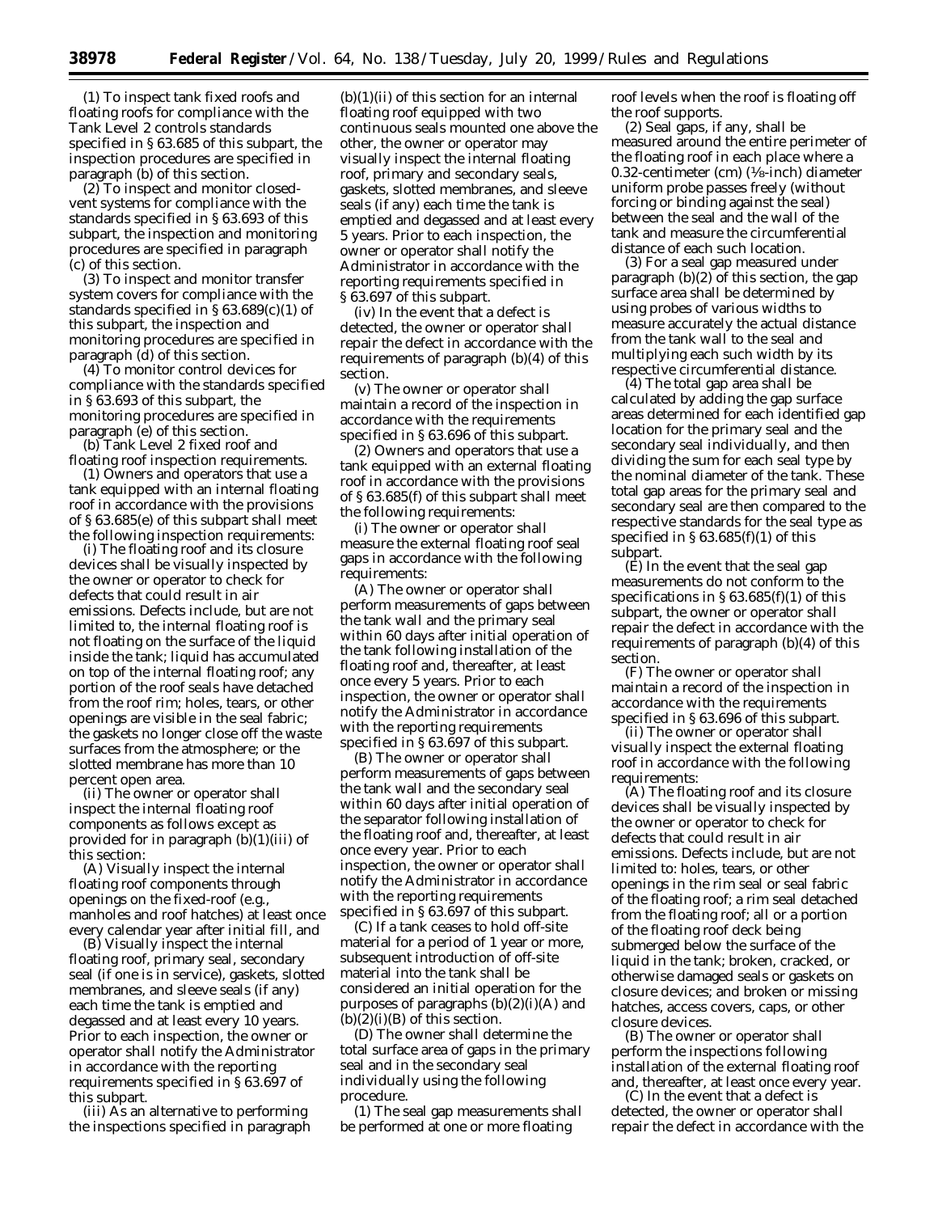(1) To inspect tank fixed roofs and floating roofs for compliance with the Tank Level 2 controls standards specified in § 63.685 of this subpart, the inspection procedures are specified in paragraph (b) of this section.

(2) To inspect and monitor closed-vent systems for compliance with the standards specified in § 63.693 of this subpart, the inspection and monitoring procedures are specified in paragraph (c) of this section.

(3) To inspect and monitor transfer system covers for compliance with the standards specified in § 63.689(c)(1) of this subpart, the inspection and monitoring procedures are specified in paragraph (d) of this section.

(4) To monitor control devices for compliance with the standards specified in § 63.693 of this subpart, the monitoring procedures are specified in paragraph (e) of this section.

(b) *Tank Level 2 fixed roof and floating roof inspection requirements.*

(1) Owners and operators that use a tank equipped with an internal floating roof in accordance with the provisions of § 63.685(e) of this subpart shall meet the following inspection requirements:

(i) The floating roof and its closure devices shall be visually inspected by the owner or operator to check for defects that could result in air emissions. Defects include, but are not limited to, the internal floating roof is not floating on the surface of the liquid inside the tank; liquid has accumulated on top of the internal floating roof; any portion of the roof seals have detached from the roof rim; holes, tears, or other openings are visible in the seal fabric; the gaskets no longer close off the waste surfaces from the atmosphere; or the slotted membrane has more than 10 percent open area.

(ii) The owner or operator shall inspect the internal floating roof components as follows except as provided for in paragraph (b)(1)(iii) of this section:

(A) Visually inspect the internal floating roof components through openings on the fixed-roof (e.g., manholes and roof hatches) at least once every calendar year after initial fill, and

(B) Visually inspect the internal floating roof, primary seal, secondary seal (if one is in service), gaskets, slotted membranes, and sleeve seals (if any) each time the tank is emptied and degassed and at least every 10 years. Prior to each inspection, the owner or operator shall notify the Administrator in accordance with the reporting requirements specified in § 63.697 of this subpart.

(iii) As an alternative to performing the inspections specified in paragraph (b)(1)(ii) of this section for an internal floating roof equipped with two continuous seals mounted one above the other, the owner or operator may visually inspect the internal floating roof, primary and secondary seals, gaskets, slotted membranes, and sleeve seals (if any) each time the tank is emptied and degassed and at least every 5 years. Prior to each inspection, the owner or operator shall notify the Administrator in accordance with the reporting requirements specified in § 63.697 of this subpart.

(iv) In the event that a defect is detected, the owner or operator shall repair the defect in accordance with the requirements of paragraph (b)(4) of this section.

(v) The owner or operator shall maintain a record of the inspection in accordance with the requirements specified in § 63.696 of this subpart.

(2) Owners and operators that use a tank equipped with an external floating roof in accordance with the provisions of § 63.685(f) of this subpart shall meet the following requirements:

(i) The owner or operator shall measure the external floating roof seal gaps in accordance with the following requirements:

(A) The owner or operator shall perform measurements of gaps between the tank wall and the primary seal within 60 days after initial operation of the tank following installation of the floating roof and, thereafter, at least once every 5 years. Prior to each inspection, the owner or operator shall notify the Administrator in accordance with the reporting requirements specified in § 63.697 of this subpart.

(B) The owner or operator shall perform measurements of gaps between the tank wall and the secondary seal within 60 days after initial operation of the separator following installation of the floating roof and, thereafter, at least once every year. Prior to each inspection, the owner or operator shall notify the Administrator in accordance with the reporting requirements specified in § 63.697 of this subpart.

(C) If a tank ceases to hold off-site material for a period of 1 year or more, subsequent introduction of off-site material into the tank shall be considered an initial operation for the purposes of paragraphs (b)(2)(i)(A) and (b)(2)(i)(B) of this section.

(D) The owner shall determine the total surface area of gaps in the primary seal and in the secondary seal individually using the following procedure.

(*1*) The seal gap measurements shall be performed at one or more floating roof levels when the roof is floating off the roof supports.

(*2*) Seal gaps, if any, shall be measured around the entire perimeter of the floating roof in each place where a 0.32-centimeter (cm) (1/8-inch) diameter uniform probe passes freely (without forcing or binding against the seal) between the seal and the wall of the tank and measure the circumferential distance of each such location.

(*3*) For a seal gap measured under paragraph (b)(2) of this section, the gap surface area shall be determined by using probes of various widths to measure accurately the actual distance from the tank wall to the seal and multiplying each such width by its respective circumferential distance.

(*4*) The total gap area shall be calculated by adding the gap surface areas determined for each identified gap location for the primary seal and the secondary seal individually, and then dividing the sum for each seal type by the nominal diameter of the tank. These total gap areas for the primary seal and secondary seal are then compared to the respective standards for the seal type as specified in § 63.685(f)(1) of this subpart.

(E) In the event that the seal gap measurements do not conform to the specifications in § 63.685(f)(1) of this subpart, the owner or operator shall repair the defect in accordance with the requirements of paragraph (b)(4) of this section.

(F) The owner or operator shall maintain a record of the inspection in accordance with the requirements specified in § 63.696 of this subpart.

(ii) The owner or operator shall visually inspect the external floating roof in accordance with the following requirements:

(A) The floating roof and its closure devices shall be visually inspected by the owner or operator to check for defects that could result in air emissions. Defects include, but are not limited to: holes, tears, or other openings in the rim seal or seal fabric of the floating roof; a rim seal detached from the floating roof; all or a portion of the floating roof deck being submerged below the surface of the liquid in the tank; broken, cracked, or otherwise damaged seals or gaskets on closure devices; and broken or missing hatches, access covers, caps, or other closure devices.

(B) The owner or operator shall perform the inspections following installation of the external floating roof and, thereafter, at least once every year.

(C) In the event that a defect is detected, the owner or operator shall repair the defect in accordance with the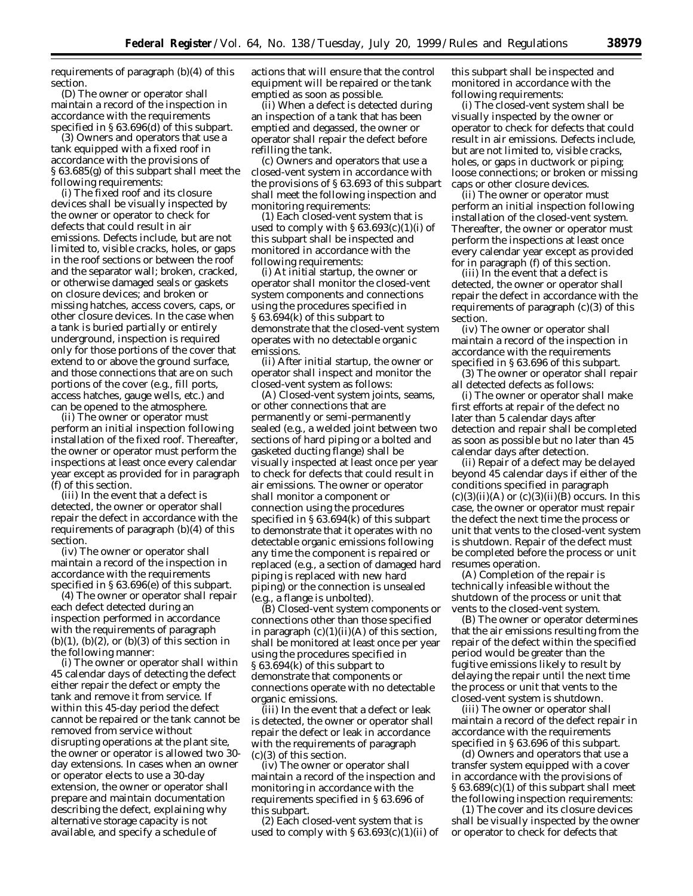requirements of paragraph (b)(4) of this section.

(D) The owner or operator shall maintain a record of the inspection in accordance with the requirements specified in § 63.696(d) of this subpart.

(3) Owners and operators that use a tank equipped with a fixed roof in accordance with the provisions of § 63.685(g) of this subpart shall meet the following requirements:

(i) The fixed roof and its closure devices shall be visually inspected by the owner or operator to check for defects that could result in air emissions. Defects include, but are not limited to, visible cracks, holes, or gaps in the roof sections or between the roof and the separator wall; broken, cracked, or otherwise damaged seals or gaskets on closure devices; and broken or missing hatches, access covers, caps, or other closure devices. In the case when a tank is buried partially or entirely underground, inspection is required only for those portions of the cover that extend to or above the ground surface, and those connections that are on such portions of the cover (e.g., fill ports, access hatches, gauge wells, etc.) and can be opened to the atmosphere.

(ii) The owner or operator must perform an initial inspection following installation of the fixed roof. Thereafter, the owner or operator must perform the inspections at least once every calendar year except as provided for in paragraph (f) of this section.

(iii) In the event that a defect is detected, the owner or operator shall repair the defect in accordance with the requirements of paragraph (b)(4) of this section.

(iv) The owner or operator shall maintain a record of the inspection in accordance with the requirements specified in § 63.696(e) of this subpart.

(4) The owner or operator shall repair each defect detected during an inspection performed in accordance with the requirements of paragraph (b)(1), (b)(2), or (b)(3) of this section in the following manner:

(i) The owner or operator shall within 45 calendar days of detecting the defect either repair the defect or empty the tank and remove it from service. If within this 45-day period the defect cannot be repaired or the tank cannot be removed from service without disrupting operations at the plant site, the owner or operator is allowed two 30-day extensions. In cases when an owner or operator elects to use a 30-day extension, the owner or operator shall prepare and maintain documentation describing the defect, explaining why alternative storage capacity is not available, and specify a schedule of actions that will ensure that the control equipment will be repaired or the tank emptied as soon as possible.

(ii) When a defect is detected during an inspection of a tank that has been emptied and degassed, the owner or operator shall repair the defect before refilling the tank.

(c) Owners and operators that use a closed-vent system in accordance with the provisions of § 63.693 of this subpart shall meet the following inspection and monitoring requirements:

(1) Each closed-vent system that is used to comply with § 63.693(c)(1)(i) of this subpart shall be inspected and monitored in accordance with the following requirements:

(i) At initial startup, the owner or operator shall monitor the closed-vent system components and connections using the procedures specified in § 63.694(k) of this subpart to demonstrate that the closed-vent system operates with no detectable organic emissions.

(ii) After initial startup, the owner or operator shall inspect and monitor the closed-vent system as follows:

(A) Closed-vent system joints, seams, or other connections that are permanently or semi-permanently sealed (e.g., a welded joint between two sections of hard piping or a bolted and gasketed ducting flange) shall be visually inspected at least once per year to check for defects that could result in air emissions. The owner or operator shall monitor a component or connection using the procedures specified in § 63.694(k) of this subpart to demonstrate that it operates with no detectable organic emissions following any time the component is repaired or replaced (e.g., a section of damaged hard piping is replaced with new hard piping) or the connection is unsealed (e.g., a flange is unbolted).

(B) Closed-vent system components or connections other than those specified in paragraph (c)(1)(ii)(A) of this section, shall be monitored at least once per year using the procedures specified in § 63.694(k) of this subpart to demonstrate that components or connections operate with no detectable organic emissions.

(iii) In the event that a defect or leak is detected, the owner or operator shall repair the defect or leak in accordance with the requirements of paragraph (c)(3) of this section.

(iv) The owner or operator shall maintain a record of the inspection and monitoring in accordance with the requirements specified in § 63.696 of this subpart.

(2) Each closed-vent system that is used to comply with § 63.693(c)(1)(ii) of this subpart shall be inspected and monitored in accordance with the following requirements:

(i) The closed-vent system shall be visually inspected by the owner or operator to check for defects that could result in air emissions. Defects include, but are not limited to, visible cracks, holes, or gaps in ductwork or piping; loose connections; or broken or missing caps or other closure devices.

(ii) The owner or operator must perform an initial inspection following installation of the closed-vent system. Thereafter, the owner or operator must perform the inspections at least once every calendar year except as provided for in paragraph (f) of this section.

(iii) In the event that a defect is detected, the owner or operator shall repair the defect in accordance with the requirements of paragraph (c)(3) of this section.

(iv) The owner or operator shall maintain a record of the inspection in accordance with the requirements specified in § 63.696 of this subpart.

(3) The owner or operator shall repair all detected defects as follows:

(i) The owner or operator shall make first efforts at repair of the defect no later than 5 calendar days after detection and repair shall be completed as soon as possible but no later than 45 calendar days after detection.

(ii) Repair of a defect may be delayed beyond 45 calendar days if either of the conditions specified in paragraph (c)(3)(ii)(A) or (c)(3)(ii)(B) occurs. In this case, the owner or operator must repair the defect the next time the process or unit that vents to the closed-vent system is shutdown. Repair of the defect must be completed before the process or unit resumes operation.

(A) Completion of the repair is technically infeasible without the shutdown of the process or unit that vents to the closed-vent system.

(B) The owner or operator determines that the air emissions resulting from the repair of the defect within the specified period would be greater than the fugitive emissions likely to result by delaying the repair until the next time the process or unit that vents to the closed-vent system is shutdown.

(iii) The owner or operator shall maintain a record of the defect repair in accordance with the requirements specified in § 63.696 of this subpart.

(d) Owners and operators that use a transfer system equipped with a cover in accordance with the provisions of § 63.689(c)(1) of this subpart shall meet the following inspection requirements:

(1) The cover and its closure devices shall be visually inspected by the owner or operator to check for defects that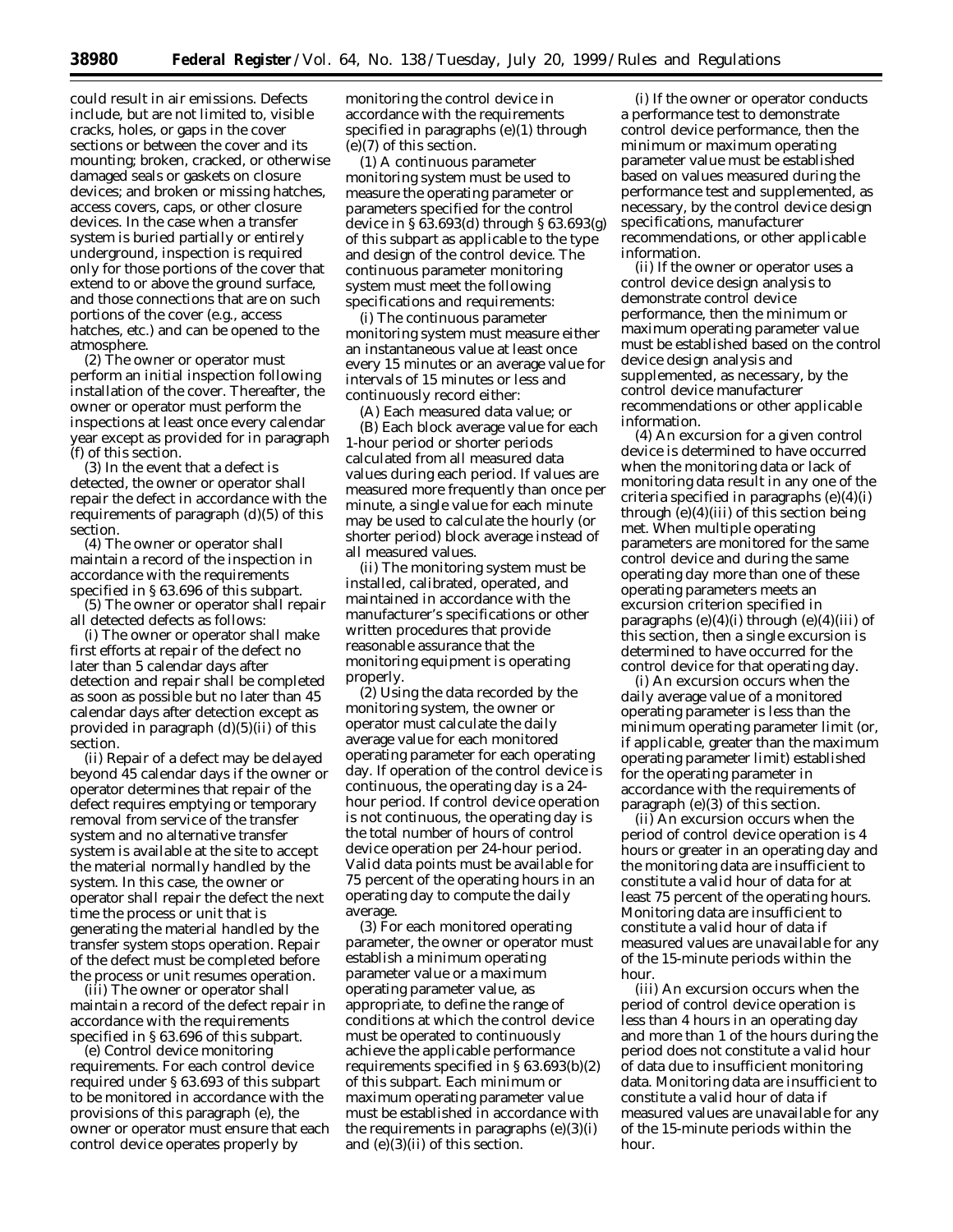could result in air emissions. Defects include, but are not limited to, visible cracks, holes, or gaps in the cover sections or between the cover and its mounting; broken, cracked, or otherwise damaged seals or gaskets on closure devices; and broken or missing hatches, access covers, caps, or other closure devices. In the case when a transfer system is buried partially or entirely underground, inspection is required only for those portions of the cover that extend to or above the ground surface, and those connections that are on such portions of the cover (e.g., access hatches, etc.) and can be opened to the atmosphere.

(2) The owner or operator must perform an initial inspection following installation of the cover. Thereafter, the owner or operator must perform the inspections at least once every calendar year except as provided for in paragraph (f) of this section.

(3) In the event that a defect is detected, the owner or operator shall repair the defect in accordance with the requirements of paragraph (d)(5) of this section.

(4) The owner or operator shall maintain a record of the inspection in accordance with the requirements specified in § 63.696 of this subpart.

(5) The owner or operator shall repair all detected defects as follows:

(i) The owner or operator shall make first efforts at repair of the defect no later than 5 calendar days after detection and repair shall be completed as soon as possible but no later than 45 calendar days after detection except as provided in paragraph (d)(5)(ii) of this section.

(ii) Repair of a defect may be delayed beyond 45 calendar days if the owner or operator determines that repair of the defect requires emptying or temporary removal from service of the transfer system and no alternative transfer system is available at the site to accept the material normally handled by the system. In this case, the owner or operator shall repair the defect the next time the process or unit that is generating the material handled by the transfer system stops operation. Repair of the defect must be completed before the process or unit resumes operation.

(iii) The owner or operator shall maintain a record of the defect repair in accordance with the requirements specified in § 63.696 of this subpart.

(e) *Control device monitoring requirements.* For each control device required under § 63.693 of this subpart to be monitored in accordance with the provisions of this paragraph (e), the owner or operator must ensure that each control device operates properly by monitoring the control device in accordance with the requirements specified in paragraphs (e)(1) through (e)(7) of this section.

(1) A continuous parameter monitoring system must be used to measure the operating parameter or parameters specified for the control device in § 63.693(d) through § 63.693(g) of this subpart as applicable to the type and design of the control device. The continuous parameter monitoring system must meet the following specifications and requirements:

(i) The continuous parameter monitoring system must measure either an instantaneous value at least once every 15 minutes or an average value for intervals of 15 minutes or less and continuously record either:

(A) Each measured data value; or

(B) Each block average value for each 1-hour period or shorter periods calculated from all measured data values during each period. If values are measured more frequently than once per minute, a single value for each minute may be used to calculate the hourly (or shorter period) block average instead of all measured values.

(ii) The monitoring system must be installed, calibrated, operated, and maintained in accordance with the manufacturer's specifications or other written procedures that provide reasonable assurance that the monitoring equipment is operating properly.

(2) Using the data recorded by the monitoring system, the owner or operator must calculate the daily average value for each monitored operating parameter for each operating day. If operation of the control device is continuous, the operating day is a 24-hour period. If control device operation is not continuous, the operating day is the total number of hours of control device operation per 24-hour period. Valid data points must be available for 75 percent of the operating hours in an operating day to compute the daily average.

(3) For each monitored operating parameter, the owner or operator must establish a minimum operating parameter value or a maximum operating parameter value, as appropriate, to define the range of conditions at which the control device must be operated to continuously achieve the applicable performance requirements specified in § 63.693(b)(2) of this subpart. Each minimum or maximum operating parameter value must be established in accordance with the requirements in paragraphs (e)(3)(i) and (e)(3)(ii) of this section.

(i) If the owner or operator conducts a performance test to demonstrate control device performance, then the minimum or maximum operating parameter value must be established based on values measured during the performance test and supplemented, as necessary, by the control device design specifications, manufacturer recommendations, or other applicable information.

(ii) If the owner or operator uses a control device design analysis to demonstrate control device performance, then the minimum or maximum operating parameter value must be established based on the control device design analysis and supplemented, as necessary, by the control device manufacturer recommendations or other applicable information.

(4) An excursion for a given control device is determined to have occurred when the monitoring data or lack of monitoring data result in any one of the criteria specified in paragraphs (e)(4)(i) through (e)(4)(iii) of this section being met. When multiple operating parameters are monitored for the same control device and during the same operating day more than one of these operating parameters meets an excursion criterion specified in paragraphs (e)(4)(i) through (e)(4)(iii) of this section, then a single excursion is determined to have occurred for the control device for that operating day.

(i) An excursion occurs when the daily average value of a monitored operating parameter is less than the minimum operating parameter limit (or, if applicable, greater than the maximum operating parameter limit) established for the operating parameter in accordance with the requirements of paragraph (e)(3) of this section.

(ii) An excursion occurs when the period of control device operation is 4 hours or greater in an operating day and the monitoring data are insufficient to constitute a valid hour of data for at least 75 percent of the operating hours. Monitoring data are insufficient to constitute a valid hour of data if measured values are unavailable for any of the 15-minute periods within the hour.

(iii) An excursion occurs when the period of control device operation is less than 4 hours in an operating day and more than 1 of the hours during the period does not constitute a valid hour of data due to insufficient monitoring data. Monitoring data are insufficient to constitute a valid hour of data if measured values are unavailable for any of the 15-minute periods within the hour.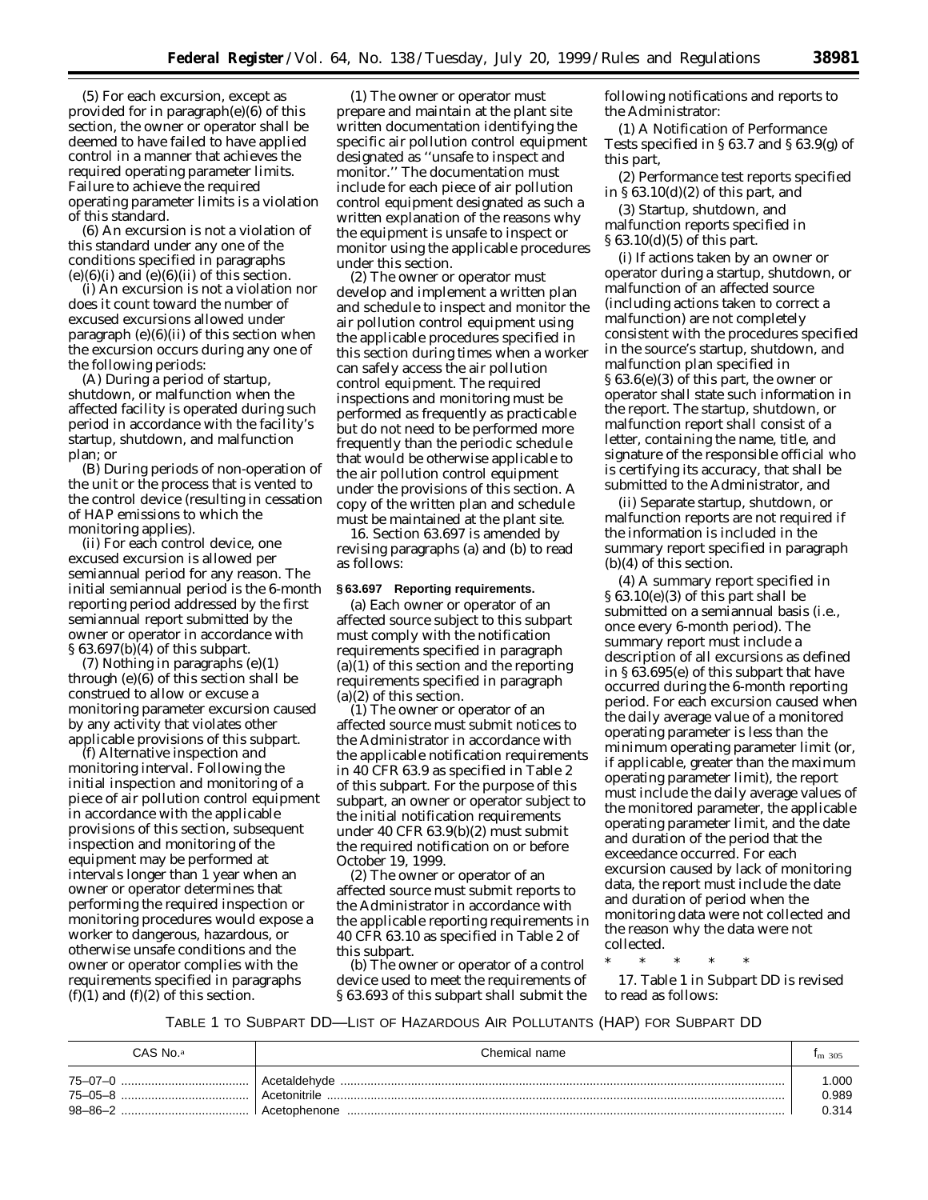(5) For each excursion, except as provided for in paragraph(e)(6) of this section, the owner or operator shall be deemed to have failed to have applied control in a manner that achieves the required operating parameter limits. Failure to achieve the required operating parameter limits is a violation of this standard.

(6) An excursion is not a violation of this standard under any one of the conditions specified in paragraphs (e)(6)(i) and (e)(6)(ii) of this section.

(i) An excursion is not a violation nor does it count toward the number of excused excursions allowed under paragraph (e)(6)(ii) of this section when the excursion occurs during any one of the following periods:

(A) During a period of startup, shutdown, or malfunction when the affected facility is operated during such period in accordance with the facility's startup, shutdown, and malfunction plan; or

(B) During periods of non-operation of the unit or the process that is vented to the control device (resulting in cessation of HAP emissions to which the monitoring applies).

(ii) For each control device, one excused excursion is allowed per semiannual period for any reason. The initial semiannual period is the 6-month reporting period addressed by the first semiannual report submitted by the owner or operator in accordance with § 63.697(b)(4) of this subpart.

(7) Nothing in paragraphs (e)(1) through (e)(6) of this section shall be construed to allow or excuse a monitoring parameter excursion caused by any activity that violates other applicable provisions of this subpart.

(f) *Alternative inspection and monitoring interval.* Following the initial inspection and monitoring of a piece of air pollution control equipment in accordance with the applicable provisions of this section, subsequent inspection and monitoring of the equipment may be performed at intervals longer than 1 year when an owner or operator determines that performing the required inspection or monitoring procedures would expose a worker to dangerous, hazardous, or otherwise unsafe conditions and the owner or operator complies with the requirements specified in paragraphs (f)(1) and (f)(2) of this section.

(1) The owner or operator must prepare and maintain at the plant site written documentation identifying the specific air pollution control equipment designated as "unsafe to inspect and monitor." The documentation must include for each piece of air pollution control equipment designated as such a written explanation of the reasons why the equipment is unsafe to inspect or monitor using the applicable procedures under this section.

(2) The owner or operator must develop and implement a written plan and schedule to inspect and monitor the air pollution control equipment using the applicable procedures specified in this section during times when a worker can safely access the air pollution control equipment. The required inspections and monitoring must be performed as frequently as practicable but do not need to be performed more frequently than the periodic schedule that would be otherwise applicable to the air pollution control equipment under the provisions of this section. A copy of the written plan and schedule must be maintained at the plant site.

16. Section 63.697 is amended by revising paragraphs (a) and (b) to read as follows:

**§ 63.697 Reporting requirements.**

(a) Each owner or operator of an affected source subject to this subpart must comply with the notification requirements specified in paragraph (a)(1) of this section and the reporting requirements specified in paragraph (a)(2) of this section.

(1) The owner or operator of an affected source must submit notices to the Administrator in accordance with the applicable notification requirements in 40 CFR 63.9 as specified in Table 2 of this subpart. For the purpose of this subpart, an owner or operator subject to the initial notification requirements under 40 CFR 63.9(b)(2) must submit the required notification on or before October 19, 1999.

(2) The owner or operator of an affected source must submit reports to the Administrator in accordance with the applicable reporting requirements in 40 CFR 63.10 as specified in Table 2 of this subpart.

(b) The owner or operator of a control device used to meet the requirements of § 63.693 of this subpart shall submit the following notifications and reports to the Administrator:

(1) A Notification of Performance Tests specified in § 63.7 and § 63.9(g) of this part,

(2) Performance test reports specified in § 63.10(d)(2) of this part, and

(3) Startup, shutdown, and malfunction reports specified in § 63.10(d)(5) of this part.

(i) If actions taken by an owner or operator during a startup, shutdown, or malfunction of an affected source (including actions taken to correct a malfunction) are not completely consistent with the procedures specified in the source's startup, shutdown, and malfunction plan specified in § 63.6(e)(3) of this part, the owner or operator shall state such information in the report. The startup, shutdown, or malfunction report shall consist of a letter, containing the name, title, and signature of the responsible official who is certifying its accuracy, that shall be submitted to the Administrator, and

(ii) Separate startup, shutdown, or malfunction reports are not required if the information is included in the summary report specified in paragraph (b)(4) of this section.

(4) A summary report specified in § 63.10(e)(3) of this part shall be submitted on a semiannual basis (i.e., once every 6-month period). The summary report must include a description of all excursions as defined in § 63.695(e) of this subpart that have occurred during the 6-month reporting period. For each excursion caused when the daily average value of a monitored operating parameter is less than the minimum operating parameter limit (or, if applicable, greater than the maximum operating parameter limit), the report must include the daily average values of the monitored parameter, the applicable operating parameter limit, and the date and duration of the period that the exceedance occurred. For each excursion caused by lack of monitoring data, the report must include the date and duration of period when the monitoring data were not collected and the reason why the data were not collected.

\* \* \* \* \*

17. Table 1 in Subpart DD is revised to read as follows:

TABLE 1 TO SUBPART DD—LIST OF HAZARDOUS AIR POLLUTANTS (HAP) FOR SUBPART DD

| CAS No.[a] | Chemical name | $f_{m\ 305}$ |
|---|---|---|
| 75–07–0 | Acetaldehyde | 1.000 |
| 75–05–8 | Acetonitrile | 0.989 |
| 98–86–2 | Acetophenone | 0.314 |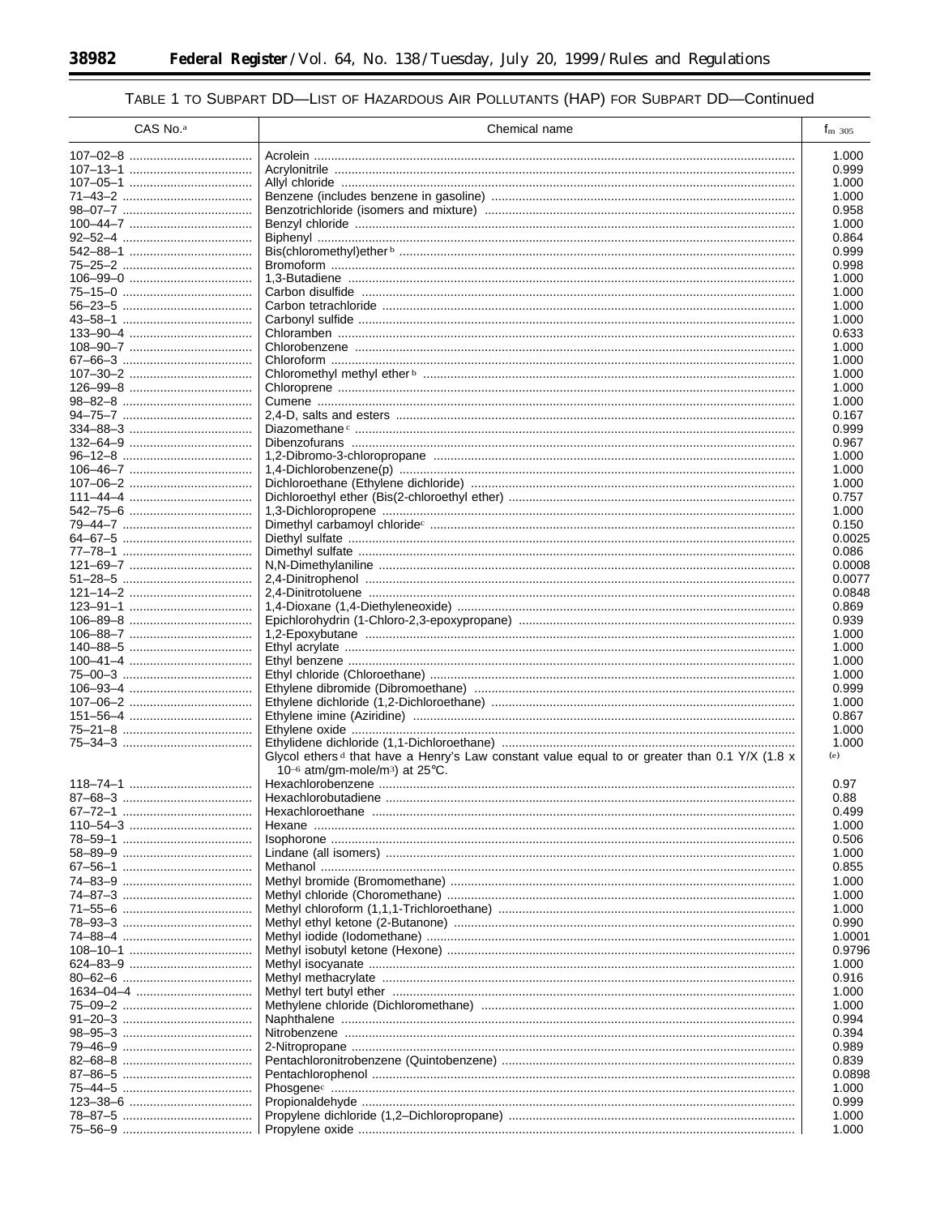TABLE 1 TO SUBPART DD—LIST OF HAZARDOUS AIR POLLUTANTS (HAP) FOR SUBPART DD—Continued

| CAS No.[a] | Chemical name | $f_{m\ 305}$ |
|---|---|---|
| 107–02–8 | Acrolein | 1.000 |
| 107–13–1 | Acrylonitrile | 0.999 |
| 107–05–1 | Allyl chloride | 1.000 |
| 71–43–2 | Benzene (includes benzene in gasoline) | 1.000 |
| 98–07–7 | Benzotrichloride (isomers and mixture) | 0.958 |
| 100–44–7 | Benzyl chloride | 1.000 |
| 92–52–4 | Biphenyl | 0.864 |
| 542–88–1 | Bis(chloromethyl)ether[b] | 0.999 |
| 75–25–2 | Bromoform | 0.998 |
| 106–99–0 | 1,3-Butadiene | 1.000 |
| 75–15–0 | Carbon disulfide | 1.000 |
| 56–23–5 | Carbon tetrachloride | 1.000 |
| 43–58–1 | Carbonyl sulfide | 1.000 |
| 133–90–4 | Chloramben | 0.633 |
| 108–90–7 | Chlorobenzene | 1.000 |
| 67–66–3 | Chloroform | 1.000 |
| 107–30–2 | Chloromethyl methyl ether[b] | 1.000 |
| 126–99–8 | Chloroprene | 1.000 |
| 98–82–8 | Cumene | 1.000 |
| 94–75–7 | 2,4-D, salts and esters | 0.167 |
| 334–88–3 | Diazomethane[c] | 0.999 |
| 132–64–9 | Dibenzofurans | 0.967 |
| 96–12–8 | 1,2-Dibromo-3-chloropropane | 1.000 |
| 106–46–7 | 1,4-Dichlorobenzene(p) | 1.000 |
| 107–06–2 | Dichloroethane (Ethylene dichloride) | 1.000 |
| 111–44–4 | Dichloroethyl ether (Bis(2-chloroethyl ether) | 0.757 |
| 542–75–6 | 1,3-Dichloropropene | 1.000 |
| 79–44–7 | Dimethyl carbamoyl chloride[c] | 0.150 |
| 64–67–5 | Diethyl sulfate | 0.0025 |
| 77–78–1 | Dimethyl sulfate | 0.086 |
| 121–69–7 | N,N-Dimethylaniline | 0.0008 |
| 51–28–5 | 2,4-Dinitrophenol | 0.0077 |
| 121–14–2 | 2,4-Dinitrotoluene | 0.0848 |
| 123–91–1 | 1,4-Dioxane (1,4-Diethyleneoxide) | 0.869 |
| 106–89–8 | Epichlorohydrin (1-Chloro-2,3-epoxypropane) | 0.939 |
| 106–88–7 | 1,2-Epoxybutane | 1.000 |
| 140–88–5 | Ethyl acrylate | 1.000 |
| 100–41–4 | Ethyl benzene | 1.000 |
| 75–00–3 | Ethyl chloride (Chloroethane) | 1.000 |
| 106–93–4 | Ethylene dibromide (Dibromoethane) | 0.999 |
| 107–06–2 | Ethylene dichloride (1,2-Dichloroethane) | 1.000 |
| 151–56–4 | Ethylene imine (Aziridine) | 0.867 |
| 75–21–8 | Ethylene oxide | 1.000 |
| 75–34–3 | Ethylidene dichloride (1,1-Dichloroethane) | 1.000 |
| | Glycol ethers[d] that have a Henry's Law constant value equal to or greater than 0.1 Y/X (1.8 x $10^{-6}$ atm/gm-mole/$m^3$) at 25°C. | [e] |
| 118–74–1 | Hexachlorobenzene | 0.97 |
| 87–68–3 | Hexachlorobutadiene | 0.88 |
| 67–72–1 | Hexachloroethane | 0.499 |
| 110–54–3 | Hexane | 1.000 |
| 78–59–1 | Isophorone | 0.506 |
| 58–89–9 | Lindane (all isomers) | 1.000 |
| 67–56–1 | Methanol | 0.855 |
| 74–83–9 | Methyl bromide (Bromomethane) | 1.000 |
| 74–87–3 | Methyl chloride (Choromethane) | 1.000 |
| 71–55–6 | Methyl chloroform (1,1,1-Trichloroethane) | 1.000 |
| 78–93–3 | Methyl ethyl ketone (2-Butanone) | 0.990 |
| 74–88–4 | Methyl iodide (Iodomethane) | 1.0001 |
| 108–10–1 | Methyl isobutyl ketone (Hexone) | 0.9796 |
| 624–83–9 | Methyl isocyanate | 1.000 |
| 80–62–6 | Methyl methacrylate | 0.916 |
| 1634–04–4 | Methyl tert butyl ether | 1.000 |
| 75–09–2 | Methylene chloride (Dichloromethane) | 1.000 |
| 91–20–3 | Naphthalene | 0.994 |
| 98–95–3 | Nitrobenzene | 0.394 |
| 79–46–9 | 2-Nitropropane | 0.989 |
| 82–68–8 | Pentachloronitrobenzene (Quintobenzene) | 0.839 |
| 87–86–5 | Pentachlorophenol | 0.0898 |
| 75–44–5 | Phosgene[c] | 1.000 |
| 123–38–6 | Propionaldehyde | 0.999 |
| 78–87–5 | Propylene dichloride (1,2–Dichloropropane) | 1.000 |
| 75–56–9 | Propylene oxide | 1.000 |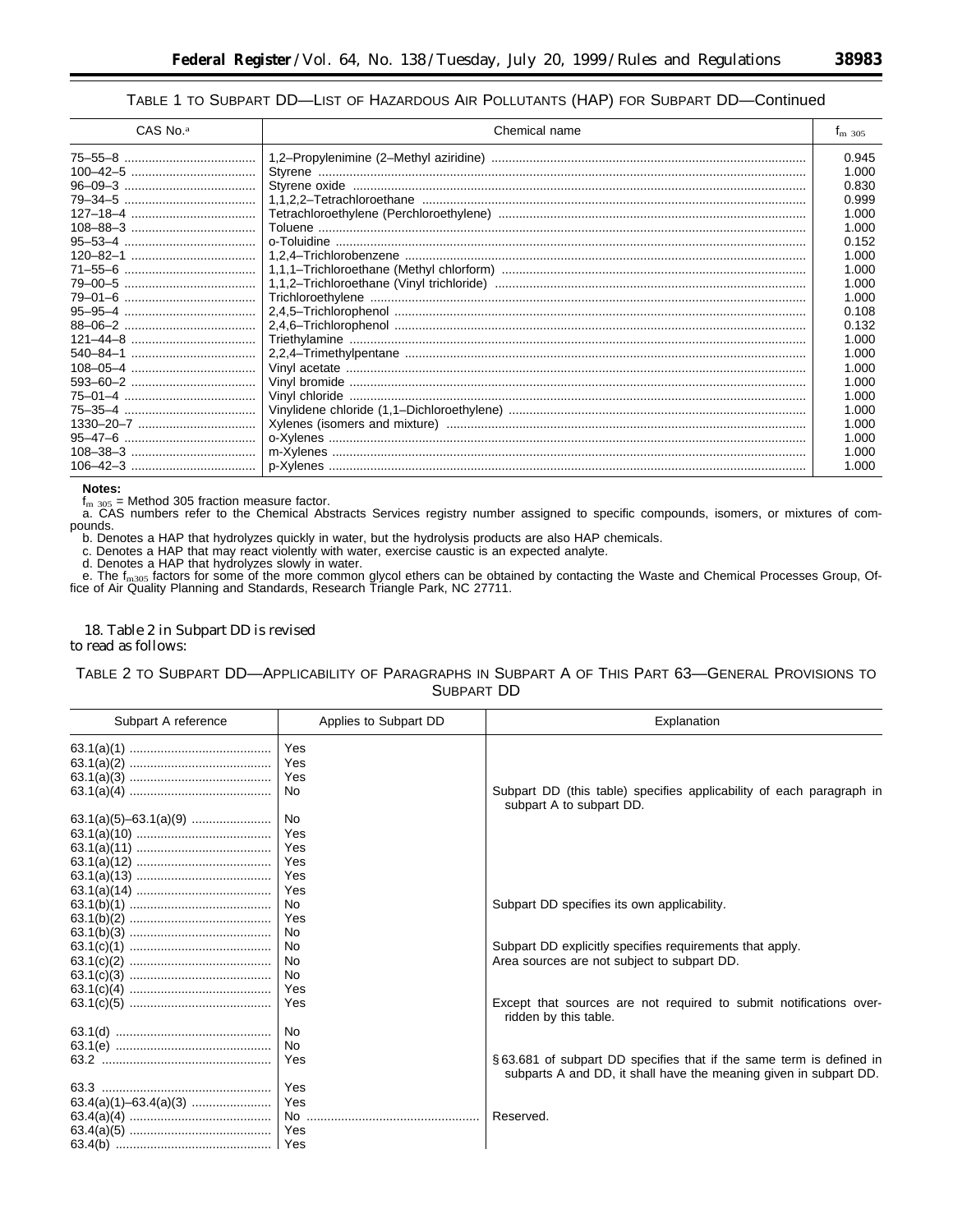TABLE 1 TO SUBPART DD—LIST OF HAZARDOUS AIR POLLUTANTS (HAP) FOR SUBPART DD—Continued

| CAS No.[a] | Chemical name | $f_{m\ 305}$ |
|---|---|---|
| 75–55–8 | 1,2–Propylenimine (2–Methyl aziridine) | 0.945 |
| 100–42–5 | Styrene | 1.000 |
| 96–09–3 | Styrene oxide | 0.830 |
| 79–34–5 | 1,1,2,2–Tetrachloroethane | 0.999 |
| 127–18–4 | Tetrachloroethylene (Perchloroethylene) | 1.000 |
| 108–88–3 | Toluene | 1.000 |
| 95–53–4 | o-Toluidine | 0.152 |
| 120–82–1 | 1,2,4–Trichlorobenzene | 1.000 |
| 71–55–6 | 1,1,1–Trichloroethane (Methyl chlorform) | 1.000 |
| 79–00–5 | 1,1,2–Trichloroethane (Vinyl trichloride) | 1.000 |
| 79–01–6 | Trichloroethylene | 1.000 |
| 95–95–4 | 2,4,5–Trichlorophenol | 0.108 |
| 88–06–2 | 2,4,6–Trichlorophenol | 0.132 |
| 121–44–8 | Triethylamine | 1.000 |
| 540–84–1 | 2,2,4–Trimethylpentane | 1.000 |
| 108–05–4 | Vinyl acetate | 1.000 |
| 593–60–2 | Vinyl bromide | 1.000 |
| 75–01–4 | Vinyl chloride | 1.000 |
| 75–35–4 | Vinylidene chloride (1,1–Dichloroethylene) | 1.000 |
| 1330–20–7 | Xylenes (isomers and mixture) | 1.000 |
| 95–47–6 | o-Xylenes | 1.000 |
| 108–38–3 | m-Xylenes | 1.000 |
| 106–42–3 | p-Xylenes | 1.000 |

**Notes:**

$f_{m\ 305}$ = Method 305 fraction measure factor.

a. CAS numbers refer to the Chemical Abstracts Services registry number assigned to specific compounds, isomers, or mixtures of compounds.

b. Denotes a HAP that hydrolyzes quickly in water, but the hydrolysis products are also HAP chemicals.

c. Denotes a HAP that may react violently with water, exercise caustic is an expected analyte.

d. Denotes a HAP that hydrolyzes slowly in water.

e. The $f_{m305}$ factors for some of the more common glycol ethers can be obtained by contacting the Waste and Chemical Processes Group, Office of Air Quality Planning and Standards, Research Triangle Park, NC 27711.

18. Table 2 in Subpart DD is revised to read as follows:

TABLE 2 TO SUBPART DD—APPLICABILITY OF PARAGRAPHS IN SUBPART A OF THIS PART 63—GENERAL PROVISIONS TO SUBPART DD

| Subpart A reference | Applies to Subpart DD | Explanation |
|---|---|---|
| 63.1(a)(1) | Yes | |
| 63.1(a)(2) | Yes | |
| 63.1(a)(3) | Yes | |
| 63.1(a)(4) | No | Subpart DD (this table) specifies applicability of each paragraph in subpart A to subpart DD. |
| 63.1(a)(5)–63.1(a)(9) | No | |
| 63.1(a)(10) | Yes | |
| 63.1(a)(11) | Yes | |
| 63.1(a)(12) | Yes | |
| 63.1(a)(13) | Yes | |
| 63.1(a)(14) | Yes | |
| 63.1(b)(1) | No | Subpart DD specifies its own applicability. |
| 63.1(b)(2) | Yes | |
| 63.1(b)(3) | No | |
| 63.1(c)(1) | No | Subpart DD explicitly specifies requirements that apply. |
| 63.1(c)(2) | No | Area sources are not subject to subpart DD. |
| 63.1(c)(3) | No | |
| 63.1(c)(4) | Yes | |
| 63.1(c)(5) | Yes | Except that sources are not required to submit notifications overridden by this table. |
| 63.1(d) | No | |
| 63.1(e) | No | |
| 63.2 | Yes | § 63.681 of subpart DD specifies that if the same term is defined in subparts A and DD, it shall have the meaning given in subpart DD. |
| 63.3 | Yes | |
| 63.4(a)(1)–63.4(a)(3) | Yes | |
| 63.4(a)(4) | No | Reserved. |
| 63.4(a)(5) | Yes | |
| 63.4(b) | Yes | |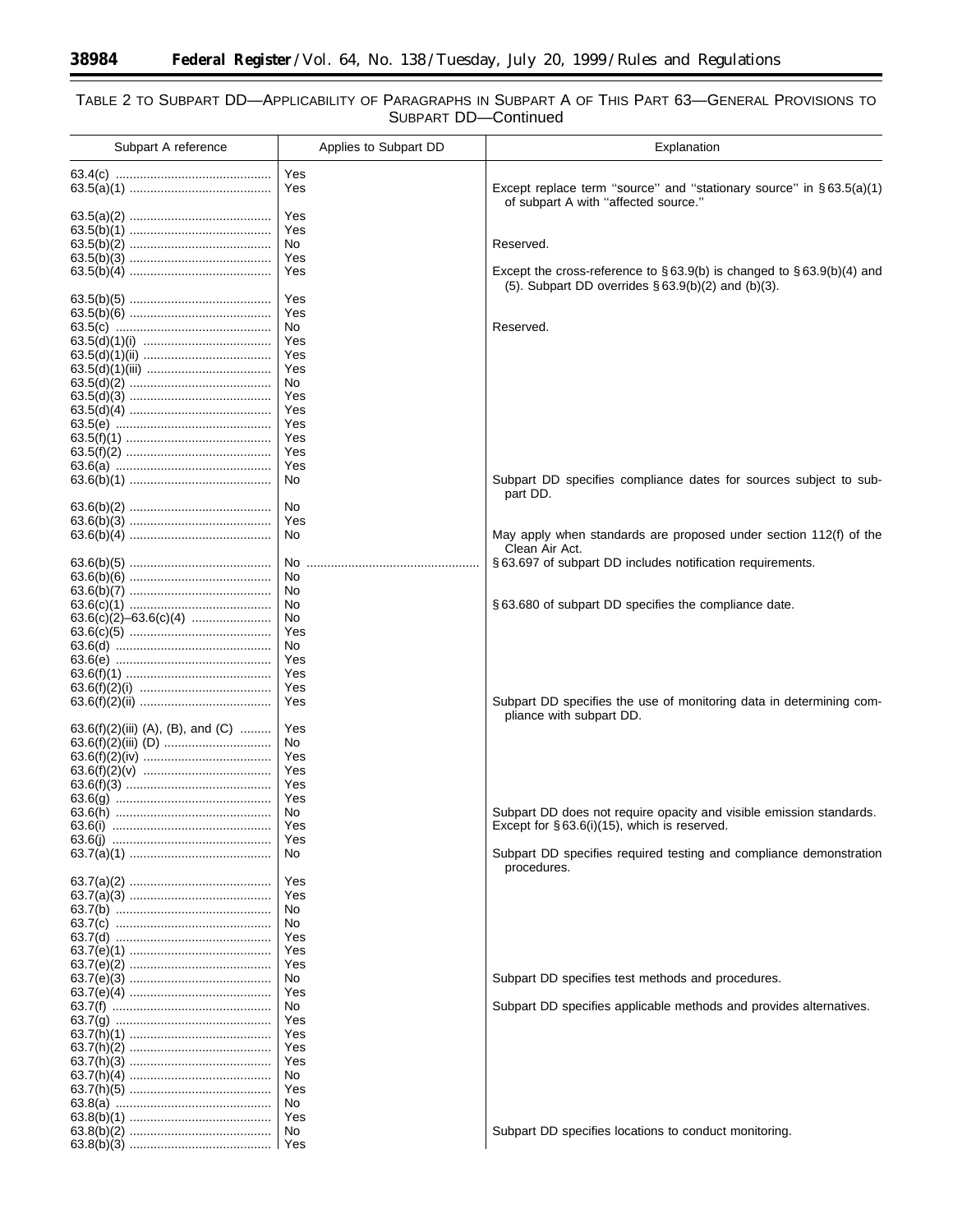TABLE 2 TO SUBPART DD—APPLICABILITY OF PARAGRAPHS IN SUBPART A OF THIS PART 63—GENERAL PROVISIONS TO SUBPART DD—Continued

| Subpart A reference | Applies to Subpart DD | Explanation |
|---|---|---|
| 63.4(c) | Yes | |
| 63.5(a)(1) | Yes | Except replace term "source" and "stationary source" in § 63.5(a)(1) of subpart A with "affected source." |
| 63.5(a)(2) | Yes | |
| 63.5(b)(1) | Yes | |
| 63.5(b)(2) | No | Reserved. |
| 63.5(b)(3) | Yes | |
| 63.5(b)(4) | Yes | Except the cross-reference to § 63.9(b) is changed to § 63.9(b)(4) and (5). Subpart DD overrides § 63.9(b)(2) and (b)(3). |
| 63.5(b)(5) | Yes | |
| 63.5(b)(6) | Yes | |
| 63.5(c) | No | Reserved. |
| 63.5(d)(1)(i) | Yes | |
| 63.5(d)(1)(ii) | Yes | |
| 63.5(d)(1)(iii) | Yes | |
| 63.5(d)(2) | No | |
| 63.5(d)(3) | Yes | |
| 63.5(d)(4) | Yes | |
| 63.5(e) | Yes | |
| 63.5(f)(1) | Yes | |
| 63.5(f)(2) | Yes | |
| 63.6(a) | Yes | |
| 63.6(b)(1) | No | Subpart DD specifies compliance dates for sources subject to subpart DD. |
| 63.6(b)(2) | No | |
| 63.6(b)(3) | Yes | |
| 63.6(b)(4) | No | May apply when standards are proposed under section 112(f) of the Clean Air Act. |
| 63.6(b)(5) | No | § 63.697 of subpart DD includes notification requirements. |
| 63.6(b)(6) | No | |
| 63.6(b)(7) | No | |
| 63.6(c)(1) | No | § 63.680 of subpart DD specifies the compliance date. |
| 63.6(c)(2)–63.6(c)(4) | No | |
| 63.6(c)(5) | Yes | |
| 63.6(d) | No | |
| 63.6(e) | Yes | |
| 63.6(f)(1) | Yes | |
| 63.6(f)(2)(i) | Yes | |
| 63.6(f)(2)(ii) | Yes | Subpart DD specifies the use of monitoring data in determining compliance with subpart DD. |
| 63.6(f)(2)(iii) (A), (B), and (C) | Yes | |
| 63.6(f)(2)(iii) (D) | No | |
| 63.6(f)(2)(iv) | Yes | |
| 63.6(f)(2)(v) | Yes | |
| 63.6(f)(3) | Yes | |
| 63.6(g) | Yes | |
| 63.6(h) | No | Subpart DD does not require opacity and visible emission standards. |
| 63.6(i) | Yes | Except for § 63.6(i)(15), which is reserved. |
| 63.6(j) | Yes | |
| 63.7(a)(1) | No | Subpart DD specifies required testing and compliance demonstration procedures. |
| 63.7(a)(2) | Yes | |
| 63.7(a)(3) | Yes | |
| 63.7(b) | No | |
| 63.7(c) | No | |
| 63.7(d) | Yes | |
| 63.7(e)(1) | Yes | |
| 63.7(e)(2) | Yes | |
| 63.7(e)(3) | No | Subpart DD specifies test methods and procedures. |
| 63.7(e)(4) | Yes | |
| 63.7(f) | No | Subpart DD specifies applicable methods and provides alternatives. |
| 63.7(g) | Yes | |
| 63.7(h)(1) | Yes | |
| 63.7(h)(2) | Yes | |
| 63.7(h)(3) | Yes | |
| 63.7(h)(4) | No | |
| 63.7(h)(5) | Yes | |
| 63.8(a) | No | |
| 63.8(b)(1) | Yes | |
| 63.8(b)(2) | No | Subpart DD specifies locations to conduct monitoring. |
| 63.8(b)(3) | Yes | |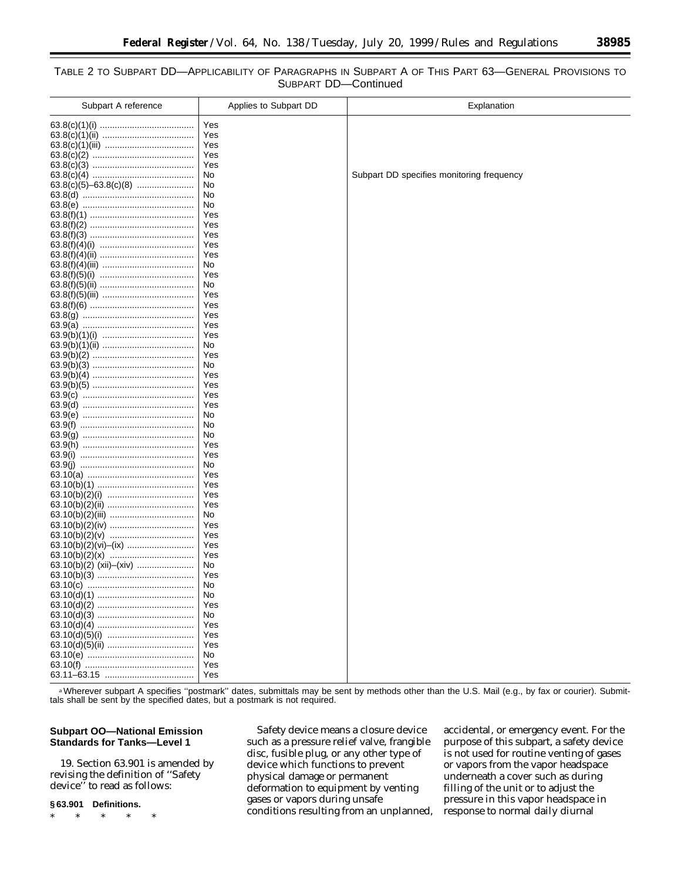TABLE 2 TO SUBPART DD—APPLICABILITY OF PARAGRAPHS IN SUBPART A OF THIS PART 63—GENERAL PROVISIONS TO SUBPART DD—Continued

| Subpart A reference | Applies to Subpart DD | Explanation |
|---|---|---|
| 63.8(c)(1)(i) | Yes | |
| 63.8(c)(1)(ii) | Yes | |
| 63.8(c)(1)(iii) | Yes | |
| 63.8(c)(2) | Yes | |
| 63.8(c)(3) | Yes | |
| 63.8(c)(4) | No | Subpart DD specifies monitoring frequency |
| 63.8(c)(5)–63.8(c)(8) | No | |
| 63.8(d) | No | |
| 63.8(e) | No | |
| 63.8(f)(1) | Yes | |
| 63.8(f)(2) | Yes | |
| 63.8(f)(3) | Yes | |
| 63.8(f)(4)(i) | Yes | |
| 63.8(f)(4)(ii) | Yes | |
| 63.8(f)(4)(iii) | No | |
| 63.8(f)(5)(i) | Yes | |
| 63.8(f)(5)(ii) | No | |
| 63.8(f)(5)(iii) | Yes | |
| 63.8(f)(6) | Yes | |
| 63.8(g) | Yes | |
| 63.9(a) | Yes | |
| 63.9(b)(1)(i) | Yes | |
| 63.9(b)(1)(ii) | No | |
| 63.9(b)(2) | Yes | |
| 63.9(b)(3) | No | |
| 63.9(b)(4) | Yes | |
| 63.9(b)(5) | Yes | |
| 63.9(c) | Yes | |
| 63.9(d) | Yes | |
| 63.9(e) | No | |
| 63.9(f) | No | |
| 63.9(g) | No | |
| 63.9(h) | Yes | |
| 63.9(i) | Yes | |
| 63.9(j) | No | |
| 63.10(a) | Yes | |
| 63.10(b)(1) | Yes | |
| 63.10(b)(2)(i) | Yes | |
| 63.10(b)(2)(ii) | Yes | |
| 63.10(b)(2)(iii) | No | |
| 63.10(b)(2)(iv) | Yes | |
| 63.10(b)(2)(v) | Yes | |
| 63.10(b)(2)(vi)–(ix) | Yes | |
| 63.10(b)(2)(x) | Yes | |
| 63.10(b)(2) (xii)–(xiv) | No | |
| 63.10(b)(3) | Yes | |
| 63.10(c) | No | |
| 63.10(d)(1) | No | |
| 63.10(d)(2) | Yes | |
| 63.10(d)(3) | No | |
| 63.10(d)(4) | Yes | |
| 63.10(d)(5)(i) | Yes | |
| 63.10(d)(5)(ii) | Yes | |
| 63.10(e) | No | |
| 63.10(f) | Yes | |
| 63.11–63.15 | Yes | |

[a] Wherever subpart A specifies "postmark" dates, submittals may be sent by methods other than the U.S. Mail (e.g., by fax or courier). Submittals shall be sent by the specified dates, but a postmark is not required.

**Subpart OO—National Emission Standards for Tanks—Level 1**

19. Section 63.901 is amended by revising the definition of "Safety device" to read as follows:

**§ 63.901 Definitions.**

\* \* \* \* \*

*Safety device* means a closure device such as a pressure relief valve, frangible disc, fusible plug, or any other type of device which functions to prevent physical damage or permanent deformation to equipment by venting gases or vapors during unsafe conditions resulting from an unplanned, accidental, or emergency event. For the purpose of this subpart, a safety device is not used for routine venting of gases or vapors from the vapor headspace underneath a cover such as during filling of the unit or to adjust the pressure in this vapor headspace in response to normal daily diurnal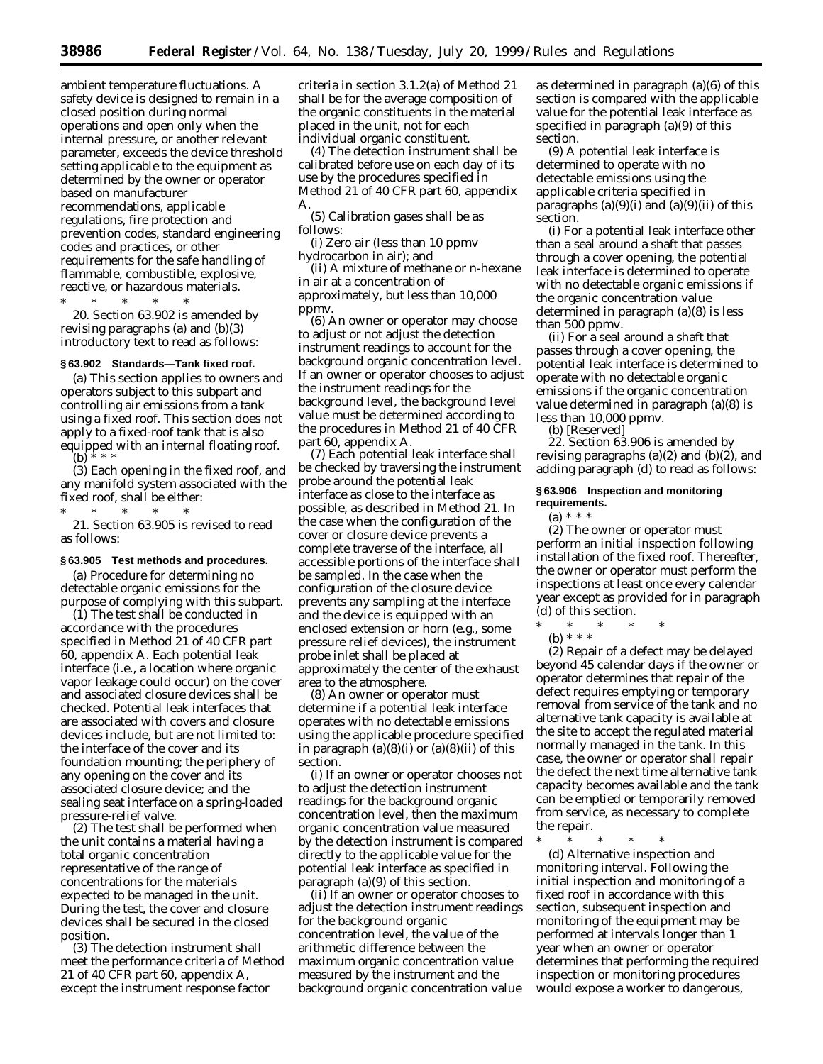ambient temperature fluctuations. A safety device is designed to remain in a closed position during normal operations and open only when the internal pressure, or another relevant parameter, exceeds the device threshold setting applicable to the equipment as determined by the owner or operator based on manufacturer recommendations, applicable regulations, fire protection and prevention codes, standard engineering codes and practices, or other requirements for the safe handling of flammable, combustible, explosive, reactive, or hazardous materials.

\* \* \* \* \*

20. Section 63.902 is amended by revising paragraphs (a) and (b)(3) introductory text to read as follows:

### § 63.902 Standards—Tank fixed roof.

(a) This section applies to owners and operators subject to this subpart and controlling air emissions from a tank using a fixed roof. This section does not apply to a fixed-roof tank that is also equipped with an internal floating roof.

(b) \* \* \*

(3) Each opening in the fixed roof, and any manifold system associated with the fixed roof, shall be either:

\* \* \* \* \*

21. Section 63.905 is revised to read as follows:

### § 63.905 Test methods and procedures.

(a) Procedure for determining no detectable organic emissions for the purpose of complying with this subpart.

(1) The test shall be conducted in accordance with the procedures specified in Method 21 of 40 CFR part 60, appendix A. Each potential leak interface (i.e., a location where organic vapor leakage could occur) on the cover and associated closure devices shall be checked. Potential leak interfaces that are associated with covers and closure devices include, but are not limited to: the interface of the cover and its foundation mounting; the periphery of any opening on the cover and its associated closure device; and the sealing seat interface on a spring-loaded pressure-relief valve.

(2) The test shall be performed when the unit contains a material having a total organic concentration representative of the range of concentrations for the materials expected to be managed in the unit. During the test, the cover and closure devices shall be secured in the closed position.

(3) The detection instrument shall meet the performance criteria of Method 21 of 40 CFR part 60, appendix A, except the instrument response factor criteria in section 3.1.2(a) of Method 21 shall be for the average composition of the organic constituents in the material placed in the unit, not for each individual organic constituent.

(4) The detection instrument shall be calibrated before use on each day of its use by the procedures specified in Method 21 of 40 CFR part 60, appendix A.

(5) Calibration gases shall be as follows:

(i) Zero air (less than 10 ppmv hydrocarbon in air); and

(ii) A mixture of methane or n-hexane in air at a concentration of approximately, but less than 10,000 ppmv.

(6) An owner or operator may choose to adjust or not adjust the detection instrument readings to account for the background organic concentration level. If an owner or operator chooses to adjust the instrument readings for the background level, the background level value must be determined according to the procedures in Method 21 of 40 CFR part 60, appendix A.

(7) Each potential leak interface shall be checked by traversing the instrument probe around the potential leak interface as close to the interface as possible, as described in Method 21. In the case when the configuration of the cover or closure device prevents a complete traverse of the interface, all accessible portions of the interface shall be sampled. In the case when the configuration of the closure device prevents any sampling at the interface and the device is equipped with an enclosed extension or horn (e.g., some pressure relief devices), the instrument probe inlet shall be placed at approximately the center of the exhaust area to the atmosphere.

(8) An owner or operator must determine if a potential leak interface operates with no detectable emissions using the applicable procedure specified in paragraph (a)(8)(i) or (a)(8)(ii) of this section.

(i) If an owner or operator chooses not to adjust the detection instrument readings for the background organic concentration level, then the maximum organic concentration value measured by the detection instrument is compared directly to the applicable value for the potential leak interface as specified in paragraph (a)(9) of this section.

(ii) If an owner or operator chooses to adjust the detection instrument readings for the background organic concentration level, the value of the arithmetic difference between the maximum organic concentration value measured by the instrument and the background organic concentration value as determined in paragraph (a)(6) of this section is compared with the applicable value for the potential leak interface as specified in paragraph (a)(9) of this section.

(9) A potential leak interface is determined to operate with no detectable emissions using the applicable criteria specified in paragraphs (a)(9)(i) and (a)(9)(ii) of this section.

(i) For a potential leak interface other than a seal around a shaft that passes through a cover opening, the potential leak interface is determined to operate with no detectable organic emissions if the organic concentration value determined in paragraph (a)(8) is less than 500 ppmv.

(ii) For a seal around a shaft that passes through a cover opening, the potential leak interface is determined to operate with no detectable organic emissions if the organic concentration value determined in paragraph (a)(8) is less than 10,000 ppmv.

(b) [Reserved]

22. Section 63.906 is amended by revising paragraphs (a)(2) and (b)(2), and adding paragraph (d) to read as follows:

### § 63.906 Inspection and monitoring requirements.

(a) \* \* \*

(2) The owner or operator must perform an initial inspection following installation of the fixed roof. Thereafter, the owner or operator must perform the inspections at least once every calendar year except as provided for in paragraph (d) of this section.

\* \* \* \* \*

(b) \* \* \*

(2) Repair of a defect may be delayed beyond 45 calendar days if the owner or operator determines that repair of the defect requires emptying or temporary removal from service of the tank and no alternative tank capacity is available at the site to accept the regulated material normally managed in the tank. In this case, the owner or operator shall repair the defect the next time alternative tank capacity becomes available and the tank can be emptied or temporarily removed from service, as necessary to complete the repair.

\* \* \* \* \*

(d) *Alternative inspection and monitoring interval.* Following the initial inspection and monitoring of a fixed roof in accordance with this section, subsequent inspection and monitoring of the equipment may be performed at intervals longer than 1 year when an owner or operator determines that performing the required inspection or monitoring procedures would expose a worker to dangerous,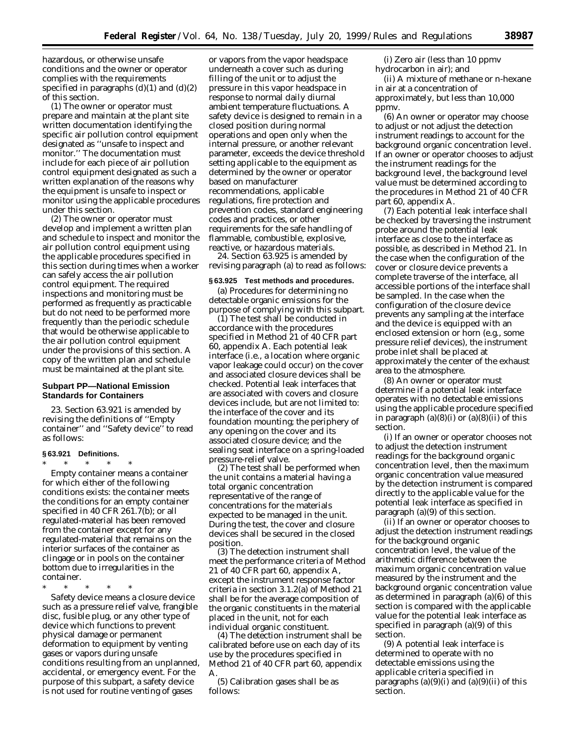hazardous, or otherwise unsafe conditions and the owner or operator complies with the requirements specified in paragraphs (d)(1) and (d)(2) of this section.

(1) The owner or operator must prepare and maintain at the plant site written documentation identifying the specific air pollution control equipment designated as ''unsafe to inspect and monitor.'' The documentation must include for each piece of air pollution control equipment designated as such a written explanation of the reasons why the equipment is unsafe to inspect or monitor using the applicable procedures under this section.

(2) The owner or operator must develop and implement a written plan and schedule to inspect and monitor the air pollution control equipment using the applicable procedures specified in this section during times when a worker can safely access the air pollution control equipment. The required inspections and monitoring must be performed as frequently as practicable but do not need to be performed more frequently than the periodic schedule that would be otherwise applicable to the air pollution control equipment under the provisions of this section. A copy of the written plan and schedule must be maintained at the plant site.

## Subpart PP—National Emission Standards for Containers

23. Section 63.921 is amended by revising the definitions of ''Empty container'' and ''Safety device'' to read as follows:

**§ 63.921 Definitions.**

\* \* \* \* \*

*Empty container* means a container for which either of the following conditions exists: the container meets the conditions for an empty container specified in 40 CFR 261.7(b); or all regulated-material has been removed from the container except for any regulated-material that remains on the interior surfaces of the container as clingage or in pools on the container bottom due to irregularities in the container.

\* \* \* \* \*

*Safety device* means a closure device such as a pressure relief valve, frangible disc, fusible plug, or any other type of device which functions to prevent physical damage or permanent deformation to equipment by venting gases or vapors during unsafe conditions resulting from an unplanned, accidental, or emergency event. For the purpose of this subpart, a safety device is not used for routine venting of gases or vapors from the vapor headspace underneath a cover such as during filling of the unit or to adjust the pressure in this vapor headspace in response to normal daily diurnal ambient temperature fluctuations. A safety device is designed to remain in a closed position during normal operations and open only when the internal pressure, or another relevant parameter, exceeds the device threshold setting applicable to the equipment as determined by the owner or operator based on manufacturer recommendations, applicable regulations, fire protection and prevention codes, standard engineering codes and practices, or other requirements for the safe handling of flammable, combustible, explosive, reactive, or hazardous materials.

24. Section 63.925 is amended by revising paragraph (a) to read as follows:

**§ 63.925 Test methods and procedures.**

(a) Procedures for determining no detectable organic emissions for the purpose of complying with this subpart.

(1) The test shall be conducted in accordance with the procedures specified in Method 21 of 40 CFR part 60, appendix A. Each potential leak interface (i.e., a location where organic vapor leakage could occur) on the cover and associated closure devices shall be checked. Potential leak interfaces that are associated with covers and closure devices include, but are not limited to: the interface of the cover and its foundation mounting; the periphery of any opening on the cover and its associated closure device; and the sealing seat interface on a spring-loaded pressure-relief valve.

(2) The test shall be performed when the unit contains a material having a total organic concentration representative of the range of concentrations for the materials expected to be managed in the unit. During the test, the cover and closure devices shall be secured in the closed position.

(3) The detection instrument shall meet the performance criteria of Method 21 of 40 CFR part 60, appendix A, except the instrument response factor criteria in section 3.1.2(a) of Method 21 shall be for the average composition of the organic constituents in the material placed in the unit, not for each individual organic constituent.

(4) The detection instrument shall be calibrated before use on each day of its use by the procedures specified in Method 21 of 40 CFR part 60, appendix A.

(5) Calibration gases shall be as follows:

(i) Zero air (less than 10 ppmv hydrocarbon in air); and

(ii) A mixture of methane or n-hexane in air at a concentration of approximately, but less than 10,000 ppmv.

(6) An owner or operator may choose to adjust or not adjust the detection instrument readings to account for the background organic concentration level. If an owner or operator chooses to adjust the instrument readings for the background level, the background level value must be determined according to the procedures in Method 21 of 40 CFR part 60, appendix A.

(7) Each potential leak interface shall be checked by traversing the instrument probe around the potential leak interface as close to the interface as possible, as described in Method 21. In the case when the configuration of the cover or closure device prevents a complete traverse of the interface, all accessible portions of the interface shall be sampled. In the case when the configuration of the closure device prevents any sampling at the interface and the device is equipped with an enclosed extension or horn (e.g., some pressure relief devices), the instrument probe inlet shall be placed at approximately the center of the exhaust area to the atmosphere.

(8) An owner or operator must determine if a potential leak interface operates with no detectable emissions using the applicable procedure specified in paragraph (a)(8)(i) or (a)(8)(ii) of this section.

(i) If an owner or operator chooses not to adjust the detection instrument readings for the background organic concentration level, then the maximum organic concentration value measured by the detection instrument is compared directly to the applicable value for the potential leak interface as specified in paragraph (a)(9) of this section.

(ii) If an owner or operator chooses to adjust the detection instrument readings for the background organic concentration level, the value of the arithmetic difference between the maximum organic concentration value measured by the instrument and the background organic concentration value as determined in paragraph (a)(6) of this section is compared with the applicable value for the potential leak interface as specified in paragraph (a)(9) of this section.

(9) A potential leak interface is determined to operate with no detectable emissions using the applicable criteria specified in paragraphs (a)(9)(i) and (a)(9)(ii) of this section.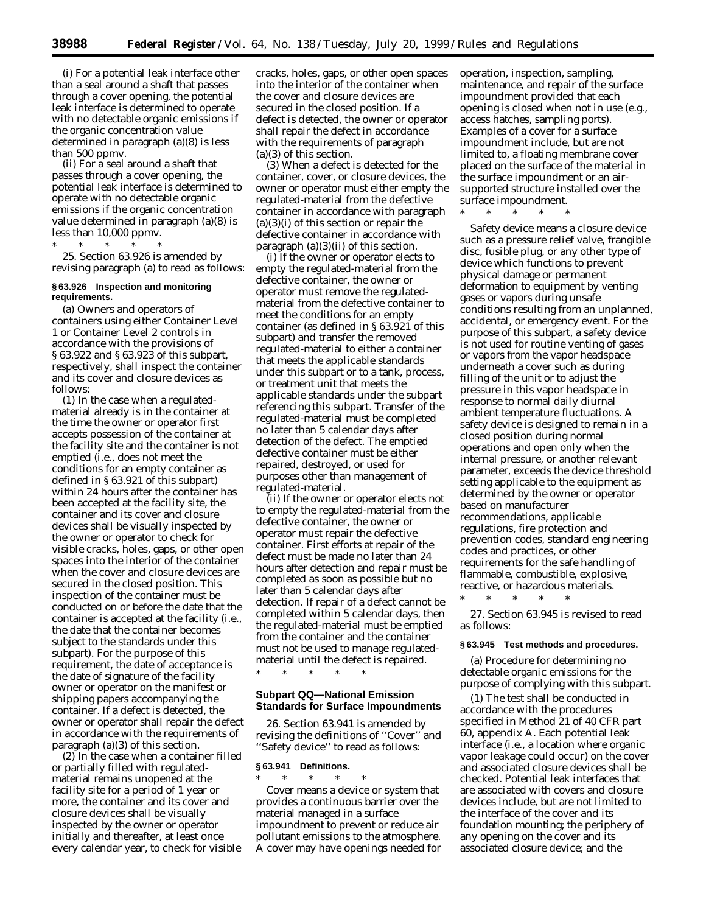(i) For a potential leak interface other than a seal around a shaft that passes through a cover opening, the potential leak interface is determined to operate with no detectable organic emissions if the organic concentration value determined in paragraph (a)(8) is less than 500 ppmv.

(ii) For a seal around a shaft that passes through a cover opening, the potential leak interface is determined to operate with no detectable organic emissions if the organic concentration value determined in paragraph (a)(8) is less than 10,000 ppmv.

\* \* \* \* \*

25. Section 63.926 is amended by revising paragraph (a) to read as follows:

**§ 63.926 Inspection and monitoring requirements.**

(a) Owners and operators of containers using either Container Level 1 or Container Level 2 controls in accordance with the provisions of § 63.922 and § 63.923 of this subpart, respectively, shall inspect the container and its cover and closure devices as follows:

(1) In the case when a regulated-material already is in the container at the time the owner or operator first accepts possession of the container at the facility site and the container is not emptied (i.e., does not meet the conditions for an empty container as defined in § 63.921 of this subpart) within 24 hours after the container has been accepted at the facility site, the container and its cover and closure devices shall be visually inspected by the owner or operator to check for visible cracks, holes, gaps, or other open spaces into the interior of the container when the cover and closure devices are secured in the closed position. This inspection of the container must be conducted on or before the date that the container is accepted at the facility (i.e., the date that the container becomes subject to the standards under this subpart). For the purpose of this requirement, the date of acceptance is the date of signature of the facility owner or operator on the manifest or shipping papers accompanying the container. If a defect is detected, the owner or operator shall repair the defect in accordance with the requirements of paragraph (a)(3) of this section.

(2) In the case when a container filled or partially filled with regulated-material remains unopened at the facility site for a period of 1 year or more, the container and its cover and closure devices shall be visually inspected by the owner or operator initially and thereafter, at least once every calendar year, to check for visible cracks, holes, gaps, or other open spaces into the interior of the container when the cover and closure devices are secured in the closed position. If a defect is detected, the owner or operator shall repair the defect in accordance with the requirements of paragraph (a)(3) of this section.

(3) When a defect is detected for the container, cover, or closure devices, the owner or operator must either empty the regulated-material from the defective container in accordance with paragraph (a)(3)(i) of this section or repair the defective container in accordance with paragraph (a)(3)(ii) of this section.

(i) If the owner or operator elects to empty the regulated-material from the defective container, the owner or operator must remove the regulated-material from the defective container to meet the conditions for an empty container (as defined in § 63.921 of this subpart) and transfer the removed regulated-material to either a container that meets the applicable standards under this subpart or to a tank, process, or treatment unit that meets the applicable standards under the subpart referencing this subpart. Transfer of the regulated-material must be completed no later than 5 calendar days after detection of the defect. The emptied defective container must be either repaired, destroyed, or used for purposes other than management of regulated-material.

(ii) If the owner or operator elects not to empty the regulated-material from the defective container, the owner or operator must repair the defective container. First efforts at repair of the defect must be made no later than 24 hours after detection and repair must be completed as soon as possible but no later than 5 calendar days after detection. If repair of a defect cannot be completed within 5 calendar days, then the regulated-material must be emptied from the container and the container must not be used to manage regulated-material until the defect is repaired.

\* \* \* \* \*

## Subpart QQ—National Emission Standards for Surface Impoundments

26. Section 63.941 is amended by revising the definitions of ''Cover'' and ''Safety device'' to read as follows:

**§ 63.941 Definitions.**

\* \* \* \* \*

*Cover* means a device or system that provides a continuous barrier over the material managed in a surface impoundment to prevent or reduce air pollutant emissions to the atmosphere. A cover may have openings needed for operation, inspection, sampling, maintenance, and repair of the surface impoundment provided that each opening is closed when not in use (e.g., access hatches, sampling ports). Examples of a cover for a surface impoundment include, but are not limited to, a floating membrane cover placed on the surface of the material in the surface impoundment or an air-supported structure installed over the surface impoundment.

\* \* \* \* \*

*Safety device* means a closure device such as a pressure relief valve, frangible disc, fusible plug, or any other type of device which functions to prevent physical damage or permanent deformation to equipment by venting gases or vapors during unsafe conditions resulting from an unplanned, accidental, or emergency event. For the purpose of this subpart, a safety device is not used for routine venting of gases or vapors from the vapor headspace underneath a cover such as during filling of the unit or to adjust the pressure in this vapor headspace in response to normal daily diurnal ambient temperature fluctuations. A safety device is designed to remain in a closed position during normal operations and open only when the internal pressure, or another relevant parameter, exceeds the device threshold setting applicable to the equipment as determined by the owner or operator based on manufacturer recommendations, applicable regulations, fire protection and prevention codes, standard engineering codes and practices, or other requirements for the safe handling of flammable, combustible, explosive, reactive, or hazardous materials.

\* \* \* \* \*

27. Section 63.945 is revised to read as follows:

**§ 63.945 Test methods and procedures.**

(a) Procedure for determining no detectable organic emissions for the purpose of complying with this subpart.

(1) The test shall be conducted in accordance with the procedures specified in Method 21 of 40 CFR part 60, appendix A. Each potential leak interface (i.e., a location where organic vapor leakage could occur) on the cover and associated closure devices shall be checked. Potential leak interfaces that are associated with covers and closure devices include, but are not limited to the interface of the cover and its foundation mounting; the periphery of any opening on the cover and its associated closure device; and the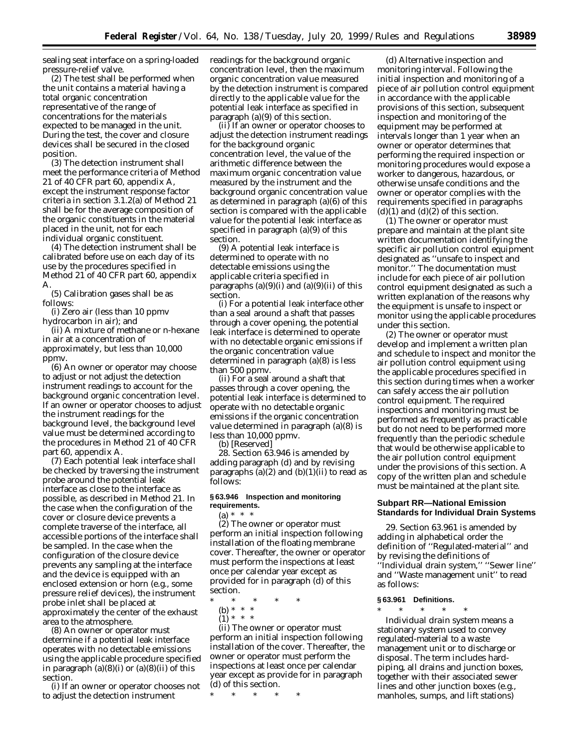sealing seat interface on a spring-loaded pressure-relief valve.

(2) The test shall be performed when the unit contains a material having a total organic concentration representative of the range of concentrations for the materials expected to be managed in the unit. During the test, the cover and closure devices shall be secured in the closed position.

(3) The detection instrument shall meet the performance criteria of Method 21 of 40 CFR part 60, appendix A, except the instrument response factor criteria in section 3.1.2(a) of Method 21 shall be for the average composition of the organic constituents in the material placed in the unit, not for each individual organic constituent.

(4) The detection instrument shall be calibrated before use on each day of its use by the procedures specified in Method 21 of 40 CFR part 60, appendix A.

(5) Calibration gases shall be as follows:

(i) Zero air (less than 10 ppmv hydrocarbon in air); and

(ii) A mixture of methane or n-hexane in air at a concentration of approximately, but less than 10,000 ppmv.

(6) An owner or operator may choose to adjust or not adjust the detection instrument readings to account for the background organic concentration level. If an owner or operator chooses to adjust the instrument readings for the background level, the background level value must be determined according to the procedures in Method 21 of 40 CFR part 60, appendix A.

(7) Each potential leak interface shall be checked by traversing the instrument probe around the potential leak interface as close to the interface as possible, as described in Method 21. In the case when the configuration of the cover or closure device prevents a complete traverse of the interface, all accessible portions of the interface shall be sampled. In the case when the configuration of the closure device prevents any sampling at the interface and the device is equipped with an enclosed extension or horn (e.g., some pressure relief devices), the instrument probe inlet shall be placed at approximately the center of the exhaust area to the atmosphere.

(8) An owner or operator must determine if a potential leak interface operates with no detectable emissions using the applicable procedure specified in paragraph (a)(8)(i) or (a)(8)(ii) of this section.

(i) If an owner or operator chooses not to adjust the detection instrument readings for the background organic concentration level, then the maximum organic concentration value measured by the detection instrument is compared directly to the applicable value for the potential leak interface as specified in paragraph (a)(9) of this section.

(ii) If an owner or operator chooses to adjust the detection instrument readings for the background organic concentration level, the value of the arithmetic difference between the maximum organic concentration value measured by the instrument and the background organic concentration value as determined in paragraph (a)(6) of this section is compared with the applicable value for the potential leak interface as specified in paragraph (a)(9) of this section.

(9) A potential leak interface is determined to operate with no detectable emissions using the applicable criteria specified in paragraphs (a)(9)(i) and (a)(9)(ii) of this section.

(i) For a potential leak interface other than a seal around a shaft that passes through a cover opening, the potential leak interface is determined to operate with no detectable organic emissions if the organic concentration value determined in paragraph (a)(8) is less than 500 ppmv.

(ii) For a seal around a shaft that passes through a cover opening, the potential leak interface is determined to operate with no detectable organic emissions if the organic concentration value determined in paragraph (a)(8) is less than 10,000 ppmv.

(b) [Reserved]

28. Section 63.946 is amended by adding paragraph (d) and by revising paragraphs (a)(2) and (b)(1)(ii) to read as follows:

**§ 63.946 Inspection and monitoring requirements.**

(a) * * *

(2) The owner or operator must perform an initial inspection following installation of the floating membrane cover. Thereafter, the owner or operator must perform the inspections at least once per calendar year except as provided for in paragraph (d) of this section.

\* \* \* \* \*

(b) * * *

(1) * * *

(ii) The owner or operator must perform an initial inspection following installation of the cover. Thereafter, the owner or operator must perform the inspections at least once per calendar year except as provide for in paragraph (d) of this section.

\* \* \* \* \*

(d) *Alternative inspection and monitoring interval.* Following the initial inspection and monitoring of a piece of air pollution control equipment in accordance with the applicable provisions of this section, subsequent inspection and monitoring of the equipment may be performed at intervals longer than 1 year when an owner or operator determines that performing the required inspection or monitoring procedures would expose a worker to dangerous, hazardous, or otherwise unsafe conditions and the owner or operator complies with the requirements specified in paragraphs (d)(1) and (d)(2) of this section.

(1) The owner or operator must prepare and maintain at the plant site written documentation identifying the specific air pollution control equipment designated as "unsafe to inspect and monitor." The documentation must include for each piece of air pollution control equipment designated as such a written explanation of the reasons why the equipment is unsafe to inspect or monitor using the applicable procedures under this section.

(2) The owner or operator must develop and implement a written plan and schedule to inspect and monitor the air pollution control equipment using the applicable procedures specified in this section during times when a worker can safely access the air pollution control equipment. The required inspections and monitoring must be performed as frequently as practicable but do not need to be performed more frequently than the periodic schedule that would be otherwise applicable to the air pollution control equipment under the provisions of this section. A copy of the written plan and schedule must be maintained at the plant site.

## Subpart RR—National Emission Standards for Individual Drain Systems

29. Section 63.961 is amended by adding in alphabetical order the definition of "Regulated-material" and by revising the definitions of "Individual drain system," "Sewer line" and "Waste management unit" to read as follows:

**§ 63.961 Definitions.**

\* \* \* \* \*

*Individual drain system* means a stationary system used to convey regulated-material to a waste management unit or to discharge or disposal. The term includes hard-piping, all drains and junction boxes, together with their associated sewer lines and other junction boxes (e.g., manholes, sumps, and lift stations)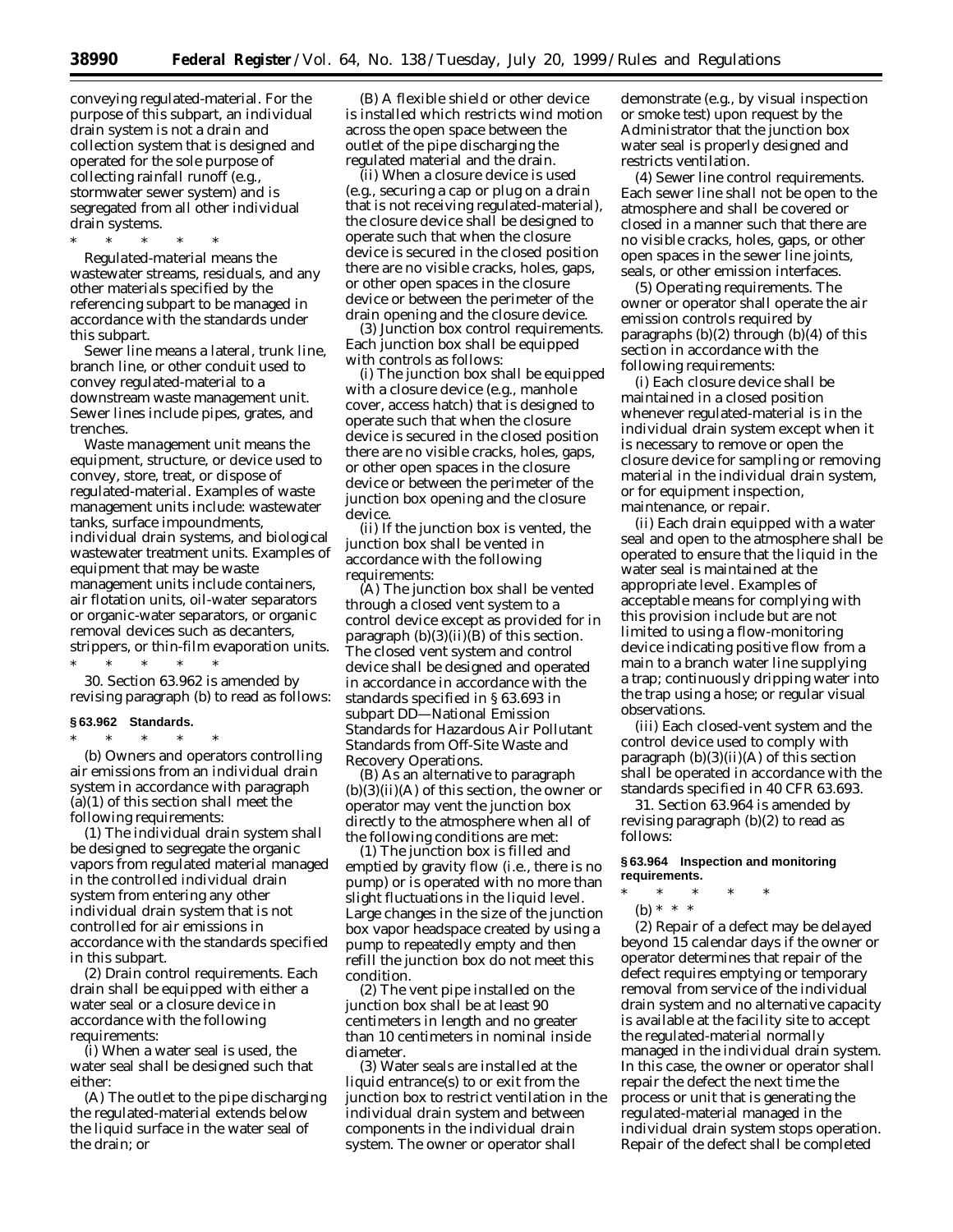conveying regulated-material. For the purpose of this subpart, an individual drain system is not a drain and collection system that is designed and operated for the sole purpose of collecting rainfall runoff (e.g., stormwater sewer system) and is segregated from all other individual drain systems.

\* \* \* \* \*

*Regulated-material* means the wastewater streams, residuals, and any other materials specified by the referencing subpart to be managed in accordance with the standards under this subpart.

*Sewer line* means a lateral, trunk line, branch line, or other conduit used to convey regulated-material to a downstream waste management unit. Sewer lines include pipes, grates, and trenches.

*Waste management unit* means the equipment, structure, or device used to convey, store, treat, or dispose of regulated-material. Examples of waste management units include: wastewater tanks, surface impoundments, individual drain systems, and biological wastewater treatment units. Examples of equipment that may be waste management units include containers, air flotation units, oil-water separators or organic-water separators, or organic removal devices such as decanters, strippers, or thin-film evaporation units.

\* \* \* \* \*

30. Section 63.962 is amended by revising paragraph (b) to read as follows:

### § 63.962 Standards.

\* \* \* \* \*

(b) Owners and operators controlling air emissions from an individual drain system in accordance with paragraph (a)(1) of this section shall meet the following requirements:

(1) The individual drain system shall be designed to segregate the organic vapors from regulated material managed in the controlled individual drain system from entering any other individual drain system that is not controlled for air emissions in accordance with the standards specified in this subpart.

(2) *Drain control requirements.* Each drain shall be equipped with either a water seal or a closure device in accordance with the following requirements:

(i) When a water seal is used, the water seal shall be designed such that either:

(A) The outlet to the pipe discharging the regulated-material extends below the liquid surface in the water seal of the drain; or

(B) A flexible shield or other device is installed which restricts wind motion across the open space between the outlet of the pipe discharging the regulated material and the drain.

(ii) When a closure device is used (e.g., securing a cap or plug on a drain that is not receiving regulated-material), the closure device shall be designed to operate such that when the closure device is secured in the closed position there are no visible cracks, holes, gaps, or other open spaces in the closure device or between the perimeter of the drain opening and the closure device.

(3) *Junction box control requirements.* Each junction box shall be equipped with controls as follows:

(i) The junction box shall be equipped with a closure device (e.g., manhole cover, access hatch) that is designed to operate such that when the closure device is secured in the closed position there are no visible cracks, holes, gaps, or other open spaces in the closure device or between the perimeter of the junction box opening and the closure device.

(ii) If the junction box is vented, the junction box shall be vented in accordance with the following requirements:

(A) The junction box shall be vented through a closed vent system to a control device except as provided for in paragraph (b)(3)(ii)(B) of this section. The closed vent system and control device shall be designed and operated in accordance in accordance with the standards specified in § 63.693 in subpart DD—National Emission Standards for Hazardous Air Pollutant Standards from Off-Site Waste and Recovery Operations.

(B) As an alternative to paragraph (b)(3)(ii)(A) of this section, the owner or operator may vent the junction box directly to the atmosphere when all of the following conditions are met:

(*1*) The junction box is filled and emptied by gravity flow (i.e., there is no pump) or is operated with no more than slight fluctuations in the liquid level. Large changes in the size of the junction box vapor headspace created by using a pump to repeatedly empty and then refill the junction box do not meet this condition.

(*2*) The vent pipe installed on the junction box shall be at least 90 centimeters in length and no greater than 10 centimeters in nominal inside diameter.

(*3*) Water seals are installed at the liquid entrance(s) to or exit from the junction box to restrict ventilation in the individual drain system and between components in the individual drain system. The owner or operator shall demonstrate (e.g., by visual inspection or smoke test) upon request by the Administrator that the junction box water seal is properly designed and restricts ventilation.

(4) *Sewer line control requirements.* Each sewer line shall not be open to the atmosphere and shall be covered or closed in a manner such that there are no visible cracks, holes, gaps, or other open spaces in the sewer line joints, seals, or other emission interfaces.

(5) *Operating requirements.* The owner or operator shall operate the air emission controls required by paragraphs (b)(2) through (b)(4) of this section in accordance with the following requirements:

(i) Each closure device shall be maintained in a closed position whenever regulated-material is in the individual drain system except when it is necessary to remove or open the closure device for sampling or removing material in the individual drain system, or for equipment inspection, maintenance, or repair.

(ii) Each drain equipped with a water seal and open to the atmosphere shall be operated to ensure that the liquid in the water seal is maintained at the appropriate level. Examples of acceptable means for complying with this provision include but are not limited to using a flow-monitoring device indicating positive flow from a main to a branch water line supplying a trap; continuously dripping water into the trap using a hose; or regular visual observations.

(iii) Each closed-vent system and the control device used to comply with paragraph (b)(3)(ii)(A) of this section shall be operated in accordance with the standards specified in 40 CFR 63.693.

31. Section 63.964 is amended by revising paragraph (b)(2) to read as follows:

### § 63.964 Inspection and monitoring requirements.

\* \* \* \* \*

(b) \* \* \*

(2) Repair of a defect may be delayed beyond 15 calendar days if the owner or operator determines that repair of the defect requires emptying or temporary removal from service of the individual drain system and no alternative capacity is available at the facility site to accept the regulated-material normally managed in the individual drain system. In this case, the owner or operator shall repair the defect the next time the process or unit that is generating the regulated-material managed in the individual drain system stops operation. Repair of the defect shall be completed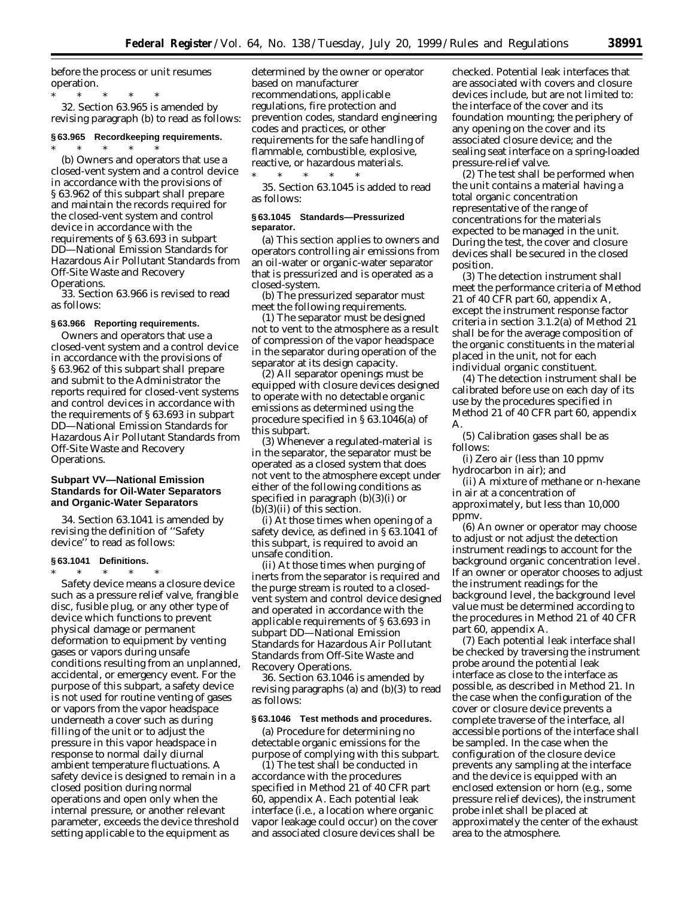before the process or unit resumes operation.

\* \* \* \* \*

32. Section 63.965 is amended by revising paragraph (b) to read as follows:

**§ 63.965 Recordkeeping requirements.**

\* \* \* \* \*

(b) Owners and operators that use a closed-vent system and a control device in accordance with the provisions of § 63.962 of this subpart shall prepare and maintain the records required for the closed-vent system and control device in accordance with the requirements of § 63.693 in subpart DD—National Emission Standards for Hazardous Air Pollutant Standards from Off-Site Waste and Recovery Operations.

33. Section 63.966 is revised to read as follows:

**§ 63.966 Reporting requirements.**

Owners and operators that use a closed-vent system and a control device in accordance with the provisions of § 63.962 of this subpart shall prepare and submit to the Administrator the reports required for closed-vent systems and control devices in accordance with the requirements of § 63.693 in subpart DD—National Emission Standards for Hazardous Air Pollutant Standards from Off-Site Waste and Recovery Operations.

## Subpart VV—National Emission Standards for Oil-Water Separators and Organic-Water Separators

34. Section 63.1041 is amended by revising the definition of "Safety device" to read as follows:

**§ 63.1041 Definitions.**

\* \* \* \* \*

*Safety device* means a closure device such as a pressure relief valve, frangible disc, fusible plug, or any other type of device which functions to prevent physical damage or permanent deformation to equipment by venting gases or vapors during unsafe conditions resulting from an unplanned, accidental, or emergency event. For the purpose of this subpart, a safety device is not used for routine venting of gases or vapors from the vapor headspace underneath a cover such as during filling of the unit or to adjust the pressure in this vapor headspace in response to normal daily diurnal ambient temperature fluctuations. A safety device is designed to remain in a closed position during normal operations and open only when the internal pressure, or another relevant parameter, exceeds the device threshold setting applicable to the equipment as determined by the owner or operator based on manufacturer recommendations, applicable regulations, fire protection and prevention codes, standard engineering codes and practices, or other requirements for the safe handling of flammable, combustible, explosive, reactive, or hazardous materials.

\* \* \* \* \*

35. Section 63.1045 is added to read as follows:

**§ 63.1045 Standards—Pressurized separator.**

(a) This section applies to owners and operators controlling air emissions from an oil-water or organic-water separator that is pressurized and is operated as a closed-system.

(b) The pressurized separator must meet the following requirements.

(1) The separator must be designed not to vent to the atmosphere as a result of compression of the vapor headspace in the separator during operation of the separator at its design capacity.

(2) All separator openings must be equipped with closure devices designed to operate with no detectable organic emissions as determined using the procedure specified in § 63.1046(a) of this subpart.

(3) Whenever a regulated-material is in the separator, the separator must be operated as a closed system that does not vent to the atmosphere except under either of the following conditions as specified in paragraph (b)(3)(i) or (b)(3)(ii) of this section.

(i) At those times when opening of a safety device, as defined in § 63.1041 of this subpart, is required to avoid an unsafe condition.

(ii) At those times when purging of inerts from the separator is required and the purge stream is routed to a closed-vent system and control device designed and operated in accordance with the applicable requirements of § 63.693 in subpart DD—National Emission Standards for Hazardous Air Pollutant Standards from Off-Site Waste and Recovery Operations.

36. Section 63.1046 is amended by revising paragraphs (a) and (b)(3) to read as follows:

**§ 63.1046 Test methods and procedures.**

(a) *Procedure for determining no detectable organic emissions for the purpose of complying with this subpart.*

(1) The test shall be conducted in accordance with the procedures specified in Method 21 of 40 CFR part 60, appendix A. Each potential leak interface (i.e., a location where organic vapor leakage could occur) on the cover and associated closure devices shall be checked. Potential leak interfaces that are associated with covers and closure devices include, but are not limited to: the interface of the cover and its foundation mounting; the periphery of any opening on the cover and its associated closure device; and the sealing seat interface on a spring-loaded pressure-relief valve.

(2) The test shall be performed when the unit contains a material having a total organic concentration representative of the range of concentrations for the materials expected to be managed in the unit. During the test, the cover and closure devices shall be secured in the closed position.

(3) The detection instrument shall meet the performance criteria of Method 21 of 40 CFR part 60, appendix A, except the instrument response factor criteria in section 3.1.2(a) of Method 21 shall be for the average composition of the organic constituents in the material placed in the unit, not for each individual organic constituent.

(4) The detection instrument shall be calibrated before use on each day of its use by the procedures specified in Method 21 of 40 CFR part 60, appendix A.

(5) Calibration gases shall be as follows:

(i) Zero air (less than 10 ppmv hydrocarbon in air); and

(ii) A mixture of methane or n-hexane in air at a concentration of approximately, but less than 10,000 ppmv.

(6) An owner or operator may choose to adjust or not adjust the detection instrument readings to account for the background organic concentration level. If an owner or operator chooses to adjust the instrument readings for the background level, the background level value must be determined according to the procedures in Method 21 of 40 CFR part 60, appendix A.

(7) Each potential leak interface shall be checked by traversing the instrument probe around the potential leak interface as close to the interface as possible, as described in Method 21. In the case when the configuration of the cover or closure device prevents a complete traverse of the interface, all accessible portions of the interface shall be sampled. In the case when the configuration of the closure device prevents any sampling at the interface and the device is equipped with an enclosed extension or horn (e.g., some pressure relief devices), the instrument probe inlet shall be placed at approximately the center of the exhaust area to the atmosphere.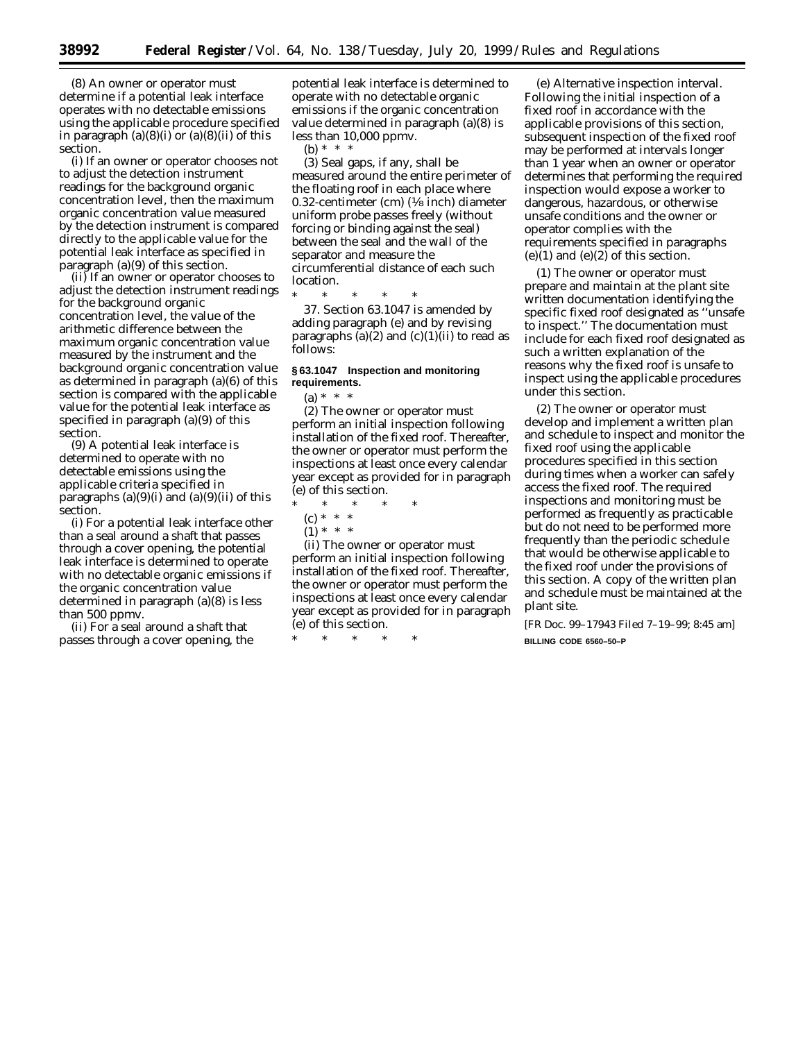(8) An owner or operator must determine if a potential leak interface operates with no detectable emissions using the applicable procedure specified in paragraph (a)(8)(i) or (a)(8)(ii) of this section.

(i) If an owner or operator chooses not to adjust the detection instrument readings for the background organic concentration level, then the maximum organic concentration value measured by the detection instrument is compared directly to the applicable value for the potential leak interface as specified in paragraph (a)(9) of this section.

(ii) If an owner or operator chooses to adjust the detection instrument readings for the background organic concentration level, the value of the arithmetic difference between the maximum organic concentration value measured by the instrument and the background organic concentration value as determined in paragraph (a)(6) of this section is compared with the applicable value for the potential leak interface as specified in paragraph (a)(9) of this section.

(9) A potential leak interface is determined to operate with no detectable emissions using the applicable criteria specified in paragraphs (a)(9)(i) and (a)(9)(ii) of this section.

(i) For a potential leak interface other than a seal around a shaft that passes through a cover opening, the potential leak interface is determined to operate with no detectable organic emissions if the organic concentration value determined in paragraph (a)(8) is less than 500 ppmv.

(ii) For a seal around a shaft that passes through a cover opening, the potential leak interface is determined to operate with no detectable organic emissions if the organic concentration value determined in paragraph (a)(8) is less than 10,000 ppmv.

(b) * * *

(3) Seal gaps, if any, shall be measured around the entire perimeter of the floating roof in each place where 0.32-centimeter (cm) (1/8 inch) diameter uniform probe passes freely (without forcing or binding against the seal) between the seal and the wall of the separator and measure the circumferential distance of each such location.

\* \* \* \* \*

37. Section 63.1047 is amended by adding paragraph (e) and by revising paragraphs (a)(2) and (c)(1)(ii) to read as follows:

**§ 63.1047 Inspection and monitoring requirements.**

(a) * * *

(2) The owner or operator must perform an initial inspection following installation of the fixed roof. Thereafter, the owner or operator must perform the inspections at least once every calendar year except as provided for in paragraph (e) of this section.

\* \* \* \* \*

(c) * * *

(1) * * *

(ii) The owner or operator must perform an initial inspection following installation of the fixed roof. Thereafter, the owner or operator must perform the inspections at least once every calendar year except as provided for in paragraph (e) of this section.

\* \* \* \* \*

(e) *Alternative inspection interval.* Following the initial inspection of a fixed roof in accordance with the applicable provisions of this section, subsequent inspection of the fixed roof may be performed at intervals longer than 1 year when an owner or operator determines that performing the required inspection would expose a worker to dangerous, hazardous, or otherwise unsafe conditions and the owner or operator complies with the requirements specified in paragraphs (e)(1) and (e)(2) of this section.

(1) The owner or operator must prepare and maintain at the plant site written documentation identifying the specific fixed roof designated as "unsafe to inspect." The documentation must include for each fixed roof designated as such a written explanation of the reasons why the fixed roof is unsafe to inspect using the applicable procedures under this section.

(2) The owner or operator must develop and implement a written plan and schedule to inspect and monitor the fixed roof using the applicable procedures specified in this section during times when a worker can safely access the fixed roof. The required inspections and monitoring must be performed as frequently as practicable but do not need to be performed more frequently than the periodic schedule that would be otherwise applicable to the fixed roof under the provisions of this section. A copy of the written plan and schedule must be maintained at the plant site.

[FR Doc. 99–17943 Filed 7–19–99; 8:45 am]

BILLING CODE 6560–50–P